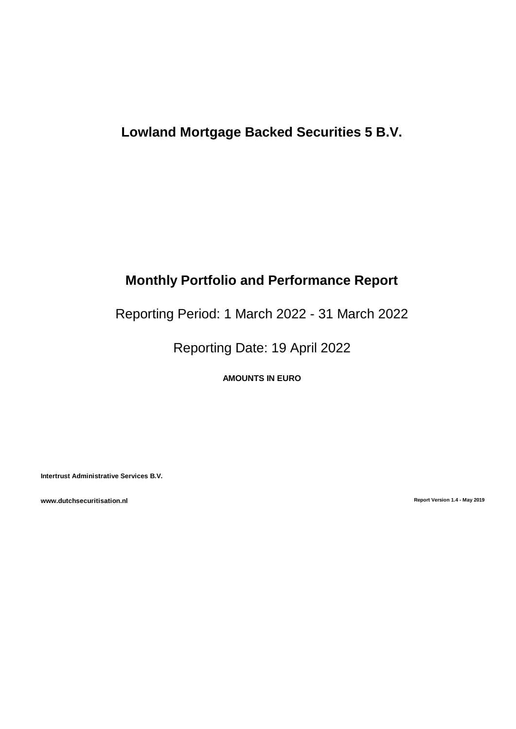# Lowland Mortgage Backed Securities 5 B.V.

## Monthly Portfolio and Performance Report

Reporting Period: 1 March 2022 - 31 March 2022

Reporting Date: 19 April 2022

**AMOUNTS IN EURO**

**Intertrust Administrative Services B.V.**

**www.dutchsecuritisation.nl**

**Report Version 1.4 - May 2019**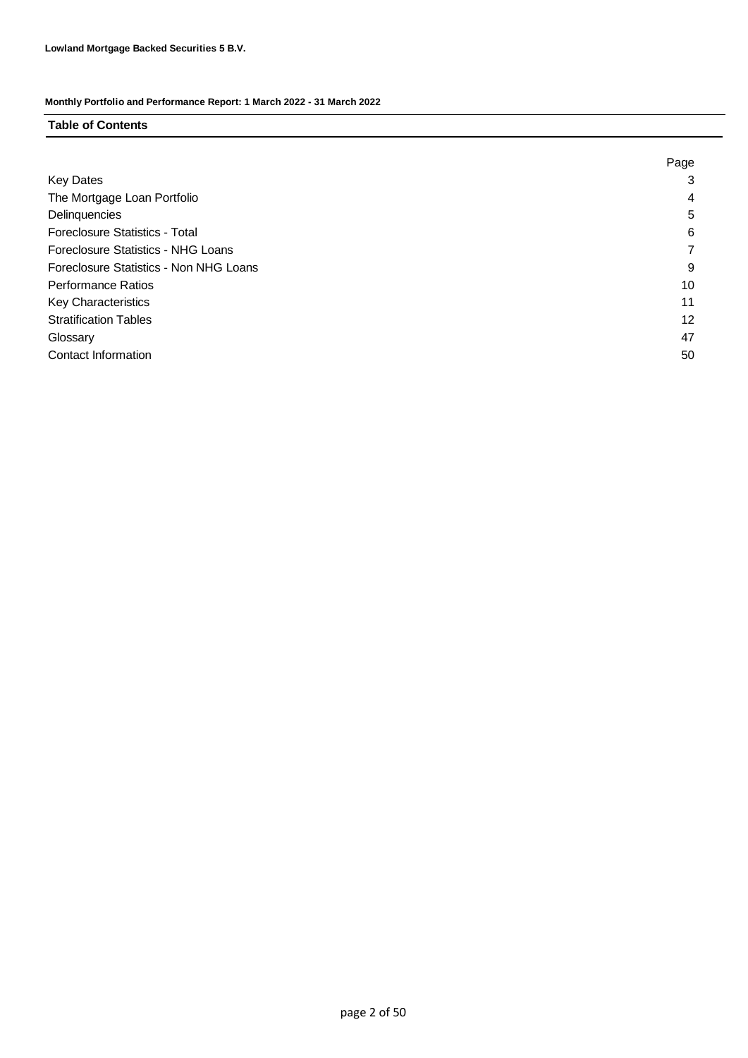**Lowland Mortgage Backed Securities 5 B.V.**

**Monthly Portfolio and Performance Report: 1 March 2022 - 31 March 2022**

## Table of Contents

| | Page |
|---|---|
| Key Dates | 3 |
| The Mortgage Loan Portfolio | 4 |
| Delinquencies | 5 |
| Foreclosure Statistics - Total | 6 |
| Foreclosure Statistics - NHG Loans | 7 |
| Foreclosure Statistics - Non NHG Loans | 9 |
| Performance Ratios | 10 |
| Key Characteristics | 11 |
| Stratification Tables | 12 |
| Glossary | 47 |
| Contact Information | 50 |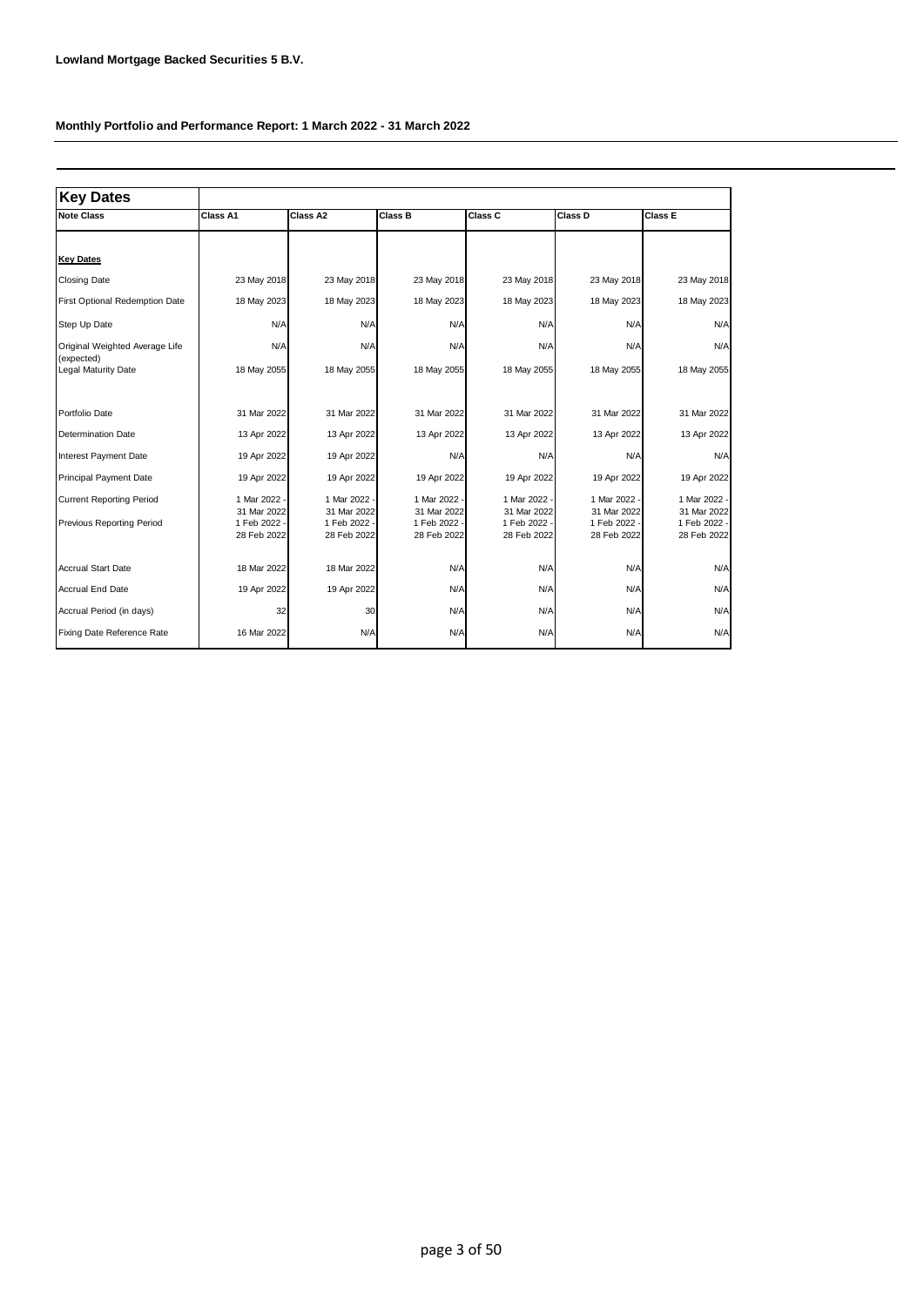**Lowland Mortgage Backed Securities 5 B.V.**

**Monthly Portfolio and Performance Report: 1 March 2022 - 31 March 2022**

## Key Dates

| Note Class | Class A1 | Class A2 | Class B | Class C | Class D | Class E |
|---|---|---|---|---|---|---|
| **Key Dates** | | | | | | |
| Closing Date | 23 May 2018 | 23 May 2018 | 23 May 2018 | 23 May 2018 | 23 May 2018 | 23 May 2018 |
| First Optional Redemption Date | 18 May 2023 | 18 May 2023 | 18 May 2023 | 18 May 2023 | 18 May 2023 | 18 May 2023 |
| Step Up Date | N/A | N/A | N/A | N/A | N/A | N/A |
| Original Weighted Average Life (expected) | N/A | N/A | N/A | N/A | N/A | N/A |
| Legal Maturity Date | 18 May 2055 | 18 May 2055 | 18 May 2055 | 18 May 2055 | 18 May 2055 | 18 May 2055 |
| Portfolio Date | 31 Mar 2022 | 31 Mar 2022 | 31 Mar 2022 | 31 Mar 2022 | 31 Mar 2022 | 31 Mar 2022 |
| Determination Date | 13 Apr 2022 | 13 Apr 2022 | 13 Apr 2022 | 13 Apr 2022 | 13 Apr 2022 | 13 Apr 2022 |
| Interest Payment Date | 19 Apr 2022 | 19 Apr 2022 | N/A | N/A | N/A | N/A |
| Principal Payment Date | 19 Apr 2022 | 19 Apr 2022 | 19 Apr 2022 | 19 Apr 2022 | 19 Apr 2022 | 19 Apr 2022 |
| Current Reporting Period | 1 Mar 2022 - 31 Mar 2022 | 1 Mar 2022 - 31 Mar 2022 | 1 Mar 2022 - 31 Mar 2022 | 1 Mar 2022 - 31 Mar 2022 | 1 Mar 2022 - 31 Mar 2022 | 1 Mar 2022 - 31 Mar 2022 |
| Previous Reporting Period | 1 Feb 2022 - 28 Feb 2022 | 1 Feb 2022 - 28 Feb 2022 | 1 Feb 2022 - 28 Feb 2022 | 1 Feb 2022 - 28 Feb 2022 | 1 Feb 2022 - 28 Feb 2022 | 1 Feb 2022 - 28 Feb 2022 |
| Accrual Start Date | 18 Mar 2022 | 18 Mar 2022 | N/A | N/A | N/A | N/A |
| Accrual End Date | 19 Apr 2022 | 19 Apr 2022 | N/A | N/A | N/A | N/A |
| Accrual Period (in days) | 32 | 30 | N/A | N/A | N/A | N/A |
| Fixing Date Reference Rate | 16 Mar 2022 | N/A | N/A | N/A | N/A | N/A |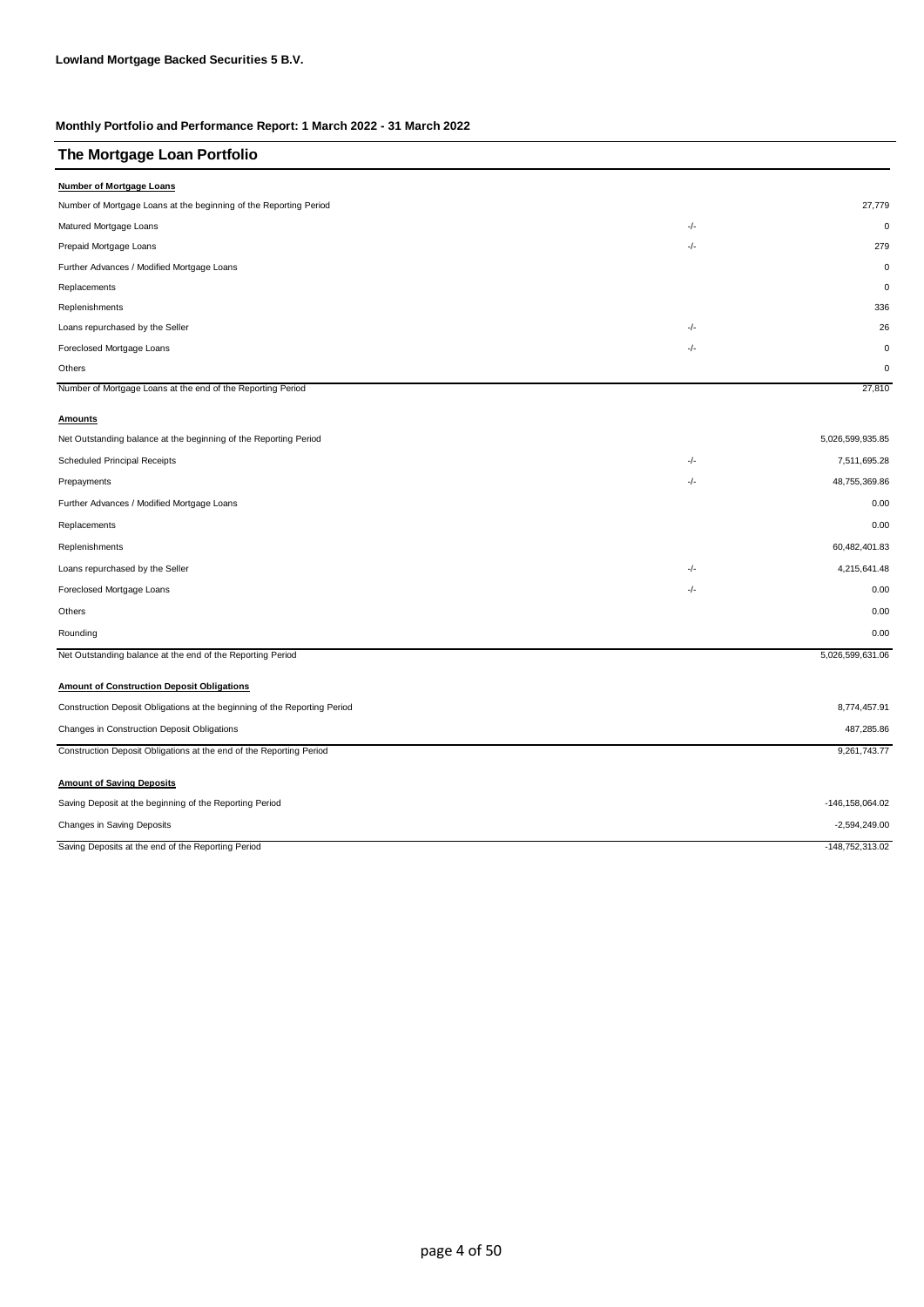**Lowland Mortgage Backed Securities 5 B.V.**

**Monthly Portfolio and Performance Report: 1 March 2022 - 31 March 2022**

## The Mortgage Loan Portfolio

**Number of Mortgage Loans**

| | | |
|---|---|---|
| Number of Mortgage Loans at the beginning of the Reporting Period | | 27,779 |
| Matured Mortgage Loans | -/- | 0 |
| Prepaid Mortgage Loans | -/- | 279 |
| Further Advances / Modified Mortgage Loans | | 0 |
| Replacements | | 0 |
| Replenishments | | 336 |
| Loans repurchased by the Seller | -/- | 26 |
| Foreclosed Mortgage Loans | -/- | 0 |
| Others | | 0 |
| Number of Mortgage Loans at the end of the Reporting Period | | 27,810 |

**Amounts**

| | | |
|---|---|---|
| Net Outstanding balance at the beginning of the Reporting Period | | 5,026,599,935.85 |
| Scheduled Principal Receipts | -/- | 7,511,695.28 |
| Prepayments | -/- | 48,755,369.86 |
| Further Advances / Modified Mortgage Loans | | 0.00 |
| Replacements | | 0.00 |
| Replenishments | | 60,482,401.83 |
| Loans repurchased by the Seller | -/- | 4,215,641.48 |
| Foreclosed Mortgage Loans | -/- | 0.00 |
| Others | | 0.00 |
| Rounding | | 0.00 |
| Net Outstanding balance at the end of the Reporting Period | | 5,026,599,631.06 |

**Amount of Construction Deposit Obligations**

| | |
|---|---|
| Construction Deposit Obligations at the beginning of the Reporting Period | 8,774,457.91 |
| Changes in Construction Deposit Obligations | 487,285.86 |
| Construction Deposit Obligations at the end of the Reporting Period | 9,261,743.77 |

**Amount of Saving Deposits**

| | |
|---|---|
| Saving Deposit at the beginning of the Reporting Period | -146,158,064.02 |
| Changes in Saving Deposits | -2,594,249.00 |
| Saving Deposits at the end of the Reporting Period | -148,752,313.02 |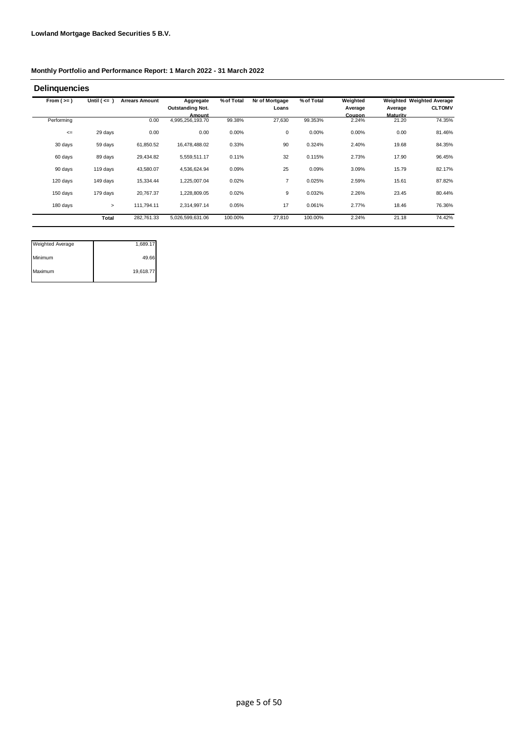**Lowland Mortgage Backed Securities 5 B.V.**

**Monthly Portfolio and Performance Report: 1 March 2022 - 31 March 2022**

## Delinquencies

| From ( >= ) | Until ( <= ) | Arrears Amount | Aggregate Outstanding Not. Amount | % of Total | Nr of Mortgage Loans | % of Total | Weighted Average Coupon | Weighted Average Maturity | Weighted Average CLTOMV |
|---|---|---|---|---|---|---|---|---|---|
| Performing | | 0.00 | 4,995,256,193.70 | 99.38% | 27,630 | 99.353% | 2.24% | 21.20 | 74.35% |
| <= | 29 days | 0.00 | 0.00 | 0.00% | 0 | 0.00% | 0.00% | 0.00 | 81.46% |
| 30 days | 59 days | 61,850.52 | 16,478,488.02 | 0.33% | 90 | 0.324% | 2.40% | 19.68 | 84.35% |
| 60 days | 89 days | 29,434.82 | 5,559,511.17 | 0.11% | 32 | 0.115% | 2.73% | 17.90 | 96.45% |
| 90 days | 119 days | 43,580.07 | 4,536,624.94 | 0.09% | 25 | 0.09% | 3.09% | 15.79 | 82.17% |
| 120 days | 149 days | 15,334.44 | 1,225,007.04 | 0.02% | 7 | 0.025% | 2.59% | 15.61 | 87.82% |
| 150 days | 179 days | 20,767.37 | 1,228,809.05 | 0.02% | 9 | 0.032% | 2.26% | 23.45 | 80.44% |
| 180 days | > | 111,794.11 | 2,314,997.14 | 0.05% | 17 | 0.061% | 2.77% | 18.46 | 76.36% |
| | **Total** | 282,761.33 | 5,026,599,631.06 | 100.00% | 27,810 | 100.00% | 2.24% | 21.18 | 74.42% |

| | |
|---|---|
| Weighted Average | 1,689.17 |
| Minimum | 49.66 |
| Maximum | 19,618.77 |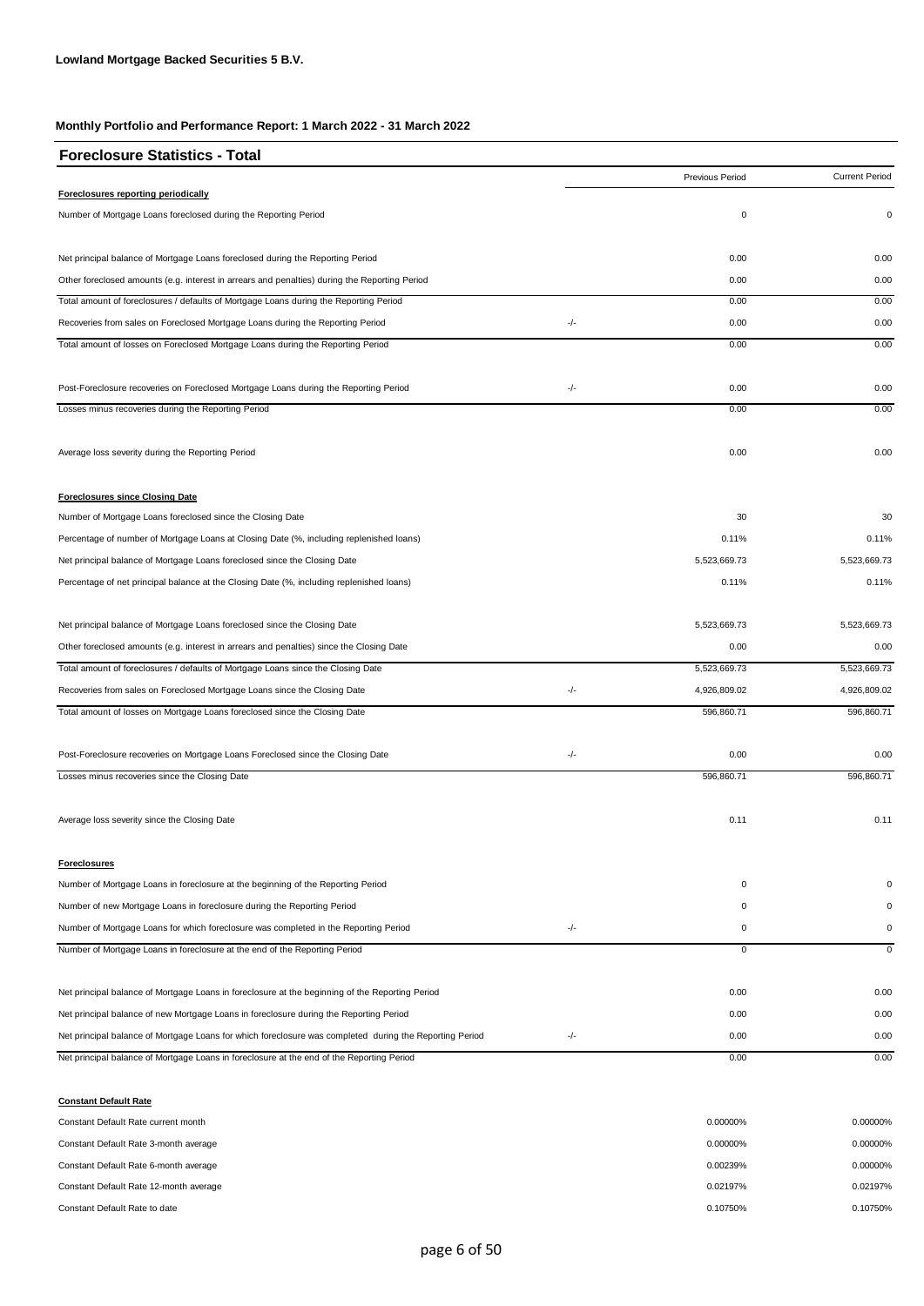**Lowland Mortgage Backed Securities 5 B.V.**

**Monthly Portfolio and Performance Report: 1 March 2022 - 31 March 2022**

## Foreclosure Statistics - Total

| | | Previous Period | Current Period |
|---|---|---|---|
| **Foreclosures reporting periodically** | | | |
| Number of Mortgage Loans foreclosed during the Reporting Period | | 0 | 0 |
| | | | |
| Net principal balance of Mortgage Loans foreclosed during the Reporting Period | | 0.00 | 0.00 |
| Other foreclosed amounts (e.g. interest in arrears and penalties) during the Reporting Period | | 0.00 | 0.00 |
| Total amount of foreclosures / defaults of Mortgage Loans during the Reporting Period | | 0.00 | 0.00 |
| Recoveries from sales on Foreclosed Mortgage Loans during the Reporting Period | -/- | 0.00 | 0.00 |
| Total amount of losses on Foreclosed Mortgage Loans during the Reporting Period | | 0.00 | 0.00 |
| | | | |
| Post-Foreclosure recoveries on Foreclosed Mortgage Loans during the Reporting Period | -/- | 0.00 | 0.00 |
| Losses minus recoveries during the Reporting Period | | 0.00 | 0.00 |
| | | | |
| Average loss severity during the Reporting Period | | 0.00 | 0.00 |
| | | | |
| **Foreclosures since Closing Date** | | | |
| Number of Mortgage Loans foreclosed since the Closing Date | | 30 | 30 |
| Percentage of number of Mortgage Loans at Closing Date (%, including replenished loans) | | 0.11% | 0.11% |
| Net principal balance of Mortgage Loans foreclosed since the Closing Date | | 5,523,669.73 | 5,523,669.73 |
| Percentage of net principal balance at the Closing Date (%, including replenished loans) | | 0.11% | 0.11% |
| | | | |
| Net principal balance of Mortgage Loans foreclosed since the Closing Date | | 5,523,669.73 | 5,523,669.73 |
| Other foreclosed amounts (e.g. interest in arrears and penalties) since the Closing Date | | 0.00 | 0.00 |
| Total amount of foreclosures / defaults of Mortgage Loans since the Closing Date | | 5,523,669.73 | 5,523,669.73 |
| Recoveries from sales on Foreclosed Mortgage Loans since the Closing Date | -/- | 4,926,809.02 | 4,926,809.02 |
| Total amount of losses on Mortgage Loans foreclosed since the Closing Date | | 596,860.71 | 596,860.71 |
| | | | |
| Post-Foreclosure recoveries on Mortgage Loans Foreclosed since the Closing Date | -/- | 0.00 | 0.00 |
| Losses minus recoveries since the Closing Date | | 596,860.71 | 596,860.71 |
| | | | |
| Average loss severity since the Closing Date | | 0.11 | 0.11 |
| | | | |
| **Foreclosures** | | | |
| Number of Mortgage Loans in foreclosure at the beginning of the Reporting Period | | 0 | 0 |
| Number of new Mortgage Loans in foreclosure during the Reporting Period | | 0 | 0 |
| Number of Mortgage Loans for which foreclosure was completed in the Reporting Period | -/- | 0 | 0 |
| Number of Mortgage Loans in foreclosure at the end of the Reporting Period | | 0 | 0 |
| | | | |
| Net principal balance of Mortgage Loans in foreclosure at the beginning of the Reporting Period | | 0.00 | 0.00 |
| Net principal balance of new Mortgage Loans in foreclosure during the Reporting Period | | 0.00 | 0.00 |
| Net principal balance of Mortgage Loans for which foreclosure was completed during the Reporting Period | -/- | 0.00 | 0.00 |
| Net principal balance of Mortgage Loans in foreclosure at the end of the Reporting Period | | 0.00 | 0.00 |
| | | | |
| **Constant Default Rate** | | | |
| Constant Default Rate current month | | 0.00000% | 0.00000% |
| Constant Default Rate 3-month average | | 0.00000% | 0.00000% |
| Constant Default Rate 6-month average | | 0.00239% | 0.00000% |
| Constant Default Rate 12-month average | | 0.02197% | 0.02197% |
| Constant Default Rate to date | | 0.10750% | 0.10750% |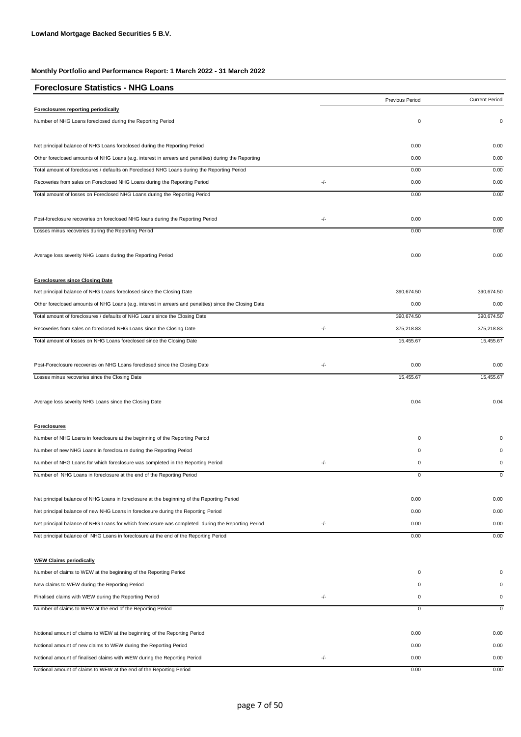**Lowland Mortgage Backed Securities 5 B.V.**

**Monthly Portfolio and Performance Report: 1 March 2022 - 31 March 2022**

## Foreclosure Statistics - NHG Loans

| | | Previous Period | Current Period |
|---|---|---|---|
| **Foreclosures reporting periodically** | | | |
| Number of NHG Loans foreclosed during the Reporting Period | | 0 | 0 |
| | | | |
| Net principal balance of NHG Loans foreclosed during the Reporting Period | | 0.00 | 0.00 |
| Other foreclosed amounts of NHG Loans (e.g. interest in arrears and penalties) during the Reporting | | 0.00 | 0.00 |
| Total amount of foreclosures / defaults on Foreclosed NHG Loans during the Reporting Period | | 0.00 | 0.00 |
| Recoveries from sales on Foreclosed NHG Loans during the Reporting Period | -/- | 0.00 | 0.00 |
| Total amount of losses on Foreclosed NHG Loans during the Reporting Period | | 0.00 | 0.00 |
| | | | |
| Post-foreclosure recoveries on foreclosed NHG loans during the Reporting Period | -/- | 0.00 | 0.00 |
| Losses minus recoveries during the Reporting Period | | 0.00 | 0.00 |
| | | | |
| Average loss severity NHG Loans during the Reporting Period | | 0.00 | 0.00 |
| | | | |
| **Foreclosures since Closing Date** | | | |
| Net principal balance of NHG Loans foreclosed since the Closing Date | | 390,674.50 | 390,674.50 |
| Other foreclosed amounts of NHG Loans (e.g. interest in arrears and penalties) since the Closing Date | | 0.00 | 0.00 |
| Total amount of foreclosures / defaults of NHG Loans since the Closing Date | | 390,674.50 | 390,674.50 |
| Recoveries from sales on foreclosed NHG Loans since the Closing Date | -/- | 375,218.83 | 375,218.83 |
| Total amount of losses on NHG Loans foreclosed since the Closing Date | | 15,455.67 | 15,455.67 |
| | | | |
| Post-Foreclosure recoveries on NHG Loans foreclosed since the Closing Date | -/- | 0.00 | 0.00 |
| Losses minus recoveries since the Closing Date | | 15,455.67 | 15,455.67 |
| | | | |
| Average loss severity NHG Loans since the Closing Date | | 0.04 | 0.04 |
| | | | |
| **Foreclosures** | | | |
| Number of NHG Loans in foreclosure at the beginning of the Reporting Period | | 0 | 0 |
| Number of new NHG Loans in foreclosure during the Reporting Period | | 0 | 0 |
| Number of NHG Loans for which foreclosure was completed in the Reporting Period | -/- | 0 | 0 |
| Number of NHG Loans in foreclosure at the end of the Reporting Period | | 0 | 0 |
| | | | |
| Net principal balance of NHG Loans in foreclosure at the beginning of the Reporting Period | | 0.00 | 0.00 |
| Net principal balance of new NHG Loans in foreclosure during the Reporting Period | | 0.00 | 0.00 |
| Net principal balance of NHG Loans for which foreclosure was completed during the Reporting Period | -/- | 0.00 | 0.00 |
| Net principal balance of NHG Loans in foreclosure at the end of the Reporting Period | | 0.00 | 0.00 |
| | | | |
| **WEW Claims periodically** | | | |
| Number of claims to WEW at the beginning of the Reporting Period | | 0 | 0 |
| New claims to WEW during the Reporting Period | | 0 | 0 |
| Finalised claims with WEW during the Reporting Period | -/- | 0 | 0 |
| Number of claims to WEW at the end of the Reporting Period | | 0 | 0 |
| | | | |
| Notional amount of claims to WEW at the beginning of the Reporting Period | | 0.00 | 0.00 |
| Notional amount of new claims to WEW during the Reporting Period | | 0.00 | 0.00 |
| Notional amount of finalised claims with WEW during the Reporting Period | -/- | 0.00 | 0.00 |
| Notional amount of claims to WEW at the end of the Reporting Period | | 0.00 | 0.00 |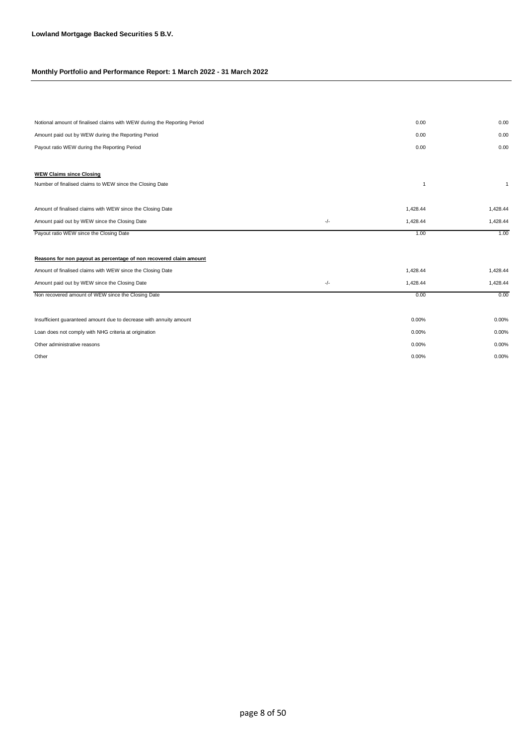**Lowland Mortgage Backed Securities 5 B.V.**

**Monthly Portfolio and Performance Report: 1 March 2022 - 31 March 2022**

| | | | |
|---|---|---|---|
| Notional amount of finalised claims with WEW during the Reporting Period | | 0.00 | 0.00 |
| Amount paid out by WEW during the Reporting Period | | 0.00 | 0.00 |
| Payout ratio WEW during the Reporting Period | | 0.00 | 0.00 |
| | | | |
| **WEW Claims since Closing** | | | |
| Number of finalised claims to WEW since the Closing Date | | 1 | 1 |
| | | | |
| Amount of finalised claims with WEW since the Closing Date | | 1,428.44 | 1,428.44 |
| Amount paid out by WEW since the Closing Date | -/- | 1,428.44 | 1,428.44 |
| Payout ratio WEW since the Closing Date | | 1.00 | 1.00 |
| | | | |
| **Reasons for non payout as percentage of non recovered claim amount** | | | |
| Amount of finalised claims with WEW since the Closing Date | | 1,428.44 | 1,428.44 |
| Amount paid out by WEW since the Closing Date | -/- | 1,428.44 | 1,428.44 |
| Non recovered amount of WEW since the Closing Date | | 0.00 | 0.00 |
| | | | |
| Insufficient guaranteed amount due to decrease with annuity amount | | 0.00% | 0.00% |
| Loan does not comply with NHG criteria at origination | | 0.00% | 0.00% |
| Other administrative reasons | | 0.00% | 0.00% |
| Other | | 0.00% | 0.00% |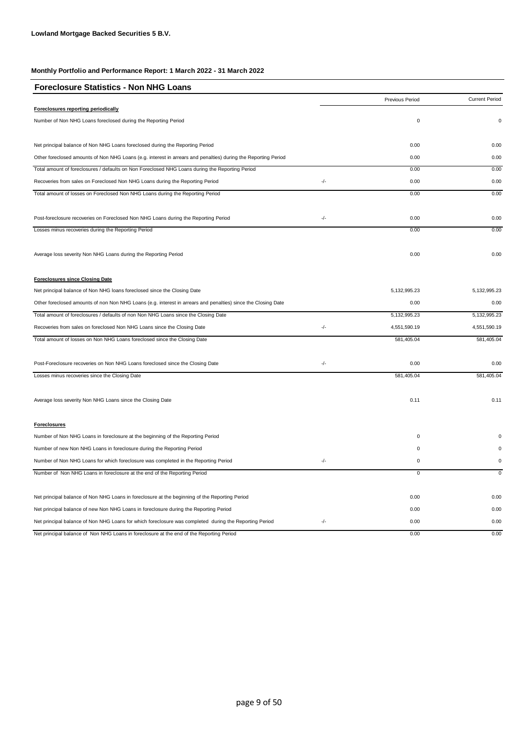**Lowland Mortgage Backed Securities 5 B.V.**

**Monthly Portfolio and Performance Report: 1 March 2022 - 31 March 2022**

## Foreclosure Statistics - Non NHG Loans

| | | Previous Period | Current Period |
|---|---|---|---|
| **Foreclosures reporting periodically** | | | |
| Number of Non NHG Loans foreclosed during the Reporting Period | | 0 | 0 |
| | | | |
| Net principal balance of Non NHG Loans foreclosed during the Reporting Period | | 0.00 | 0.00 |
| Other foreclosed amounts of Non NHG Loans (e.g. interest in arrears and penalties) during the Reporting Period | | 0.00 | 0.00 |
| Total amount of foreclosures / defaults on Non Foreclosed NHG Loans during the Reporting Period | | 0.00 | 0.00 |
| Recoveries from sales on Foreclosed Non NHG Loans during the Reporting Period | -/- | 0.00 | 0.00 |
| Total amount of losses on Foreclosed Non NHG Loans during the Reporting Period | | 0.00 | 0.00 |
| | | | |
| Post-foreclosure recoveries on Foreclosed Non NHG Loans during the Reporting Period | -/- | 0.00 | 0.00 |
| Losses minus recoveries during the Reporting Period | | 0.00 | 0.00 |
| | | | |
| Average loss severity Non NHG Loans during the Reporting Period | | 0.00 | 0.00 |
| | | | |
| **Foreclosures since Closing Date** | | | |
| Net principal balance of Non NHG loans foreclosed since the Closing Date | | 5,132,995.23 | 5,132,995.23 |
| Other foreclosed amounts of non Non NHG Loans (e.g. interest in arrears and penalties) since the Closing Date | | 0.00 | 0.00 |
| Total amount of foreclosures / defaults of non Non NHG Loans since the Closing Date | | 5,132,995.23 | 5,132,995.23 |
| Recoveries from sales on foreclosed Non NHG Loans since the Closing Date | -/- | 4,551,590.19 | 4,551,590.19 |
| Total amount of losses on Non NHG Loans foreclosed since the Closing Date | | 581,405.04 | 581,405.04 |
| | | | |
| Post-Foreclosure recoveries on Non NHG Loans foreclosed since the Closing Date | -/- | 0.00 | 0.00 |
| Losses minus recoveries since the Closing Date | | 581,405.04 | 581,405.04 |
| | | | |
| Average loss severity Non NHG Loans since the Closing Date | | 0.11 | 0.11 |
| | | | |
| **Foreclosures** | | | |
| Number of Non NHG Loans in foreclosure at the beginning of the Reporting Period | | 0 | 0 |
| Number of new Non NHG Loans in foreclosure during the Reporting Period | | 0 | 0 |
| Number of Non NHG Loans for which foreclosure was completed in the Reporting Period | -/- | 0 | 0 |
| Number of Non NHG Loans in foreclosure at the end of the Reporting Period | | 0 | 0 |
| | | | |
| Net principal balance of Non NHG Loans in foreclosure at the beginning of the Reporting Period | | 0.00 | 0.00 |
| Net principal balance of new Non NHG Loans in foreclosure during the Reporting Period | | 0.00 | 0.00 |
| Net principal balance of Non NHG Loans for which foreclosure was completed during the Reporting Period | -/- | 0.00 | 0.00 |
| Net principal balance of Non NHG Loans in foreclosure at the end of the Reporting Period | | 0.00 | 0.00 |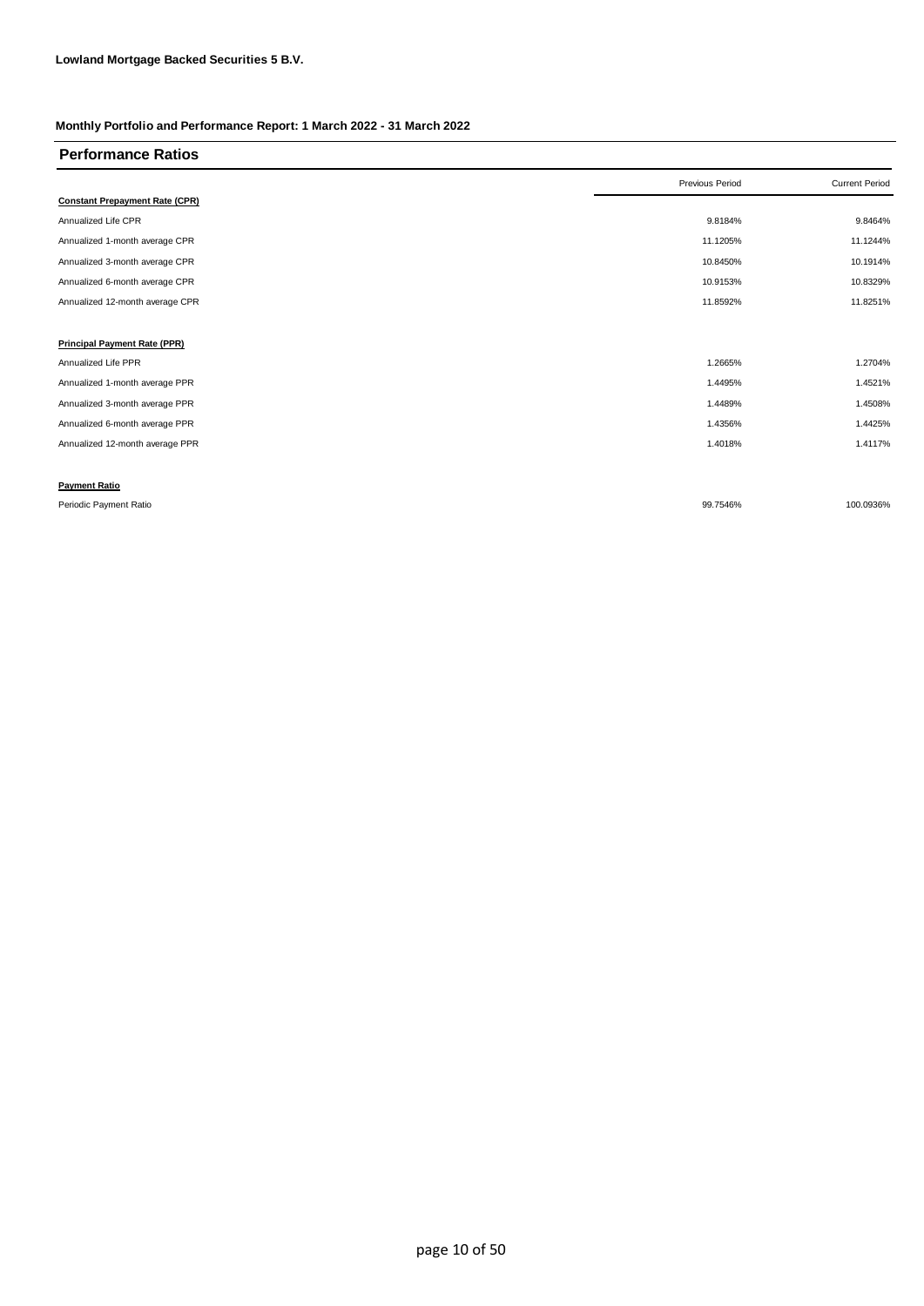**Lowland Mortgage Backed Securities 5 B.V.**

**Monthly Portfolio and Performance Report: 1 March 2022 - 31 March 2022**

## Performance Ratios

| | Previous Period | Current Period |
|---|---|---|
| **Constant Prepayment Rate (CPR)** | | |
| Annualized Life CPR | 9.8184% | 9.8464% |
| Annualized 1-month average CPR | 11.1205% | 11.1244% |
| Annualized 3-month average CPR | 10.8450% | 10.1914% |
| Annualized 6-month average CPR | 10.9153% | 10.8329% |
| Annualized 12-month average CPR | 11.8592% | 11.8251% |
| | | |
| **Principal Payment Rate (PPR)** | | |
| Annualized Life PPR | 1.2665% | 1.2704% |
| Annualized 1-month average PPR | 1.4495% | 1.4521% |
| Annualized 3-month average PPR | 1.4489% | 1.4508% |
| Annualized 6-month average PPR | 1.4356% | 1.4425% |
| Annualized 12-month average PPR | 1.4018% | 1.4117% |
| | | |
| **Payment Ratio** | | |
| Periodic Payment Ratio | 99.7546% | 100.0936% |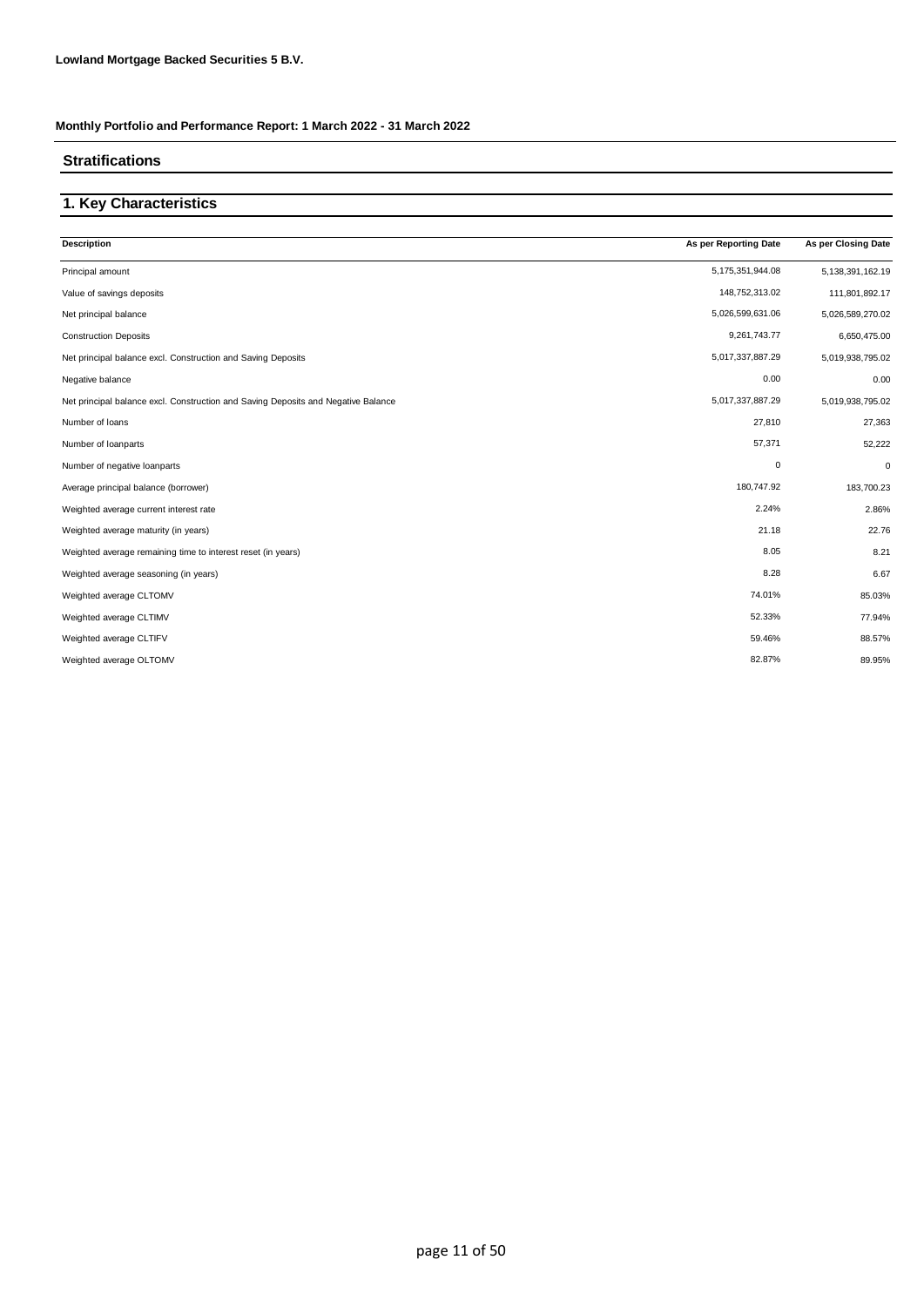**Lowland Mortgage Backed Securities 5 B.V.**

**Monthly Portfolio and Performance Report: 1 March 2022 - 31 March 2022**

## Stratifications

## 1. Key Characteristics

| Description | As per Reporting Date | As per Closing Date |
|---|---|---|
| Principal amount | 5,175,351,944.08 | 5,138,391,162.19 |
| Value of savings deposits | 148,752,313.02 | 111,801,892.17 |
| Net principal balance | 5,026,599,631.06 | 5,026,589,270.02 |
| Construction Deposits | 9,261,743.77 | 6,650,475.00 |
| Net principal balance excl. Construction and Saving Deposits | 5,017,337,887.29 | 5,019,938,795.02 |
| Negative balance | 0.00 | 0.00 |
| Net principal balance excl. Construction and Saving Deposits and Negative Balance | 5,017,337,887.29 | 5,019,938,795.02 |
| Number of loans | 27,810 | 27,363 |
| Number of loanparts | 57,371 | 52,222 |
| Number of negative loanparts | 0 | 0 |
| Average principal balance (borrower) | 180,747.92 | 183,700.23 |
| Weighted average current interest rate | 2.24% | 2.86% |
| Weighted average maturity (in years) | 21.18 | 22.76 |
| Weighted average remaining time to interest reset (in years) | 8.05 | 8.21 |
| Weighted average seasoning (in years) | 8.28 | 6.67 |
| Weighted average CLTOMV | 74.01% | 85.03% |
| Weighted average CLTIMV | 52.33% | 77.94% |
| Weighted average CLTIFV | 59.46% | 88.57% |
| Weighted average OLTOMV | 82.87% | 89.95% |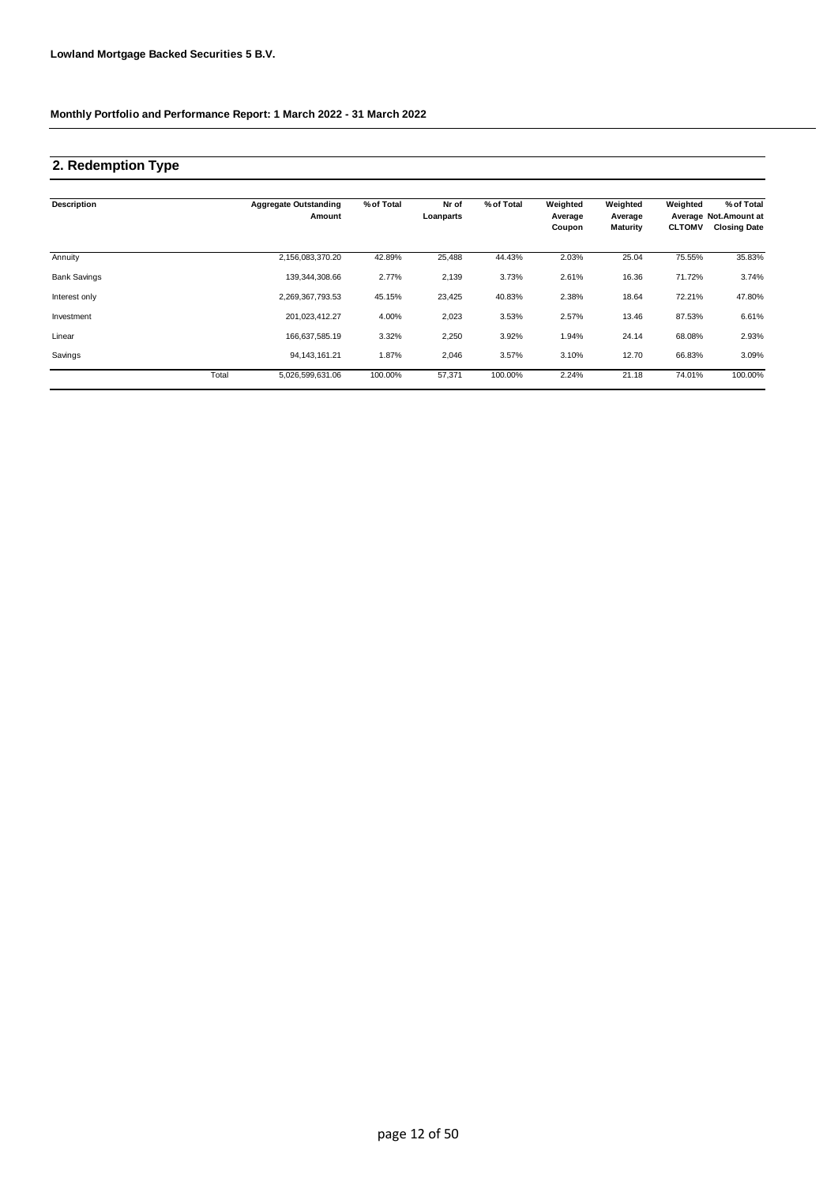**Lowland Mortgage Backed Securities 5 B.V.**

**Monthly Portfolio and Performance Report: 1 March 2022 - 31 March 2022**

## 2. Redemption Type

| Description | | Aggregate Outstanding Amount | % of Total | Nr of Loanparts | % of Total | Weighted Average Coupon | Weighted Average Maturity | Weighted Average CLTOMV | % of Total Not.Amount at Closing Date |
|---|---|---|---|---|---|---|---|---|---|
| Annuity | | 2,156,083,370.20 | 42.89% | 25,488 | 44.43% | 2.03% | 25.04 | 75.55% | 35.83% |
| Bank Savings | | 139,344,308.66 | 2.77% | 2,139 | 3.73% | 2.61% | 16.36 | 71.72% | 3.74% |
| Interest only | | 2,269,367,793.53 | 45.15% | 23,425 | 40.83% | 2.38% | 18.64 | 72.21% | 47.80% |
| Investment | | 201,023,412.27 | 4.00% | 2,023 | 3.53% | 2.57% | 13.46 | 87.53% | 6.61% |
| Linear | | 166,637,585.19 | 3.32% | 2,250 | 3.92% | 1.94% | 24.14 | 68.08% | 2.93% |
| Savings | | 94,143,161.21 | 1.87% | 2,046 | 3.57% | 3.10% | 12.70 | 66.83% | 3.09% |
| | Total | 5,026,599,631.06 | 100.00% | 57,371 | 100.00% | 2.24% | 21.18 | 74.01% | 100.00% |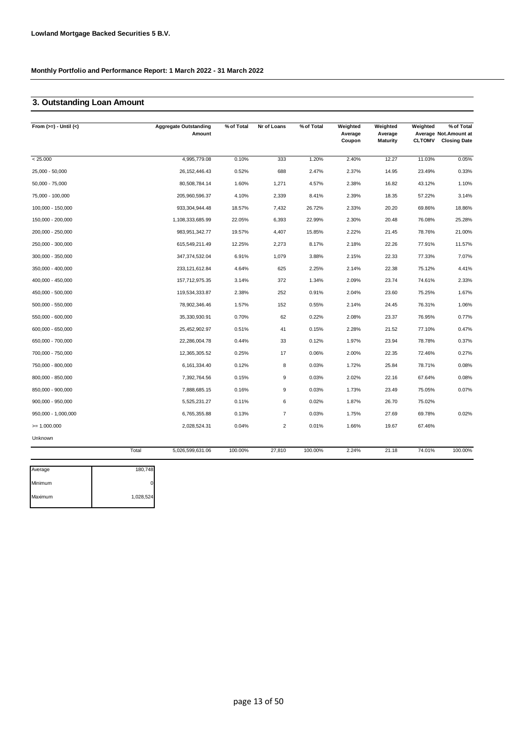**Lowland Mortgage Backed Securities 5 B.V.**

**Monthly Portfolio and Performance Report: 1 March 2022 - 31 March 2022**

## 3. Outstanding Loan Amount

| From (>=) - Until (<) | Aggregate Outstanding Amount | % of Total | Nr of Loans | % of Total | Weighted Average Coupon | Weighted Average Maturity | Weighted Average CLTOMV | % of Total Not.Amount at Closing Date |
|---|---|---|---|---|---|---|---|---|
| < 25.000 | 4,995,779.08 | 0.10% | 333 | 1.20% | 2.40% | 12.27 | 11.03% | 0.05% |
| 25,000 - 50,000 | 26,152,446.43 | 0.52% | 688 | 2.47% | 2.37% | 14.95 | 23.49% | 0.33% |
| 50,000 - 75,000 | 80,508,784.14 | 1.60% | 1,271 | 4.57% | 2.38% | 16.82 | 43.12% | 1.10% |
| 75,000 - 100,000 | 205,960,596.37 | 4.10% | 2,339 | 8.41% | 2.39% | 18.35 | 57.22% | 3.14% |
| 100,000 - 150,000 | 933,304,944.48 | 18.57% | 7,432 | 26.72% | 2.33% | 20.20 | 69.86% | 18.86% |
| 150,000 - 200,000 | 1,108,333,685.99 | 22.05% | 6,393 | 22.99% | 2.30% | 20.48 | 76.08% | 25.28% |
| 200,000 - 250,000 | 983,951,342.77 | 19.57% | 4,407 | 15.85% | 2.22% | 21.45 | 78.76% | 21.00% |
| 250,000 - 300,000 | 615,549,211.49 | 12.25% | 2,273 | 8.17% | 2.18% | 22.26 | 77.91% | 11.57% |
| 300,000 - 350,000 | 347,374,532.04 | 6.91% | 1,079 | 3.88% | 2.15% | 22.33 | 77.33% | 7.07% |
| 350,000 - 400,000 | 233,121,612.84 | 4.64% | 625 | 2.25% | 2.14% | 22.38 | 75.12% | 4.41% |
| 400,000 - 450,000 | 157,712,975.35 | 3.14% | 372 | 1.34% | 2.09% | 23.74 | 74.61% | 2.33% |
| 450,000 - 500,000 | 119,534,333.87 | 2.38% | 252 | 0.91% | 2.04% | 23.60 | 75.25% | 1.67% |
| 500,000 - 550,000 | 78,902,346.46 | 1.57% | 152 | 0.55% | 2.14% | 24.45 | 76.31% | 1.06% |
| 550,000 - 600,000 | 35,330,930.91 | 0.70% | 62 | 0.22% | 2.08% | 23.37 | 76.95% | 0.77% |
| 600,000 - 650,000 | 25,452,902.97 | 0.51% | 41 | 0.15% | 2.28% | 21.52 | 77.10% | 0.47% |
| 650,000 - 700,000 | 22,286,004.78 | 0.44% | 33 | 0.12% | 1.97% | 23.94 | 78.78% | 0.37% |
| 700,000 - 750,000 | 12,365,305.52 | 0.25% | 17 | 0.06% | 2.00% | 22.35 | 72.46% | 0.27% |
| 750,000 - 800,000 | 6,161,334.40 | 0.12% | 8 | 0.03% | 1.72% | 25.84 | 78.71% | 0.08% |
| 800,000 - 850,000 | 7,392,764.56 | 0.15% | 9 | 0.03% | 2.02% | 22.16 | 67.64% | 0.08% |
| 850,000 - 900,000 | 7,888,685.15 | 0.16% | 9 | 0.03% | 1.73% | 23.49 | 75.05% | 0.07% |
| 900,000 - 950,000 | 5,525,231.27 | 0.11% | 6 | 0.02% | 1.87% | 26.70 | 75.02% | |
| 950,000 - 1,000,000 | 6,765,355.88 | 0.13% | 7 | 0.03% | 1.75% | 27.69 | 69.78% | 0.02% |
| >= 1.000.000 | 2,028,524.31 | 0.04% | 2 | 0.01% | 1.66% | 19.67 | 67.46% | |
| Unknown | | | | | | | | |
| Total | 5,026,599,631.06 | 100.00% | 27,810 | 100.00% | 2.24% | 21.18 | 74.01% | 100.00% |

| | |
|---|---|
| Average | 180,748 |
| Minimum | 0 |
| Maximum | 1,028,524 |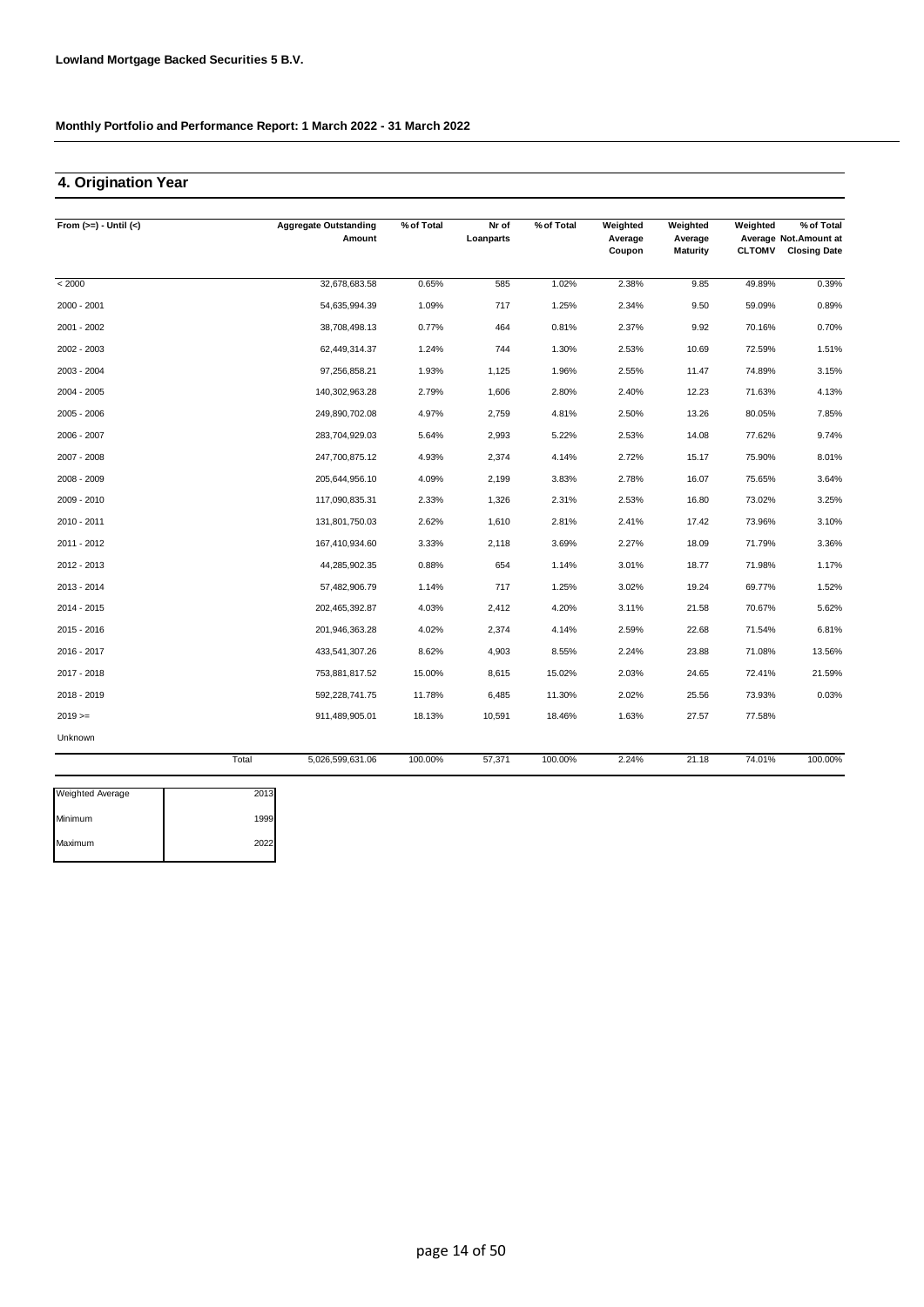**Lowland Mortgage Backed Securities 5 B.V.**

**Monthly Portfolio and Performance Report: 1 March 2022 - 31 March 2022**

## 4. Origination Year

| From (>=) - Until (<) | | Aggregate Outstanding Amount | % of Total | Nr of Loanparts | % of Total | Weighted Average Coupon | Weighted Average Maturity | Weighted Average CLTOMV | % of Total Not.Amount at Closing Date |
|---|---|---|---|---|---|---|---|---|---|
| < 2000 | | 32,678,683.58 | 0.65% | 585 | 1.02% | 2.38% | 9.85 | 49.89% | 0.39% |
| 2000 - 2001 | | 54,635,994.39 | 1.09% | 717 | 1.25% | 2.34% | 9.50 | 59.09% | 0.89% |
| 2001 - 2002 | | 38,708,498.13 | 0.77% | 464 | 0.81% | 2.37% | 9.92 | 70.16% | 0.70% |
| 2002 - 2003 | | 62,449,314.37 | 1.24% | 744 | 1.30% | 2.53% | 10.69 | 72.59% | 1.51% |
| 2003 - 2004 | | 97,256,858.21 | 1.93% | 1,125 | 1.96% | 2.55% | 11.47 | 74.89% | 3.15% |
| 2004 - 2005 | | 140,302,963.28 | 2.79% | 1,606 | 2.80% | 2.40% | 12.23 | 71.63% | 4.13% |
| 2005 - 2006 | | 249,890,702.08 | 4.97% | 2,759 | 4.81% | 2.50% | 13.26 | 80.05% | 7.85% |
| 2006 - 2007 | | 283,704,929.03 | 5.64% | 2,993 | 5.22% | 2.53% | 14.08 | 77.62% | 9.74% |
| 2007 - 2008 | | 247,700,875.12 | 4.93% | 2,374 | 4.14% | 2.72% | 15.17 | 75.90% | 8.01% |
| 2008 - 2009 | | 205,644,956.10 | 4.09% | 2,199 | 3.83% | 2.78% | 16.07 | 75.65% | 3.64% |
| 2009 - 2010 | | 117,090,835.31 | 2.33% | 1,326 | 2.31% | 2.53% | 16.80 | 73.02% | 3.25% |
| 2010 - 2011 | | 131,801,750.03 | 2.62% | 1,610 | 2.81% | 2.41% | 17.42 | 73.96% | 3.10% |
| 2011 - 2012 | | 167,410,934.60 | 3.33% | 2,118 | 3.69% | 2.27% | 18.09 | 71.79% | 3.36% |
| 2012 - 2013 | | 44,285,902.35 | 0.88% | 654 | 1.14% | 3.01% | 18.77 | 71.98% | 1.17% |
| 2013 - 2014 | | 57,482,906.79 | 1.14% | 717 | 1.25% | 3.02% | 19.24 | 69.77% | 1.52% |
| 2014 - 2015 | | 202,465,392.87 | 4.03% | 2,412 | 4.20% | 3.11% | 21.58 | 70.67% | 5.62% |
| 2015 - 2016 | | 201,946,363.28 | 4.02% | 2,374 | 4.14% | 2.59% | 22.68 | 71.54% | 6.81% |
| 2016 - 2017 | | 433,541,307.26 | 8.62% | 4,903 | 8.55% | 2.24% | 23.88 | 71.08% | 13.56% |
| 2017 - 2018 | | 753,881,817.52 | 15.00% | 8,615 | 15.02% | 2.03% | 24.65 | 72.41% | 21.59% |
| 2018 - 2019 | | 592,228,741.75 | 11.78% | 6,485 | 11.30% | 2.02% | 25.56 | 73.93% | 0.03% |
| 2019 >= | | 911,489,905.01 | 18.13% | 10,591 | 18.46% | 1.63% | 27.57 | 77.58% | |
| Unknown | | | | | | | | | |
| | Total | 5,026,599,631.06 | 100.00% | 57,371 | 100.00% | 2.24% | 21.18 | 74.01% | 100.00% |

| | |
|---|---|
| Weighted Average | 2013 |
| Minimum | 1999 |
| Maximum | 2022 |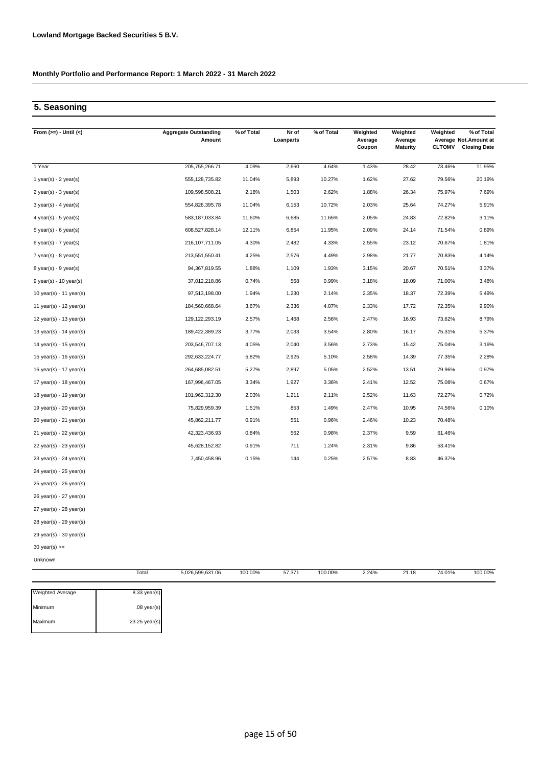**Lowland Mortgage Backed Securities 5 B.V.**

**Monthly Portfolio and Performance Report: 1 March 2022 - 31 March 2022**

## 5. Seasoning

| From (>=) - Until (<) | Aggregate Outstanding Amount | % of Total | Nr of Loanparts | % of Total | Weighted Average Coupon | Weighted Average Maturity | Weighted Average CLTOMV | % of Total Not.Amount at Closing Date |
|---|---|---|---|---|---|---|---|---|
| 1 Year | 205,755,266.71 | 4.09% | 2,660 | 4.64% | 1.43% | 28.42 | 73.46% | 11.95% |
| 1 year(s) - 2 year(s) | 555,128,735.82 | 11.04% | 5,893 | 10.27% | 1.62% | 27.62 | 79.56% | 20.19% |
| 2 year(s) - 3 year(s) | 109,598,508.21 | 2.18% | 1,503 | 2.62% | 1.88% | 26.34 | 75.97% | 7.69% |
| 3 year(s) - 4 year(s) | 554,826,395.78 | 11.04% | 6,153 | 10.72% | 2.03% | 25.64 | 74.27% | 5.91% |
| 4 year(s) - 5 year(s) | 583,187,033.84 | 11.60% | 6,685 | 11.65% | 2.05% | 24.83 | 72.82% | 3.11% |
| 5 year(s) - 6 year(s) | 608,527,828.14 | 12.11% | 6,854 | 11.95% | 2.09% | 24.14 | 71.54% | 0.89% |
| 6 year(s) - 7 year(s) | 216,107,711.05 | 4.30% | 2,482 | 4.33% | 2.55% | 23.12 | 70.67% | 1.81% |
| 7 year(s) - 8 year(s) | 213,551,550.41 | 4.25% | 2,576 | 4.49% | 2.98% | 21.77 | 70.83% | 4.14% |
| 8 year(s) - 9 year(s) | 94,367,819.55 | 1.88% | 1,109 | 1.93% | 3.15% | 20.67 | 70.51% | 3.37% |
| 9 year(s) - 10 year(s) | 37,012,218.86 | 0.74% | 568 | 0.99% | 3.18% | 18.09 | 71.00% | 3.48% |
| 10 year(s) - 11 year(s) | 97,513,198.00 | 1.94% | 1,230 | 2.14% | 2.35% | 18.37 | 72.39% | 5.49% |
| 11 year(s) - 12 year(s) | 184,560,668.64 | 3.67% | 2,336 | 4.07% | 2.33% | 17.72 | 72.35% | 9.90% |
| 12 year(s) - 13 year(s) | 129,122,293.19 | 2.57% | 1,468 | 2.56% | 2.47% | 16.93 | 73.62% | 8.79% |
| 13 year(s) - 14 year(s) | 189,422,389.23 | 3.77% | 2,033 | 3.54% | 2.80% | 16.17 | 75.31% | 5.37% |
| 14 year(s) - 15 year(s) | 203,546,707.13 | 4.05% | 2,040 | 3.56% | 2.73% | 15.42 | 75.04% | 3.16% |
| 15 year(s) - 16 year(s) | 292,633,224.77 | 5.82% | 2,925 | 5.10% | 2.58% | 14.39 | 77.35% | 2.28% |
| 16 year(s) - 17 year(s) | 264,685,082.51 | 5.27% | 2,897 | 5.05% | 2.52% | 13.51 | 79.96% | 0.97% |
| 17 year(s) - 18 year(s) | 167,996,467.05 | 3.34% | 1,927 | 3.36% | 2.41% | 12.52 | 75.08% | 0.67% |
| 18 year(s) - 19 year(s) | 101,962,312.30 | 2.03% | 1,211 | 2.11% | 2.52% | 11.63 | 72.27% | 0.72% |
| 19 year(s) - 20 year(s) | 75,829,959.39 | 1.51% | 853 | 1.49% | 2.47% | 10.95 | 74.56% | 0.10% |
| 20 year(s) - 21 year(s) | 45,862,211.77 | 0.91% | 551 | 0.96% | 2.46% | 10.23 | 70.48% | |
| 21 year(s) - 22 year(s) | 42,323,436.93 | 0.84% | 562 | 0.98% | 2.37% | 9.59 | 61.46% | |
| 22 year(s) - 23 year(s) | 45,628,152.82 | 0.91% | 711 | 1.24% | 2.31% | 9.86 | 53.41% | |
| 23 year(s) - 24 year(s) | 7,450,458.96 | 0.15% | 144 | 0.25% | 2.57% | 8.83 | 46.37% | |
| 24 year(s) - 25 year(s) | | | | | | | | |
| 25 year(s) - 26 year(s) | | | | | | | | |
| 26 year(s) - 27 year(s) | | | | | | | | |
| 27 year(s) - 28 year(s) | | | | | | | | |
| 28 year(s) - 29 year(s) | | | | | | | | |
| 29 year(s) - 30 year(s) | | | | | | | | |
| 30 year(s) >= | | | | | | | | |
| Unknown | | | | | | | | |
| Total | 5,026,599,631.06 | 100.00% | 57,371 | 100.00% | 2.24% | 21.18 | 74.01% | 100.00% |

| | |
|---|---|
| Weighted Average | 8.33 year(s) |
| Minimum | .08 year(s) |
| Maximum | 23.25 year(s) |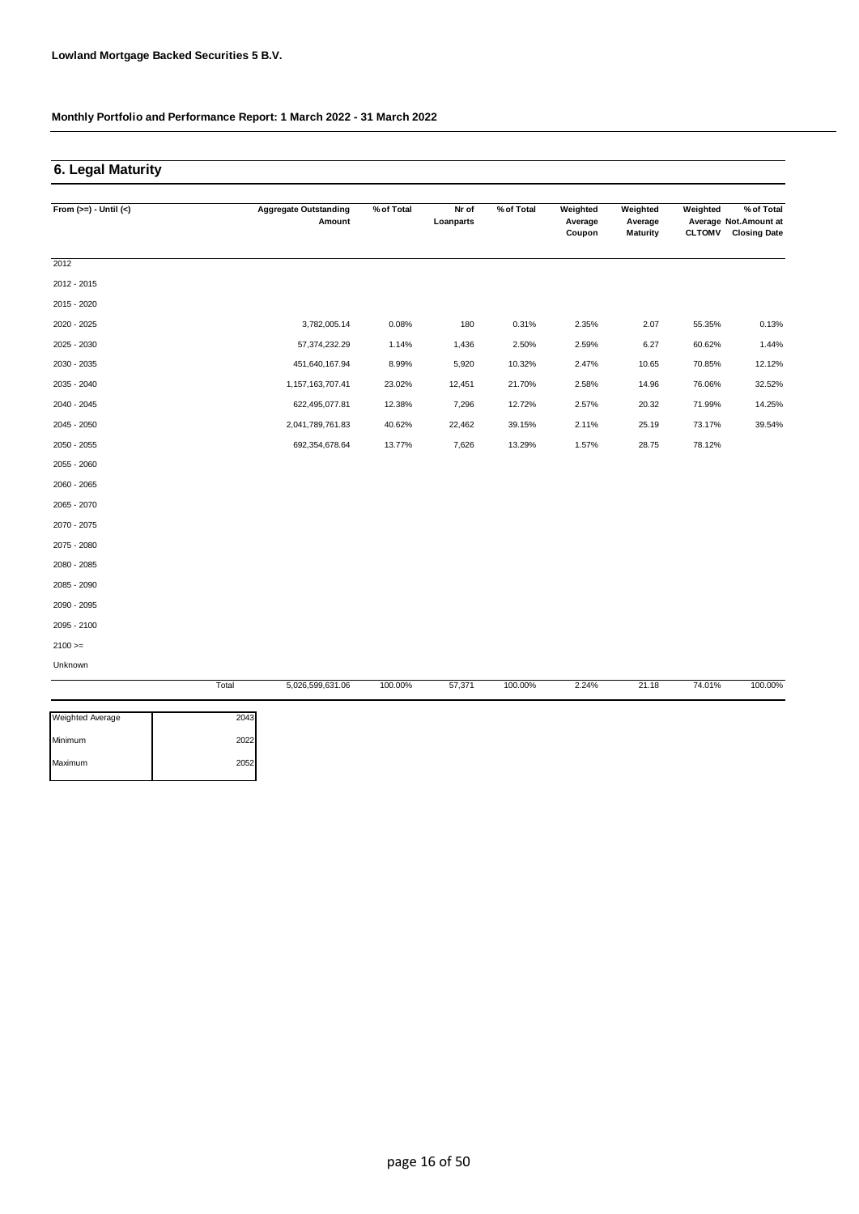**Lowland Mortgage Backed Securities 5 B.V.**

**Monthly Portfolio and Performance Report: 1 March 2022 - 31 March 2022**

## 6. Legal Maturity

| From (>=) - Until (<) | | Aggregate Outstanding Amount | % of Total | Nr of Loanparts | % of Total | Weighted Average Coupon | Weighted Average Maturity | Weighted Average CLTOMV | % of Total Not.Amount at Closing Date |
|---|---|---|---|---|---|---|---|---|---|
| 2012 | | | | | | | | | |
| 2012 - 2015 | | | | | | | | | |
| 2015 - 2020 | | | | | | | | | |
| 2020 - 2025 | | 3,782,005.14 | 0.08% | 180 | 0.31% | 2.35% | 2.07 | 55.35% | 0.13% |
| 2025 - 2030 | | 57,374,232.29 | 1.14% | 1,436 | 2.50% | 2.59% | 6.27 | 60.62% | 1.44% |
| 2030 - 2035 | | 451,640,167.94 | 8.99% | 5,920 | 10.32% | 2.47% | 10.65 | 70.85% | 12.12% |
| 2035 - 2040 | | 1,157,163,707.41 | 23.02% | 12,451 | 21.70% | 2.58% | 14.96 | 76.06% | 32.52% |
| 2040 - 2045 | | 622,495,077.81 | 12.38% | 7,296 | 12.72% | 2.57% | 20.32 | 71.99% | 14.25% |
| 2045 - 2050 | | 2,041,789,761.83 | 40.62% | 22,462 | 39.15% | 2.11% | 25.19 | 73.17% | 39.54% |
| 2050 - 2055 | | 692,354,678.64 | 13.77% | 7,626 | 13.29% | 1.57% | 28.75 | 78.12% | |
| 2055 - 2060 | | | | | | | | | |
| 2060 - 2065 | | | | | | | | | |
| 2065 - 2070 | | | | | | | | | |
| 2070 - 2075 | | | | | | | | | |
| 2075 - 2080 | | | | | | | | | |
| 2080 - 2085 | | | | | | | | | |
| 2085 - 2090 | | | | | | | | | |
| 2090 - 2095 | | | | | | | | | |
| 2095 - 2100 | | | | | | | | | |
| 2100 >= | | | | | | | | | |
| Unknown | | | | | | | | | |
| | Total | 5,026,599,631.06 | 100.00% | 57,371 | 100.00% | 2.24% | 21.18 | 74.01% | 100.00% |

| | |
|---|---|
| Weighted Average | 2043 |
| Minimum | 2022 |
| Maximum | 2052 |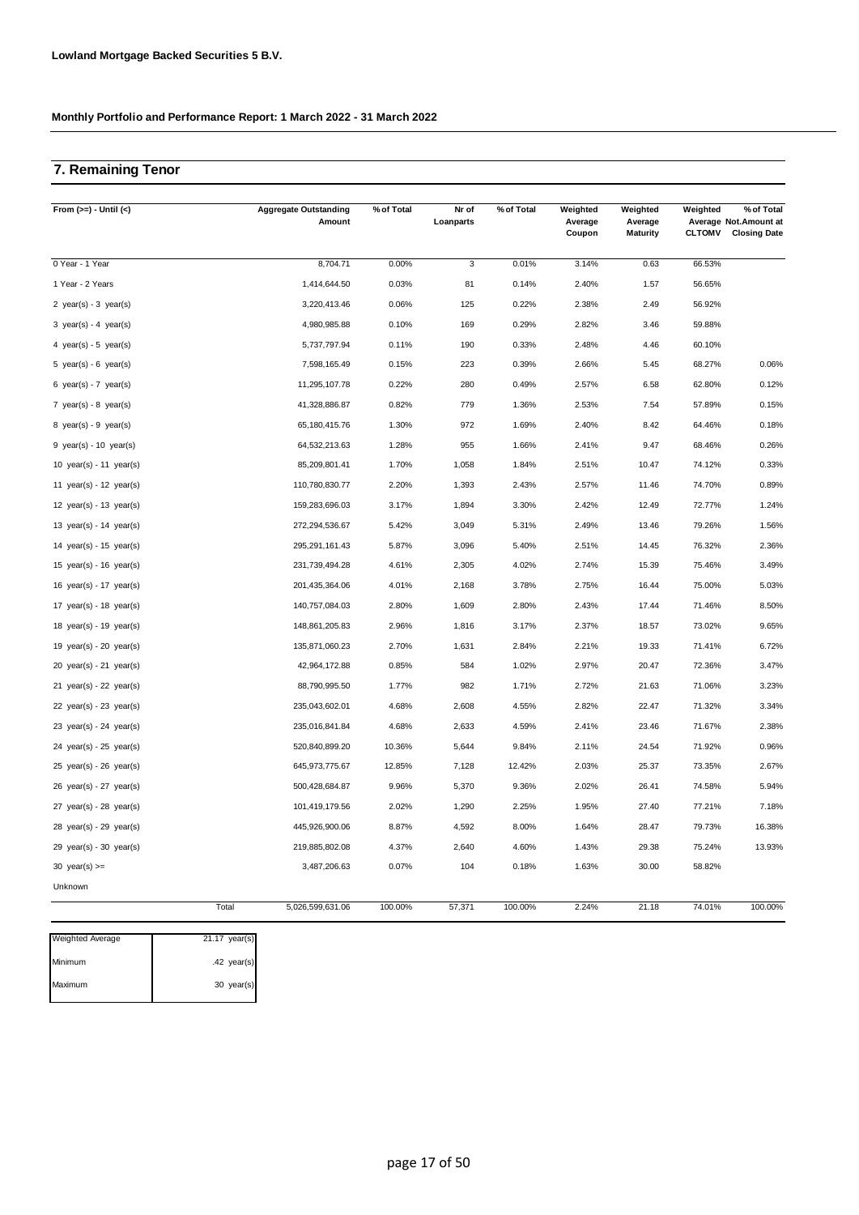**Lowland Mortgage Backed Securities 5 B.V.**

**Monthly Portfolio and Performance Report: 1 March 2022 - 31 March 2022**

## 7. Remaining Tenor

| From (>=) - Until (<) | Aggregate Outstanding Amount | % of Total | Nr of Loanparts | % of Total | Weighted Average Coupon | Weighted Average Maturity | Weighted Average CLTOMV | % of Total Not.Amount at Closing Date |
|---|---|---|---|---|---|---|---|---|
| 0 Year - 1 Year | 8,704.71 | 0.00% | 3 | 0.01% | 3.14% | 0.63 | 66.53% | |
| 1 Year - 2 Years | 1,414,644.50 | 0.03% | 81 | 0.14% | 2.40% | 1.57 | 56.65% | |
| 2 year(s) - 3 year(s) | 3,220,413.46 | 0.06% | 125 | 0.22% | 2.38% | 2.49 | 56.92% | |
| 3 year(s) - 4 year(s) | 4,980,985.88 | 0.10% | 169 | 0.29% | 2.82% | 3.46 | 59.88% | |
| 4 year(s) - 5 year(s) | 5,737,797.94 | 0.11% | 190 | 0.33% | 2.48% | 4.46 | 60.10% | |
| 5 year(s) - 6 year(s) | 7,598,165.49 | 0.15% | 223 | 0.39% | 2.66% | 5.45 | 68.27% | 0.06% |
| 6 year(s) - 7 year(s) | 11,295,107.78 | 0.22% | 280 | 0.49% | 2.57% | 6.58 | 62.80% | 0.12% |
| 7 year(s) - 8 year(s) | 41,328,886.87 | 0.82% | 779 | 1.36% | 2.53% | 7.54 | 57.89% | 0.15% |
| 8 year(s) - 9 year(s) | 65,180,415.76 | 1.30% | 972 | 1.69% | 2.40% | 8.42 | 64.46% | 0.18% |
| 9 year(s) - 10 year(s) | 64,532,213.63 | 1.28% | 955 | 1.66% | 2.41% | 9.47 | 68.46% | 0.26% |
| 10 year(s) - 11 year(s) | 85,209,801.41 | 1.70% | 1,058 | 1.84% | 2.51% | 10.47 | 74.12% | 0.33% |
| 11 year(s) - 12 year(s) | 110,780,830.77 | 2.20% | 1,393 | 2.43% | 2.57% | 11.46 | 74.70% | 0.89% |
| 12 year(s) - 13 year(s) | 159,283,696.03 | 3.17% | 1,894 | 3.30% | 2.42% | 12.49 | 72.77% | 1.24% |
| 13 year(s) - 14 year(s) | 272,294,536.67 | 5.42% | 3,049 | 5.31% | 2.49% | 13.46 | 79.26% | 1.56% |
| 14 year(s) - 15 year(s) | 295,291,161.43 | 5.87% | 3,096 | 5.40% | 2.51% | 14.45 | 76.32% | 2.36% |
| 15 year(s) - 16 year(s) | 231,739,494.28 | 4.61% | 2,305 | 4.02% | 2.74% | 15.39 | 75.46% | 3.49% |
| 16 year(s) - 17 year(s) | 201,435,364.06 | 4.01% | 2,168 | 3.78% | 2.75% | 16.44 | 75.00% | 5.03% |
| 17 year(s) - 18 year(s) | 140,757,084.03 | 2.80% | 1,609 | 2.80% | 2.43% | 17.44 | 71.46% | 8.50% |
| 18 year(s) - 19 year(s) | 148,861,205.83 | 2.96% | 1,816 | 3.17% | 2.37% | 18.57 | 73.02% | 9.65% |
| 19 year(s) - 20 year(s) | 135,871,060.23 | 2.70% | 1,631 | 2.84% | 2.21% | 19.33 | 71.41% | 6.72% |
| 20 year(s) - 21 year(s) | 42,964,172.88 | 0.85% | 584 | 1.02% | 2.97% | 20.47 | 72.36% | 3.47% |
| 21 year(s) - 22 year(s) | 88,790,995.50 | 1.77% | 982 | 1.71% | 2.72% | 21.63 | 71.06% | 3.23% |
| 22 year(s) - 23 year(s) | 235,043,602.01 | 4.68% | 2,608 | 4.55% | 2.82% | 22.47 | 71.32% | 3.34% |
| 23 year(s) - 24 year(s) | 235,016,841.84 | 4.68% | 2,633 | 4.59% | 2.41% | 23.46 | 71.67% | 2.38% |
| 24 year(s) - 25 year(s) | 520,840,899.20 | 10.36% | 5,644 | 9.84% | 2.11% | 24.54 | 71.92% | 0.96% |
| 25 year(s) - 26 year(s) | 645,973,775.67 | 12.85% | 7,128 | 12.42% | 2.03% | 25.37 | 73.35% | 2.67% |
| 26 year(s) - 27 year(s) | 500,428,684.87 | 9.96% | 5,370 | 9.36% | 2.02% | 26.41 | 74.58% | 5.94% |
| 27 year(s) - 28 year(s) | 101,419,179.56 | 2.02% | 1,290 | 2.25% | 1.95% | 27.40 | 77.21% | 7.18% |
| 28 year(s) - 29 year(s) | 445,926,900.06 | 8.87% | 4,592 | 8.00% | 1.64% | 28.47 | 79.73% | 16.38% |
| 29 year(s) - 30 year(s) | 219,885,802.08 | 4.37% | 2,640 | 4.60% | 1.43% | 29.38 | 75.24% | 13.93% |
| 30 year(s) >= | 3,487,206.63 | 0.07% | 104 | 0.18% | 1.63% | 30.00 | 58.82% | |
| Unknown | | | | | | | | |
| Total | 5,026,599,631.06 | 100.00% | 57,371 | 100.00% | 2.24% | 21.18 | 74.01% | 100.00% |

| | |
|---|---|
| Weighted Average | 21.17 year(s) |
| Minimum | .42 year(s) |
| Maximum | 30 year(s) |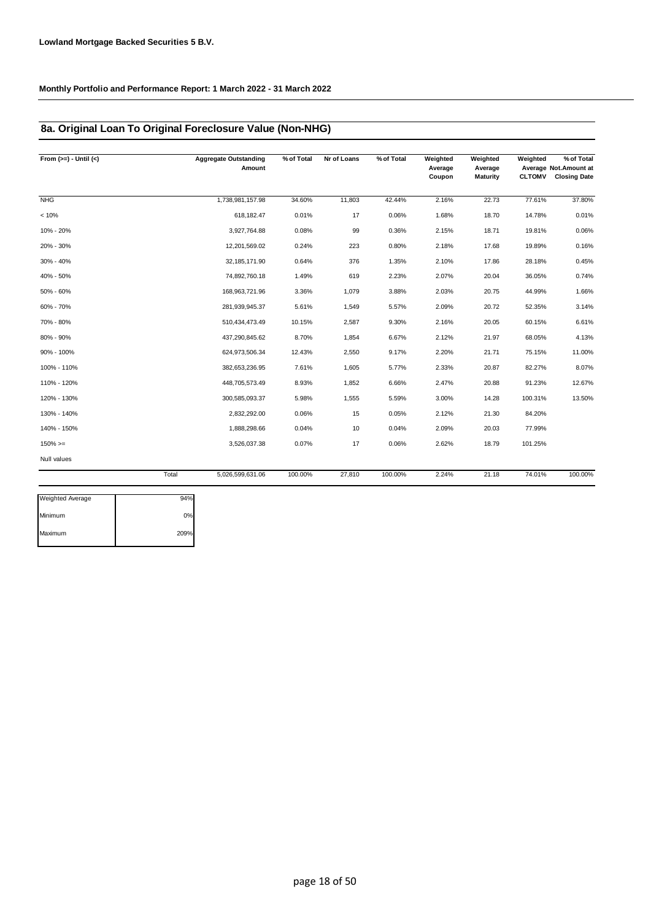**Lowland Mortgage Backed Securities 5 B.V.**

**Monthly Portfolio and Performance Report: 1 March 2022 - 31 March 2022**

## 8a. Original Loan To Original Foreclosure Value (Non-NHG)

| From (>=) - Until (<) | | Aggregate Outstanding Amount | % of Total | Nr of Loans | % of Total | Weighted Average Coupon | Weighted Average Maturity | Weighted Average CLTOMV | % of Total Not.Amount at Closing Date |
|---|---|---|---|---|---|---|---|---|---|
| NHG | | 1,738,981,157.98 | 34.60% | 11,803 | 42.44% | 2.16% | 22.73 | 77.61% | 37.80% |
| < 10% | | 618,182.47 | 0.01% | 17 | 0.06% | 1.68% | 18.70 | 14.78% | 0.01% |
| 10% - 20% | | 3,927,764.88 | 0.08% | 99 | 0.36% | 2.15% | 18.71 | 19.81% | 0.06% |
| 20% - 30% | | 12,201,569.02 | 0.24% | 223 | 0.80% | 2.18% | 17.68 | 19.89% | 0.16% |
| 30% - 40% | | 32,185,171.90 | 0.64% | 376 | 1.35% | 2.10% | 17.86 | 28.18% | 0.45% |
| 40% - 50% | | 74,892,760.18 | 1.49% | 619 | 2.23% | 2.07% | 20.04 | 36.05% | 0.74% |
| 50% - 60% | | 168,963,721.96 | 3.36% | 1,079 | 3.88% | 2.03% | 20.75 | 44.99% | 1.66% |
| 60% - 70% | | 281,939,945.37 | 5.61% | 1,549 | 5.57% | 2.09% | 20.72 | 52.35% | 3.14% |
| 70% - 80% | | 510,434,473.49 | 10.15% | 2,587 | 9.30% | 2.16% | 20.05 | 60.15% | 6.61% |
| 80% - 90% | | 437,290,845.62 | 8.70% | 1,854 | 6.67% | 2.12% | 21.97 | 68.05% | 4.13% |
| 90% - 100% | | 624,973,506.34 | 12.43% | 2,550 | 9.17% | 2.20% | 21.71 | 75.15% | 11.00% |
| 100% - 110% | | 382,653,236.95 | 7.61% | 1,605 | 5.77% | 2.33% | 20.87 | 82.27% | 8.07% |
| 110% - 120% | | 448,705,573.49 | 8.93% | 1,852 | 6.66% | 2.47% | 20.88 | 91.23% | 12.67% |
| 120% - 130% | | 300,585,093.37 | 5.98% | 1,555 | 5.59% | 3.00% | 14.28 | 100.31% | 13.50% |
| 130% - 140% | | 2,832,292.00 | 0.06% | 15 | 0.05% | 2.12% | 21.30 | 84.20% | |
| 140% - 150% | | 1,888,298.66 | 0.04% | 10 | 0.04% | 2.09% | 20.03 | 77.99% | |
| 150% >= | | 3,526,037.38 | 0.07% | 17 | 0.06% | 2.62% | 18.79 | 101.25% | |
| Null values | | | | | | | | | |
| | Total | 5,026,599,631.06 | 100.00% | 27,810 | 100.00% | 2.24% | 21.18 | 74.01% | 100.00% |

| | |
|---|---|
| Weighted Average | 94% |
| Minimum | 0% |
| Maximum | 209% |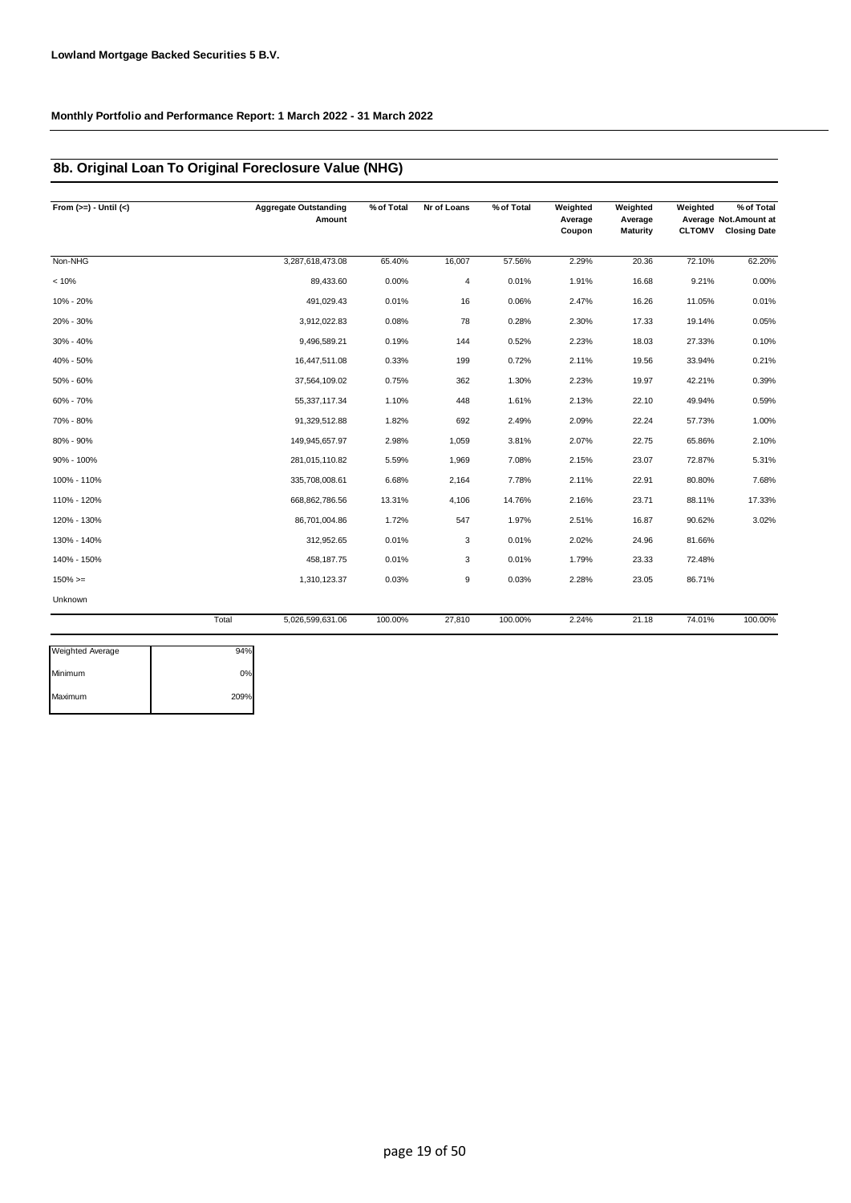**Lowland Mortgage Backed Securities 5 B.V.**

**Monthly Portfolio and Performance Report: 1 March 2022 - 31 March 2022**

## 8b. Original Loan To Original Foreclosure Value (NHG)

| From (>=) - Until (<) | Aggregate Outstanding Amount | % of Total | Nr of Loans | % of Total | Weighted Average Coupon | Weighted Average Maturity | Weighted Average CLTOMV | % of Total Not.Amount at Closing Date |
|---|---|---|---|---|---|---|---|---|
| Non-NHG | 3,287,618,473.08 | 65.40% | 16,007 | 57.56% | 2.29% | 20.36 | 72.10% | 62.20% |
| < 10% | 89,433.60 | 0.00% | 4 | 0.01% | 1.91% | 16.68 | 9.21% | 0.00% |
| 10% - 20% | 491,029.43 | 0.01% | 16 | 0.06% | 2.47% | 16.26 | 11.05% | 0.01% |
| 20% - 30% | 3,912,022.83 | 0.08% | 78 | 0.28% | 2.30% | 17.33 | 19.14% | 0.05% |
| 30% - 40% | 9,496,589.21 | 0.19% | 144 | 0.52% | 2.23% | 18.03 | 27.33% | 0.10% |
| 40% - 50% | 16,447,511.08 | 0.33% | 199 | 0.72% | 2.11% | 19.56 | 33.94% | 0.21% |
| 50% - 60% | 37,564,109.02 | 0.75% | 362 | 1.30% | 2.23% | 19.97 | 42.21% | 0.39% |
| 60% - 70% | 55,337,117.34 | 1.10% | 448 | 1.61% | 2.13% | 22.10 | 49.94% | 0.59% |
| 70% - 80% | 91,329,512.88 | 1.82% | 692 | 2.49% | 2.09% | 22.24 | 57.73% | 1.00% |
| 80% - 90% | 149,945,657.97 | 2.98% | 1,059 | 3.81% | 2.07% | 22.75 | 65.86% | 2.10% |
| 90% - 100% | 281,015,110.82 | 5.59% | 1,969 | 7.08% | 2.15% | 23.07 | 72.87% | 5.31% |
| 100% - 110% | 335,708,008.61 | 6.68% | 2,164 | 7.78% | 2.11% | 22.91 | 80.80% | 7.68% |
| 110% - 120% | 668,862,786.56 | 13.31% | 4,106 | 14.76% | 2.16% | 23.71 | 88.11% | 17.33% |
| 120% - 130% | 86,701,004.86 | 1.72% | 547 | 1.97% | 2.51% | 16.87 | 90.62% | 3.02% |
| 130% - 140% | 312,952.65 | 0.01% | 3 | 0.01% | 2.02% | 24.96 | 81.66% | |
| 140% - 150% | 458,187.75 | 0.01% | 3 | 0.01% | 1.79% | 23.33 | 72.48% | |
| 150% >= | 1,310,123.37 | 0.03% | 9 | 0.03% | 2.28% | 23.05 | 86.71% | |
| Unknown | | | | | | | | |
| Total | 5,026,599,631.06 | 100.00% | 27,810 | 100.00% | 2.24% | 21.18 | 74.01% | 100.00% |

| | |
|---|---|
| Weighted Average | 94% |
| Minimum | 0% |
| Maximum | 209% |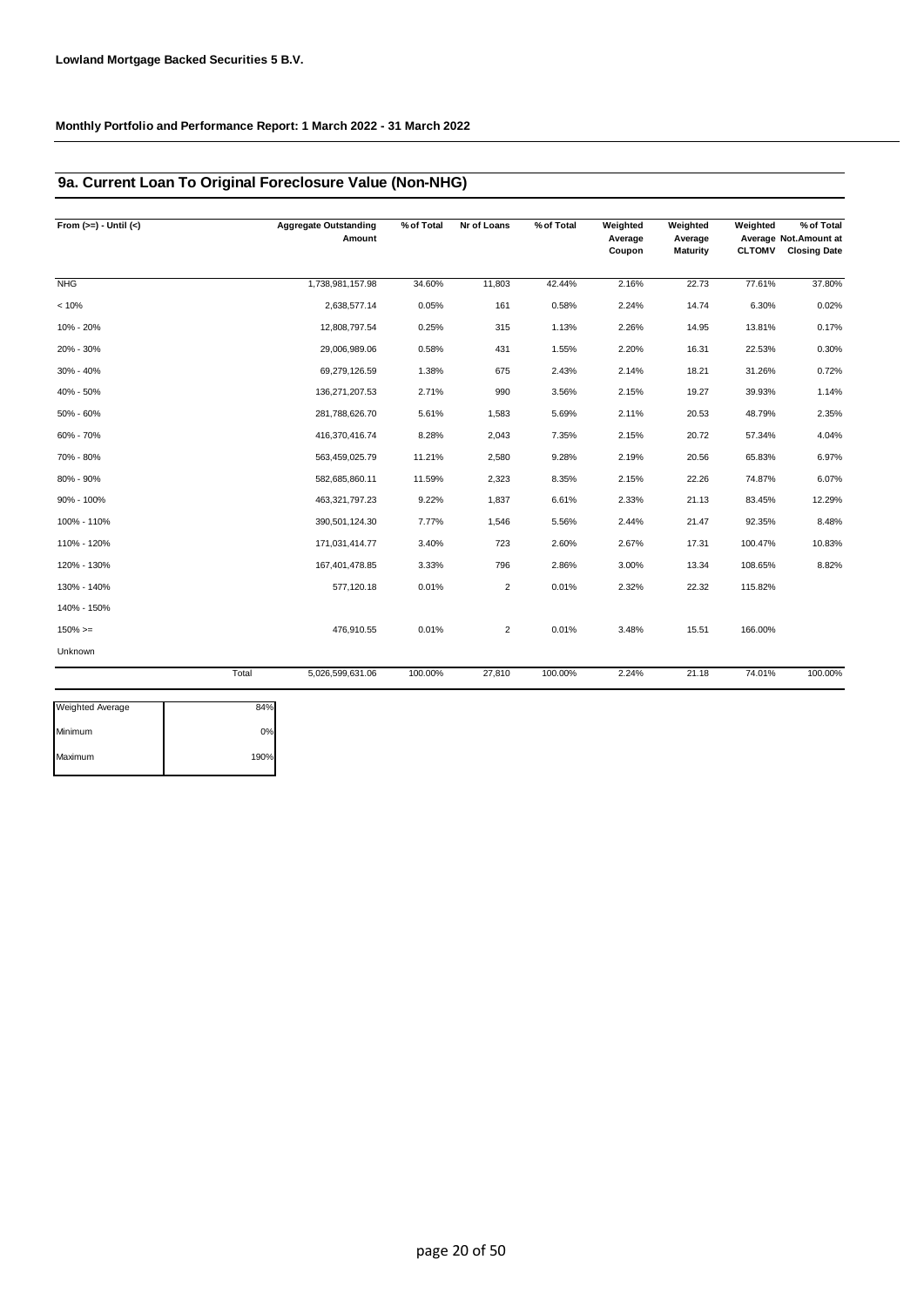**Lowland Mortgage Backed Securities 5 B.V.**

**Monthly Portfolio and Performance Report: 1 March 2022 - 31 March 2022**

## 9a. Current Loan To Original Foreclosure Value (Non-NHG)

| From (>=) - Until (<) | Aggregate Outstanding Amount | % of Total | Nr of Loans | % of Total | Weighted Average Coupon | Weighted Average Maturity | Weighted Average CLTOMV | % of Total Not.Amount at Closing Date |
|---|---|---|---|---|---|---|---|---|
| NHG | 1,738,981,157.98 | 34.60% | 11,803 | 42.44% | 2.16% | 22.73 | 77.61% | 37.80% |
| < 10% | 2,638,577.14 | 0.05% | 161 | 0.58% | 2.24% | 14.74 | 6.30% | 0.02% |
| 10% - 20% | 12,808,797.54 | 0.25% | 315 | 1.13% | 2.26% | 14.95 | 13.81% | 0.17% |
| 20% - 30% | 29,006,989.06 | 0.58% | 431 | 1.55% | 2.20% | 16.31 | 22.53% | 0.30% |
| 30% - 40% | 69,279,126.59 | 1.38% | 675 | 2.43% | 2.14% | 18.21 | 31.26% | 0.72% |
| 40% - 50% | 136,271,207.53 | 2.71% | 990 | 3.56% | 2.15% | 19.27 | 39.93% | 1.14% |
| 50% - 60% | 281,788,626.70 | 5.61% | 1,583 | 5.69% | 2.11% | 20.53 | 48.79% | 2.35% |
| 60% - 70% | 416,370,416.74 | 8.28% | 2,043 | 7.35% | 2.15% | 20.72 | 57.34% | 4.04% |
| 70% - 80% | 563,459,025.79 | 11.21% | 2,580 | 9.28% | 2.19% | 20.56 | 65.83% | 6.97% |
| 80% - 90% | 582,685,860.11 | 11.59% | 2,323 | 8.35% | 2.15% | 22.26 | 74.87% | 6.07% |
| 90% - 100% | 463,321,797.23 | 9.22% | 1,837 | 6.61% | 2.33% | 21.13 | 83.45% | 12.29% |
| 100% - 110% | 390,501,124.30 | 7.77% | 1,546 | 5.56% | 2.44% | 21.47 | 92.35% | 8.48% |
| 110% - 120% | 171,031,414.77 | 3.40% | 723 | 2.60% | 2.67% | 17.31 | 100.47% | 10.83% |
| 120% - 130% | 167,401,478.85 | 3.33% | 796 | 2.86% | 3.00% | 13.34 | 108.65% | 8.82% |
| 130% - 140% | 577,120.18 | 0.01% | 2 | 0.01% | 2.32% | 22.32 | 115.82% | |
| 140% - 150% | | | | | | | | |
| 150% >= | 476,910.55 | 0.01% | 2 | 0.01% | 3.48% | 15.51 | 166.00% | |
| Unknown | | | | | | | | |
| Total | 5,026,599,631.06 | 100.00% | 27,810 | 100.00% | 2.24% | 21.18 | 74.01% | 100.00% |

| | |
|---|---|
| Weighted Average | 84% |
| Minimum | 0% |
| Maximum | 190% |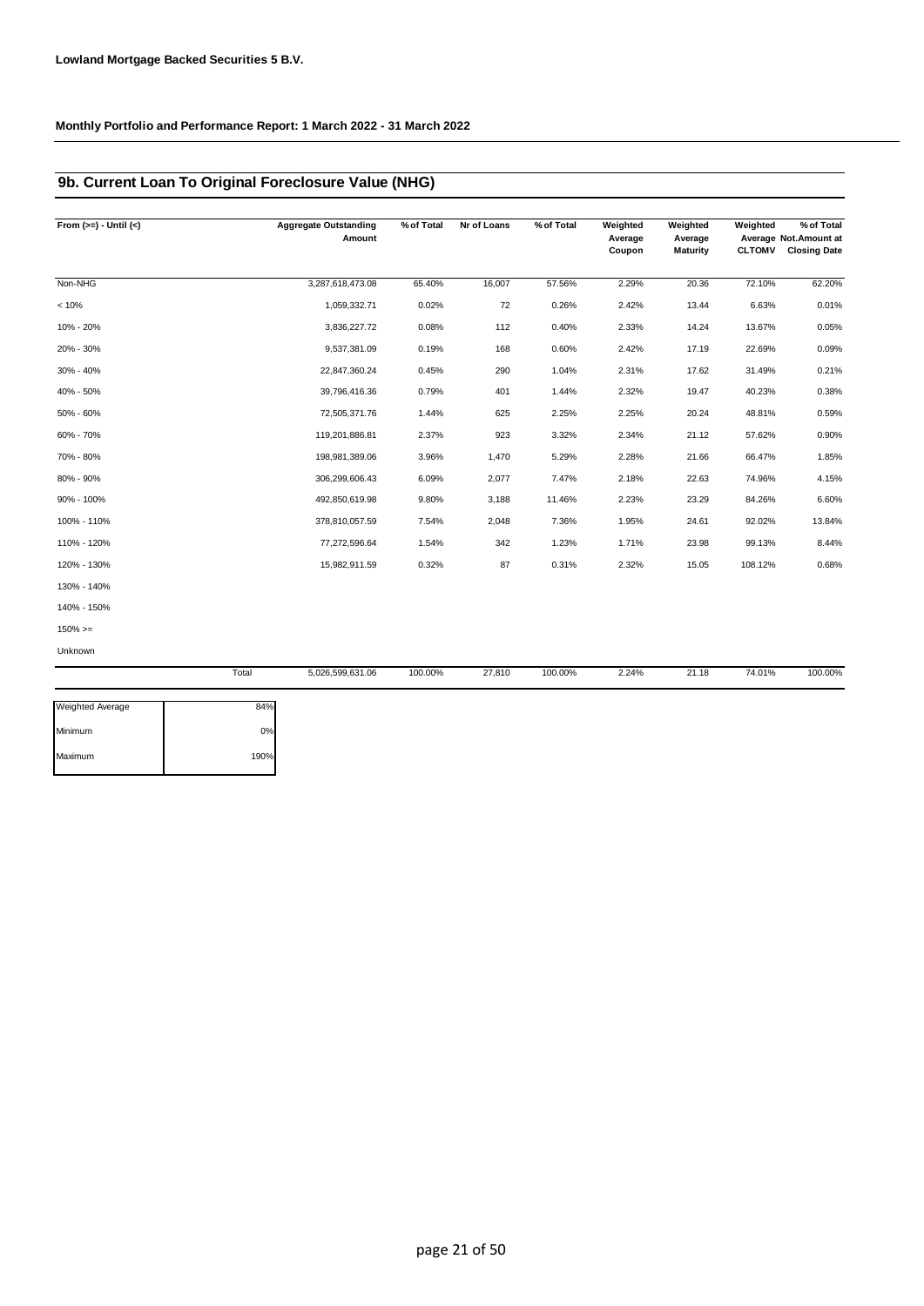**Lowland Mortgage Backed Securities 5 B.V.**

**Monthly Portfolio and Performance Report: 1 March 2022 - 31 March 2022**

## 9b. Current Loan To Original Foreclosure Value (NHG)

| From (>=) - Until (<) | Aggregate Outstanding Amount | % of Total | Nr of Loans | % of Total | Weighted Average Coupon | Weighted Average Maturity | Weighted Average CLTOMV | % of Total Not.Amount at Closing Date |
|---|---|---|---|---|---|---|---|---|
| Non-NHG | 3,287,618,473.08 | 65.40% | 16,007 | 57.56% | 2.29% | 20.36 | 72.10% | 62.20% |
| < 10% | 1,059,332.71 | 0.02% | 72 | 0.26% | 2.42% | 13.44 | 6.63% | 0.01% |
| 10% - 20% | 3,836,227.72 | 0.08% | 112 | 0.40% | 2.33% | 14.24 | 13.67% | 0.05% |
| 20% - 30% | 9,537,381.09 | 0.19% | 168 | 0.60% | 2.42% | 17.19 | 22.69% | 0.09% |
| 30% - 40% | 22,847,360.24 | 0.45% | 290 | 1.04% | 2.31% | 17.62 | 31.49% | 0.21% |
| 40% - 50% | 39,796,416.36 | 0.79% | 401 | 1.44% | 2.32% | 19.47 | 40.23% | 0.38% |
| 50% - 60% | 72,505,371.76 | 1.44% | 625 | 2.25% | 2.25% | 20.24 | 48.81% | 0.59% |
| 60% - 70% | 119,201,886.81 | 2.37% | 923 | 3.32% | 2.34% | 21.12 | 57.62% | 0.90% |
| 70% - 80% | 198,981,389.06 | 3.96% | 1,470 | 5.29% | 2.28% | 21.66 | 66.47% | 1.85% |
| 80% - 90% | 306,299,606.43 | 6.09% | 2,077 | 7.47% | 2.18% | 22.63 | 74.96% | 4.15% |
| 90% - 100% | 492,850,619.98 | 9.80% | 3,188 | 11.46% | 2.23% | 23.29 | 84.26% | 6.60% |
| 100% - 110% | 378,810,057.59 | 7.54% | 2,048 | 7.36% | 1.95% | 24.61 | 92.02% | 13.84% |
| 110% - 120% | 77,272,596.64 | 1.54% | 342 | 1.23% | 1.71% | 23.98 | 99.13% | 8.44% |
| 120% - 130% | 15,982,911.59 | 0.32% | 87 | 0.31% | 2.32% | 15.05 | 108.12% | 0.68% |
| 130% - 140% | | | | | | | | |
| 140% - 150% | | | | | | | | |
| 150% >= | | | | | | | | |
| Unknown | | | | | | | | |
| Total | 5,026,599,631.06 | 100.00% | 27,810 | 100.00% | 2.24% | 21.18 | 74.01% | 100.00% |

| | |
|---|---|
| Weighted Average | 84% |
| Minimum | 0% |
| Maximum | 190% |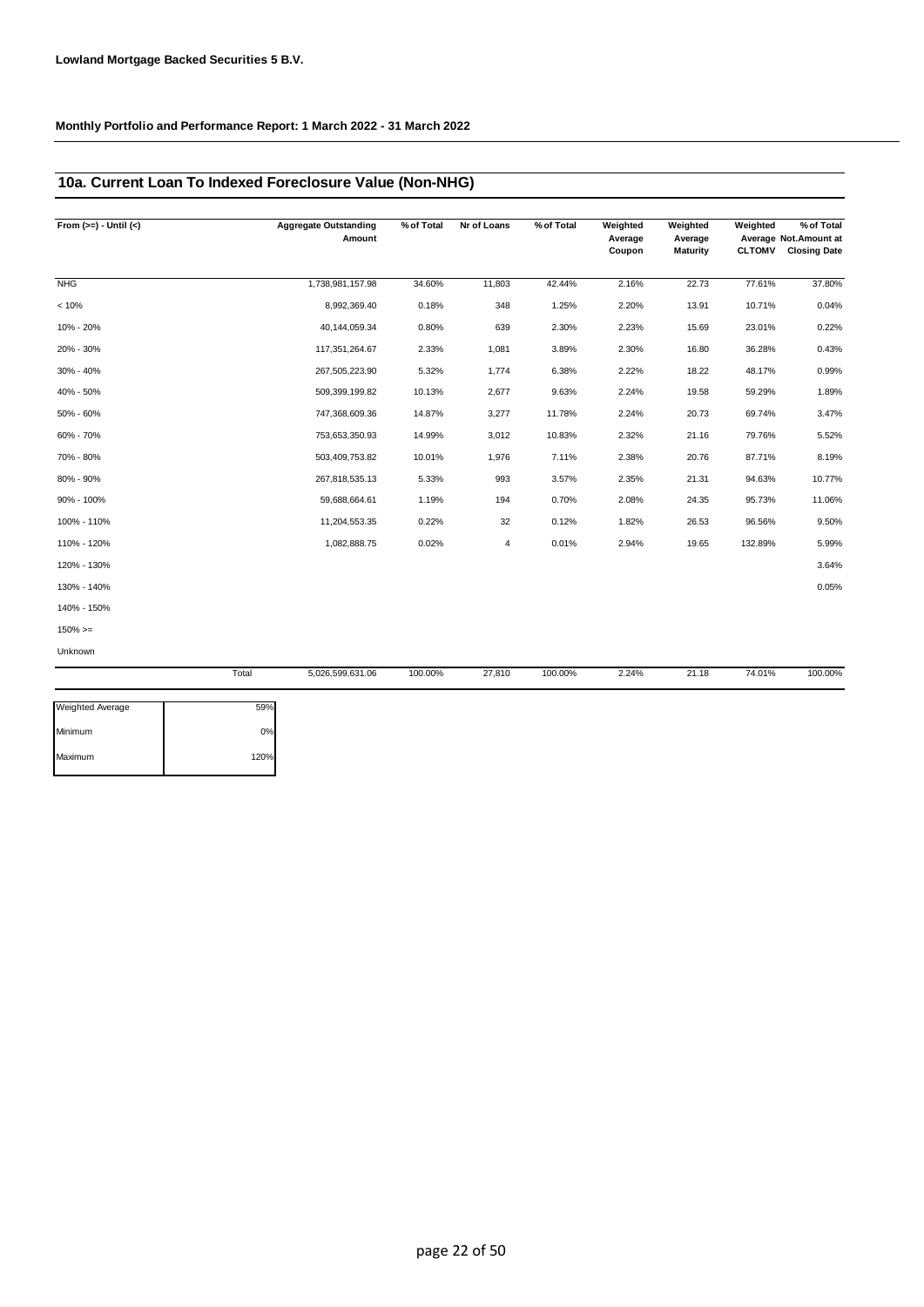**Lowland Mortgage Backed Securities 5 B.V.**

**Monthly Portfolio and Performance Report: 1 March 2022 - 31 March 2022**

## 10a. Current Loan To Indexed Foreclosure Value (Non-NHG)

| From (>=) - Until (<) | Aggregate Outstanding Amount | % of Total | Nr of Loans | % of Total | Weighted Average Coupon | Weighted Average Maturity | Weighted Average CLTOMV | % of Total Not.Amount at Closing Date |
|---|---|---|---|---|---|---|---|---|
| NHG | 1,738,981,157.98 | 34.60% | 11,803 | 42.44% | 2.16% | 22.73 | 77.61% | 37.80% |
| < 10% | 8,992,369.40 | 0.18% | 348 | 1.25% | 2.20% | 13.91 | 10.71% | 0.04% |
| 10% - 20% | 40,144,059.34 | 0.80% | 639 | 2.30% | 2.23% | 15.69 | 23.01% | 0.22% |
| 20% - 30% | 117,351,264.67 | 2.33% | 1,081 | 3.89% | 2.30% | 16.80 | 36.28% | 0.43% |
| 30% - 40% | 267,505,223.90 | 5.32% | 1,774 | 6.38% | 2.22% | 18.22 | 48.17% | 0.99% |
| 40% - 50% | 509,399,199.82 | 10.13% | 2,677 | 9.63% | 2.24% | 19.58 | 59.29% | 1.89% |
| 50% - 60% | 747,368,609.36 | 14.87% | 3,277 | 11.78% | 2.24% | 20.73 | 69.74% | 3.47% |
| 60% - 70% | 753,653,350.93 | 14.99% | 3,012 | 10.83% | 2.32% | 21.16 | 79.76% | 5.52% |
| 70% - 80% | 503,409,753.82 | 10.01% | 1,976 | 7.11% | 2.38% | 20.76 | 87.71% | 8.19% |
| 80% - 90% | 267,818,535.13 | 5.33% | 993 | 3.57% | 2.35% | 21.31 | 94.63% | 10.77% |
| 90% - 100% | 59,688,664.61 | 1.19% | 194 | 0.70% | 2.08% | 24.35 | 95.73% | 11.06% |
| 100% - 110% | 11,204,553.35 | 0.22% | 32 | 0.12% | 1.82% | 26.53 | 96.56% | 9.50% |
| 110% - 120% | 1,082,888.75 | 0.02% | 4 | 0.01% | 2.94% | 19.65 | 132.89% | 5.99% |
| 120% - 130% | | | | | | | | 3.64% |
| 130% - 140% | | | | | | | | 0.05% |
| 140% - 150% | | | | | | | | |
| 150% >= | | | | | | | | |
| Unknown | | | | | | | | |
| Total | 5,026,599,631.06 | 100.00% | 27,810 | 100.00% | 2.24% | 21.18 | 74.01% | 100.00% |

| | |
|---|---|
| Weighted Average | 59% |
| Minimum | 0% |
| Maximum | 120% |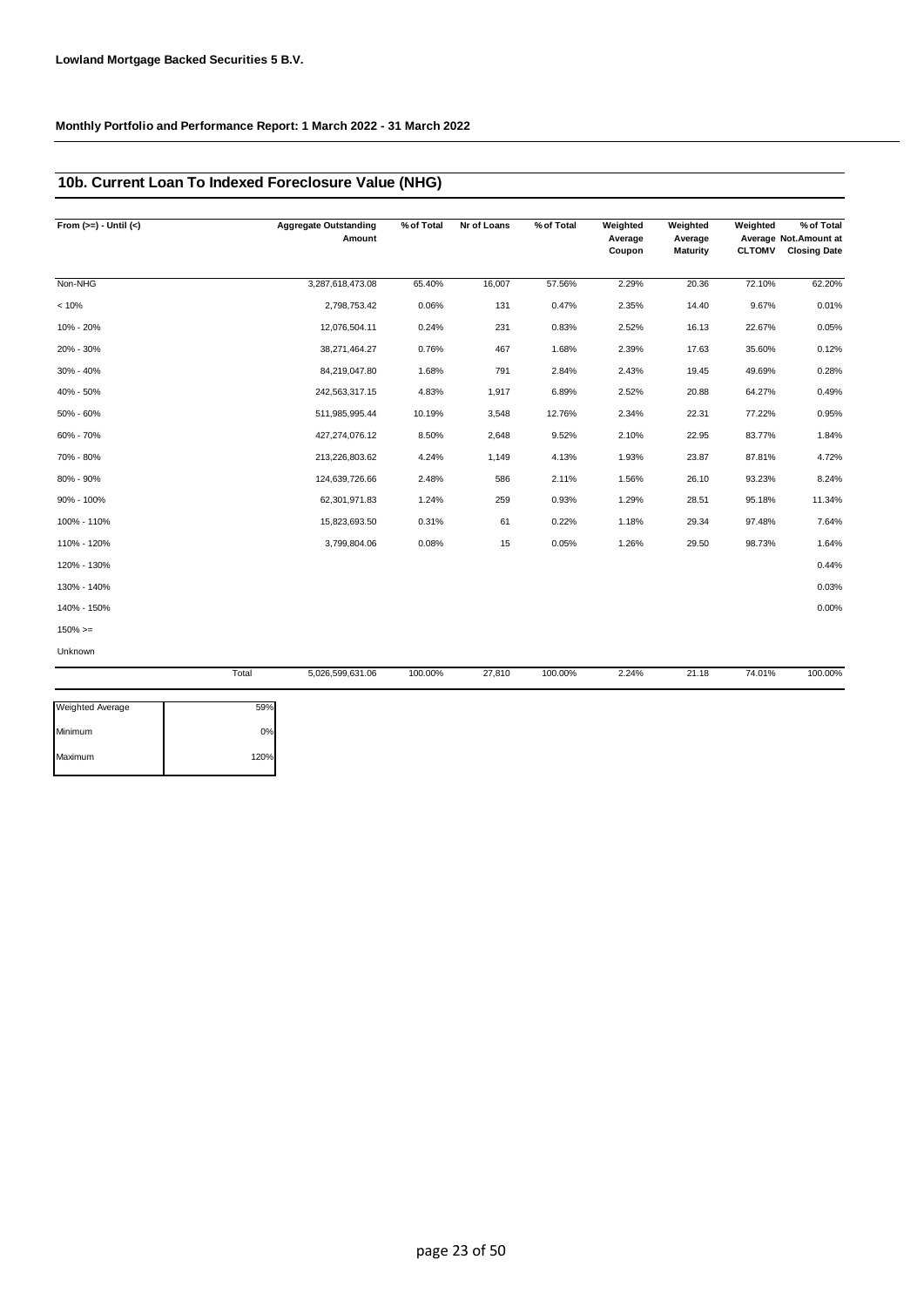**Lowland Mortgage Backed Securities 5 B.V.**

**Monthly Portfolio and Performance Report: 1 March 2022 - 31 March 2022**

## 10b. Current Loan To Indexed Foreclosure Value (NHG)

| From (>=) - Until (<) | Aggregate Outstanding Amount | % of Total | Nr of Loans | % of Total | Weighted Average Coupon | Weighted Average Maturity | Weighted Average CLTOMV | % of Total Not.Amount at Closing Date |
|---|---|---|---|---|---|---|---|---|
| Non-NHG | 3,287,618,473.08 | 65.40% | 16,007 | 57.56% | 2.29% | 20.36 | 72.10% | 62.20% |
| < 10% | 2,798,753.42 | 0.06% | 131 | 0.47% | 2.35% | 14.40 | 9.67% | 0.01% |
| 10% - 20% | 12,076,504.11 | 0.24% | 231 | 0.83% | 2.52% | 16.13 | 22.67% | 0.05% |
| 20% - 30% | 38,271,464.27 | 0.76% | 467 | 1.68% | 2.39% | 17.63 | 35.60% | 0.12% |
| 30% - 40% | 84,219,047.80 | 1.68% | 791 | 2.84% | 2.43% | 19.45 | 49.69% | 0.28% |
| 40% - 50% | 242,563,317.15 | 4.83% | 1,917 | 6.89% | 2.52% | 20.88 | 64.27% | 0.49% |
| 50% - 60% | 511,985,995.44 | 10.19% | 3,548 | 12.76% | 2.34% | 22.31 | 77.22% | 0.95% |
| 60% - 70% | 427,274,076.12 | 8.50% | 2,648 | 9.52% | 2.10% | 22.95 | 83.77% | 1.84% |
| 70% - 80% | 213,226,803.62 | 4.24% | 1,149 | 4.13% | 1.93% | 23.87 | 87.81% | 4.72% |
| 80% - 90% | 124,639,726.66 | 2.48% | 586 | 2.11% | 1.56% | 26.10 | 93.23% | 8.24% |
| 90% - 100% | 62,301,971.83 | 1.24% | 259 | 0.93% | 1.29% | 28.51 | 95.18% | 11.34% |
| 100% - 110% | 15,823,693.50 | 0.31% | 61 | 0.22% | 1.18% | 29.34 | 97.48% | 7.64% |
| 110% - 120% | 3,799,804.06 | 0.08% | 15 | 0.05% | 1.26% | 29.50 | 98.73% | 1.64% |
| 120% - 130% | | | | | | | | 0.44% |
| 130% - 140% | | | | | | | | 0.03% |
| 140% - 150% | | | | | | | | 0.00% |
| 150% >= | | | | | | | | |
| Unknown | | | | | | | | |
| Total | 5,026,599,631.06 | 100.00% | 27,810 | 100.00% | 2.24% | 21.18 | 74.01% | 100.00% |

| | |
|---|---|
| Weighted Average | 59% |
| Minimum | 0% |
| Maximum | 120% |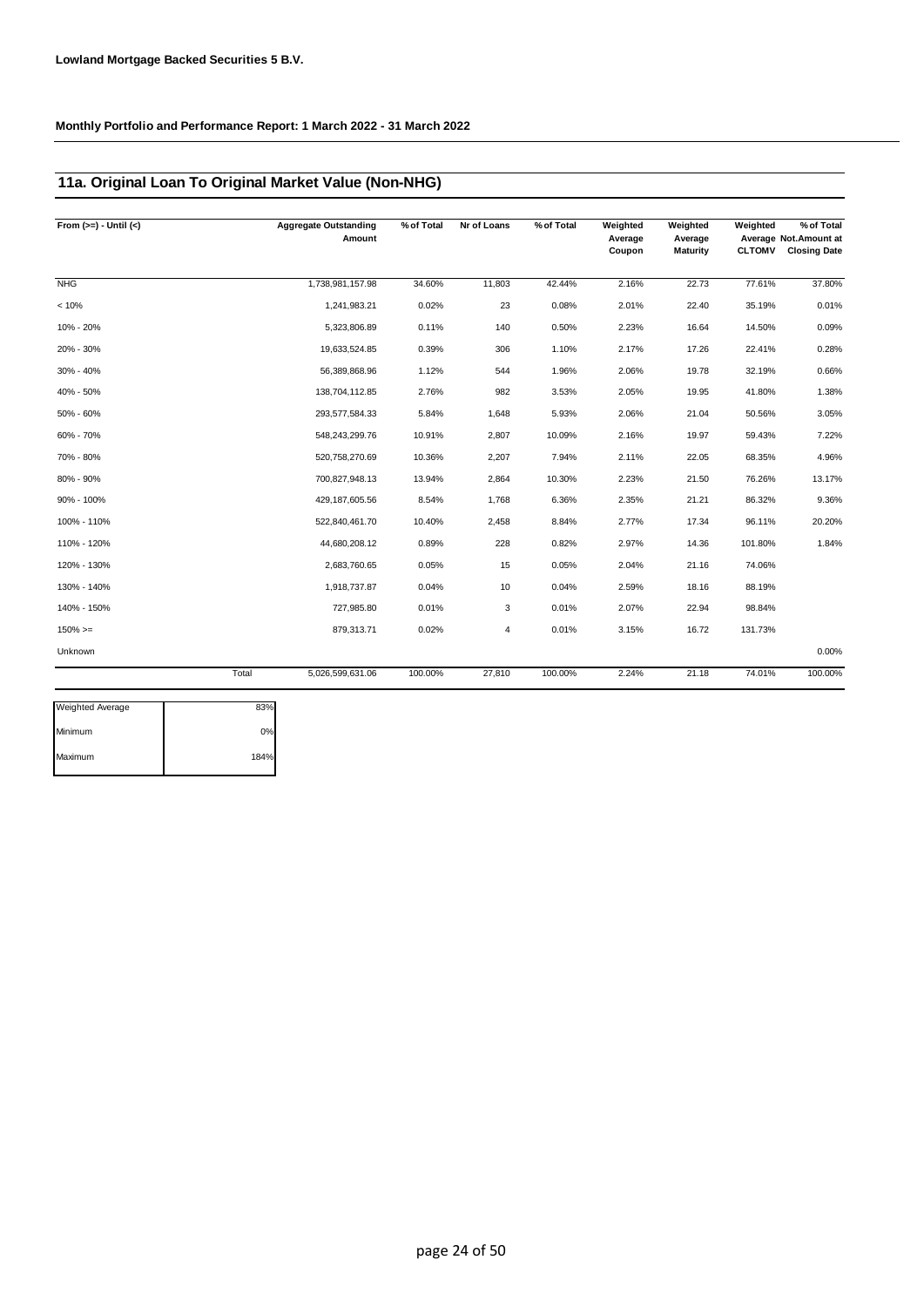**Lowland Mortgage Backed Securities 5 B.V.**

**Monthly Portfolio and Performance Report: 1 March 2022 - 31 March 2022**

## 11a. Original Loan To Original Market Value (Non-NHG)

| From (>=) - Until (<) | Aggregate Outstanding Amount | % of Total | Nr of Loans | % of Total | Weighted Average Coupon | Weighted Average Maturity | Weighted Average CLTOMV | % of Total Not.Amount at Closing Date |
|---|---|---|---|---|---|---|---|---|
| NHG | 1,738,981,157.98 | 34.60% | 11,803 | 42.44% | 2.16% | 22.73 | 77.61% | 37.80% |
| < 10% | 1,241,983.21 | 0.02% | 23 | 0.08% | 2.01% | 22.40 | 35.19% | 0.01% |
| 10% - 20% | 5,323,806.89 | 0.11% | 140 | 0.50% | 2.23% | 16.64 | 14.50% | 0.09% |
| 20% - 30% | 19,633,524.85 | 0.39% | 306 | 1.10% | 2.17% | 17.26 | 22.41% | 0.28% |
| 30% - 40% | 56,389,868.96 | 1.12% | 544 | 1.96% | 2.06% | 19.78 | 32.19% | 0.66% |
| 40% - 50% | 138,704,112.85 | 2.76% | 982 | 3.53% | 2.05% | 19.95 | 41.80% | 1.38% |
| 50% - 60% | 293,577,584.33 | 5.84% | 1,648 | 5.93% | 2.06% | 21.04 | 50.56% | 3.05% |
| 60% - 70% | 548,243,299.76 | 10.91% | 2,807 | 10.09% | 2.16% | 19.97 | 59.43% | 7.22% |
| 70% - 80% | 520,758,270.69 | 10.36% | 2,207 | 7.94% | 2.11% | 22.05 | 68.35% | 4.96% |
| 80% - 90% | 700,827,948.13 | 13.94% | 2,864 | 10.30% | 2.23% | 21.50 | 76.26% | 13.17% |
| 90% - 100% | 429,187,605.56 | 8.54% | 1,768 | 6.36% | 2.35% | 21.21 | 86.32% | 9.36% |
| 100% - 110% | 522,840,461.70 | 10.40% | 2,458 | 8.84% | 2.77% | 17.34 | 96.11% | 20.20% |
| 110% - 120% | 44,680,208.12 | 0.89% | 228 | 0.82% | 2.97% | 14.36 | 101.80% | 1.84% |
| 120% - 130% | 2,683,760.65 | 0.05% | 15 | 0.05% | 2.04% | 21.16 | 74.06% | |
| 130% - 140% | 1,918,737.87 | 0.04% | 10 | 0.04% | 2.59% | 18.16 | 88.19% | |
| 140% - 150% | 727,985.80 | 0.01% | 3 | 0.01% | 2.07% | 22.94 | 98.84% | |
| 150% >= | 879,313.71 | 0.02% | 4 | 0.01% | 3.15% | 16.72 | 131.73% | |
| Unknown | | | | | | | | 0.00% |
| Total | 5,026,599,631.06 | 100.00% | 27,810 | 100.00% | 2.24% | 21.18 | 74.01% | 100.00% |

| | |
|---|---|
| Weighted Average | 83% |
| Minimum | 0% |
| Maximum | 184% |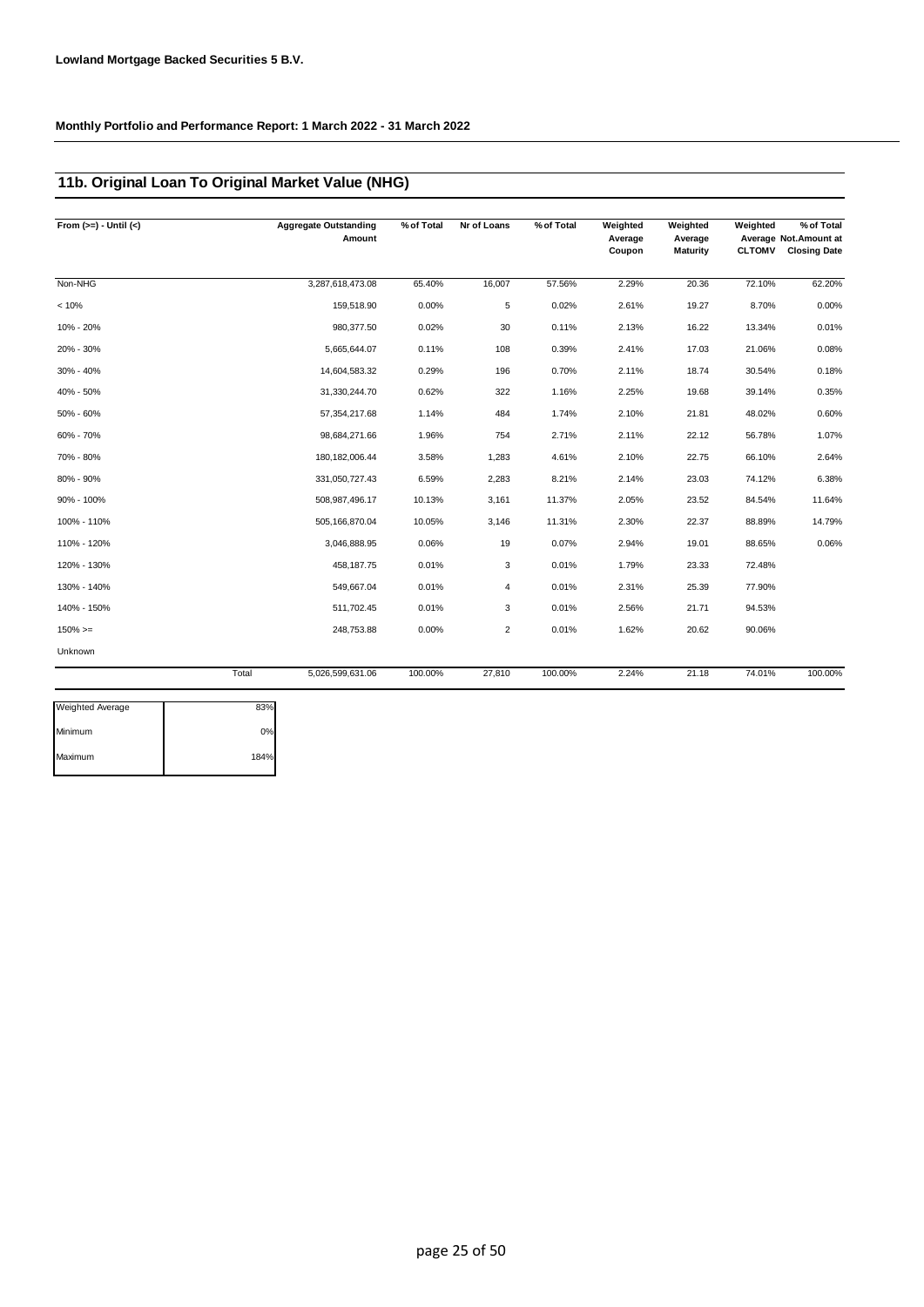**Lowland Mortgage Backed Securities 5 B.V.**

**Monthly Portfolio and Performance Report: 1 March 2022 - 31 March 2022**

## 11b. Original Loan To Original Market Value (NHG)

| From (>=) - Until (<) | Aggregate Outstanding Amount | % of Total | Nr of Loans | % of Total | Weighted Average Coupon | Weighted Average Maturity | Weighted Average CLTOMV | % of Total Not.Amount at Closing Date |
|---|---|---|---|---|---|---|---|---|
| Non-NHG | 3,287,618,473.08 | 65.40% | 16,007 | 57.56% | 2.29% | 20.36 | 72.10% | 62.20% |
| < 10% | 159,518.90 | 0.00% | 5 | 0.02% | 2.61% | 19.27 | 8.70% | 0.00% |
| 10% - 20% | 980,377.50 | 0.02% | 30 | 0.11% | 2.13% | 16.22 | 13.34% | 0.01% |
| 20% - 30% | 5,665,644.07 | 0.11% | 108 | 0.39% | 2.41% | 17.03 | 21.06% | 0.08% |
| 30% - 40% | 14,604,583.32 | 0.29% | 196 | 0.70% | 2.11% | 18.74 | 30.54% | 0.18% |
| 40% - 50% | 31,330,244.70 | 0.62% | 322 | 1.16% | 2.25% | 19.68 | 39.14% | 0.35% |
| 50% - 60% | 57,354,217.68 | 1.14% | 484 | 1.74% | 2.10% | 21.81 | 48.02% | 0.60% |
| 60% - 70% | 98,684,271.66 | 1.96% | 754 | 2.71% | 2.11% | 22.12 | 56.78% | 1.07% |
| 70% - 80% | 180,182,006.44 | 3.58% | 1,283 | 4.61% | 2.10% | 22.75 | 66.10% | 2.64% |
| 80% - 90% | 331,050,727.43 | 6.59% | 2,283 | 8.21% | 2.14% | 23.03 | 74.12% | 6.38% |
| 90% - 100% | 508,987,496.17 | 10.13% | 3,161 | 11.37% | 2.05% | 23.52 | 84.54% | 11.64% |
| 100% - 110% | 505,166,870.04 | 10.05% | 3,146 | 11.31% | 2.30% | 22.37 | 88.89% | 14.79% |
| 110% - 120% | 3,046,888.95 | 0.06% | 19 | 0.07% | 2.94% | 19.01 | 88.65% | 0.06% |
| 120% - 130% | 458,187.75 | 0.01% | 3 | 0.01% | 1.79% | 23.33 | 72.48% | |
| 130% - 140% | 549,667.04 | 0.01% | 4 | 0.01% | 2.31% | 25.39 | 77.90% | |
| 140% - 150% | 511,702.45 | 0.01% | 3 | 0.01% | 2.56% | 21.71 | 94.53% | |
| 150% >= | 248,753.88 | 0.00% | 2 | 0.01% | 1.62% | 20.62 | 90.06% | |
| Unknown | | | | | | | | |
| Total | 5,026,599,631.06 | 100.00% | 27,810 | 100.00% | 2.24% | 21.18 | 74.01% | 100.00% |

| | |
|---|---|
| Weighted Average | 83% |
| Minimum | 0% |
| Maximum | 184% |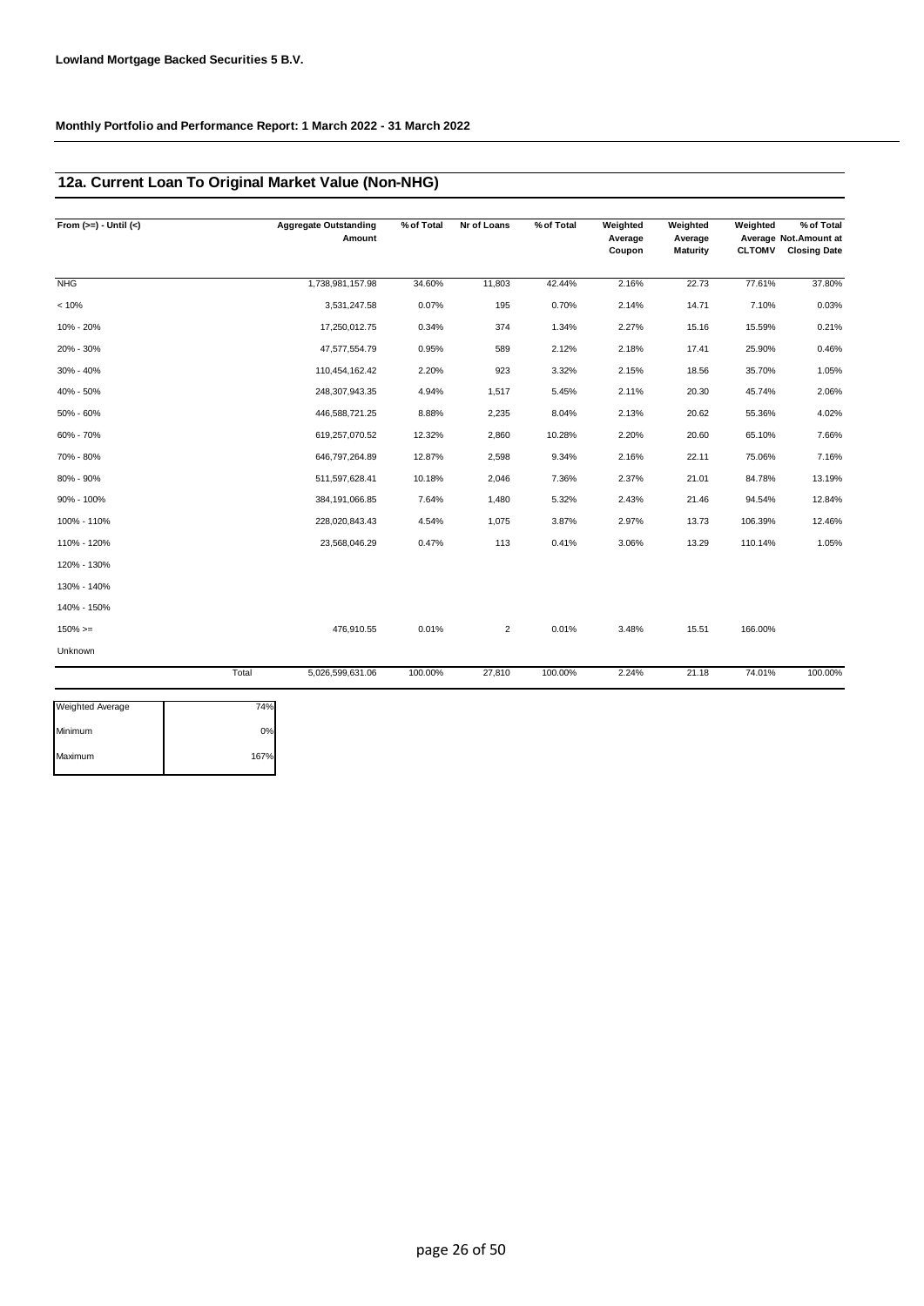**Lowland Mortgage Backed Securities 5 B.V.**

**Monthly Portfolio and Performance Report: 1 March 2022 - 31 March 2022**

## 12a. Current Loan To Original Market Value (Non-NHG)

| From (>=) - Until (<) | Aggregate Outstanding Amount | % of Total | Nr of Loans | % of Total | Weighted Average Coupon | Weighted Average Maturity | Weighted Average CLTOMV | % of Total Not.Amount at Closing Date |
|---|---|---|---|---|---|---|---|---|
| NHG | 1,738,981,157.98 | 34.60% | 11,803 | 42.44% | 2.16% | 22.73 | 77.61% | 37.80% |
| < 10% | 3,531,247.58 | 0.07% | 195 | 0.70% | 2.14% | 14.71 | 7.10% | 0.03% |
| 10% - 20% | 17,250,012.75 | 0.34% | 374 | 1.34% | 2.27% | 15.16 | 15.59% | 0.21% |
| 20% - 30% | 47,577,554.79 | 0.95% | 589 | 2.12% | 2.18% | 17.41 | 25.90% | 0.46% |
| 30% - 40% | 110,454,162.42 | 2.20% | 923 | 3.32% | 2.15% | 18.56 | 35.70% | 1.05% |
| 40% - 50% | 248,307,943.35 | 4.94% | 1,517 | 5.45% | 2.11% | 20.30 | 45.74% | 2.06% |
| 50% - 60% | 446,588,721.25 | 8.88% | 2,235 | 8.04% | 2.13% | 20.62 | 55.36% | 4.02% |
| 60% - 70% | 619,257,070.52 | 12.32% | 2,860 | 10.28% | 2.20% | 20.60 | 65.10% | 7.66% |
| 70% - 80% | 646,797,264.89 | 12.87% | 2,598 | 9.34% | 2.16% | 22.11 | 75.06% | 7.16% |
| 80% - 90% | 511,597,628.41 | 10.18% | 2,046 | 7.36% | 2.37% | 21.01 | 84.78% | 13.19% |
| 90% - 100% | 384,191,066.85 | 7.64% | 1,480 | 5.32% | 2.43% | 21.46 | 94.54% | 12.84% |
| 100% - 110% | 228,020,843.43 | 4.54% | 1,075 | 3.87% | 2.97% | 13.73 | 106.39% | 12.46% |
| 110% - 120% | 23,568,046.29 | 0.47% | 113 | 0.41% | 3.06% | 13.29 | 110.14% | 1.05% |
| 120% - 130% | | | | | | | | |
| 130% - 140% | | | | | | | | |
| 140% - 150% | | | | | | | | |
| 150% >= | 476,910.55 | 0.01% | 2 | 0.01% | 3.48% | 15.51 | 166.00% | |
| Unknown | | | | | | | | |
| Total | 5,026,599,631.06 | 100.00% | 27,810 | 100.00% | 2.24% | 21.18 | 74.01% | 100.00% |

| | |
|---|---|
| Weighted Average | 74% |
| Minimum | 0% |
| Maximum | 167% |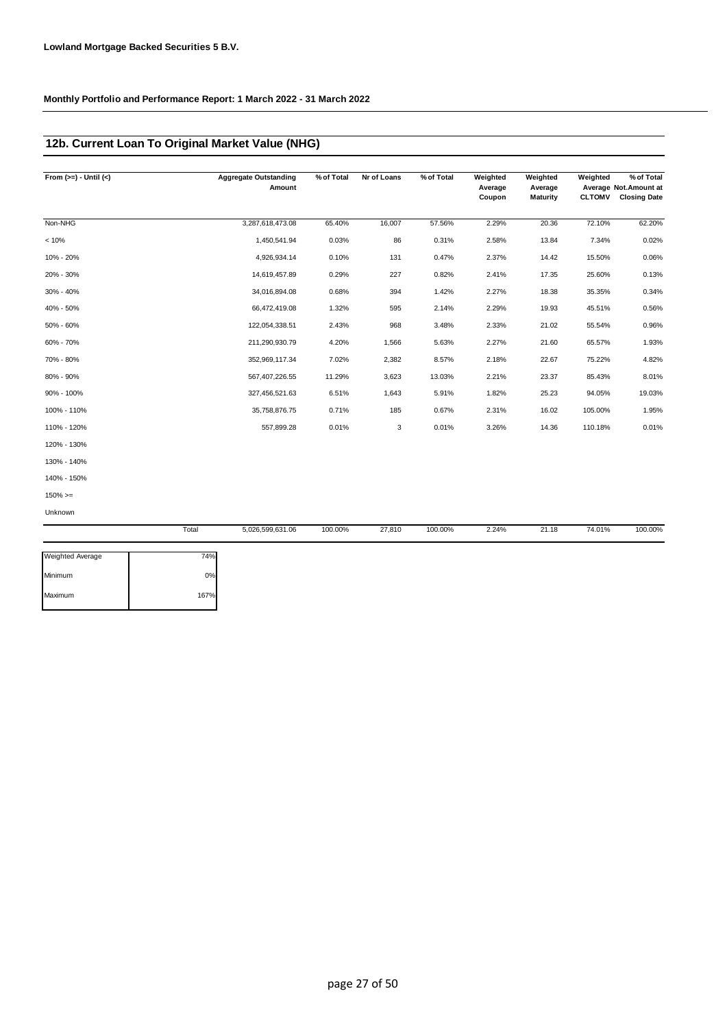**Lowland Mortgage Backed Securities 5 B.V.**

**Monthly Portfolio and Performance Report: 1 March 2022 - 31 March 2022**

## 12b. Current Loan To Original Market Value (NHG)

| From (>=) - Until (<) | Aggregate Outstanding Amount | % of Total | Nr of Loans | % of Total | Weighted Average Coupon | Weighted Average Maturity | Weighted Average CLTOMV | % of Total Not.Amount at Closing Date |
|---|---|---|---|---|---|---|---|---|
| Non-NHG | 3,287,618,473.08 | 65.40% | 16,007 | 57.56% | 2.29% | 20.36 | 72.10% | 62.20% |
| < 10% | 1,450,541.94 | 0.03% | 86 | 0.31% | 2.58% | 13.84 | 7.34% | 0.02% |
| 10% - 20% | 4,926,934.14 | 0.10% | 131 | 0.47% | 2.37% | 14.42 | 15.50% | 0.06% |
| 20% - 30% | 14,619,457.89 | 0.29% | 227 | 0.82% | 2.41% | 17.35 | 25.60% | 0.13% |
| 30% - 40% | 34,016,894.08 | 0.68% | 394 | 1.42% | 2.27% | 18.38 | 35.35% | 0.34% |
| 40% - 50% | 66,472,419.08 | 1.32% | 595 | 2.14% | 2.29% | 19.93 | 45.51% | 0.56% |
| 50% - 60% | 122,054,338.51 | 2.43% | 968 | 3.48% | 2.33% | 21.02 | 55.54% | 0.96% |
| 60% - 70% | 211,290,930.79 | 4.20% | 1,566 | 5.63% | 2.27% | 21.60 | 65.57% | 1.93% |
| 70% - 80% | 352,969,117.34 | 7.02% | 2,382 | 8.57% | 2.18% | 22.67 | 75.22% | 4.82% |
| 80% - 90% | 567,407,226.55 | 11.29% | 3,623 | 13.03% | 2.21% | 23.37 | 85.43% | 8.01% |
| 90% - 100% | 327,456,521.63 | 6.51% | 1,643 | 5.91% | 1.82% | 25.23 | 94.05% | 19.03% |
| 100% - 110% | 35,758,876.75 | 0.71% | 185 | 0.67% | 2.31% | 16.02 | 105.00% | 1.95% |
| 110% - 120% | 557,899.28 | 0.01% | 3 | 0.01% | 3.26% | 14.36 | 110.18% | 0.01% |
| 120% - 130% | | | | | | | | |
| 130% - 140% | | | | | | | | |
| 140% - 150% | | | | | | | | |
| 150% >= | | | | | | | | |
| Unknown | | | | | | | | |
| Total | 5,026,599,631.06 | 100.00% | 27,810 | 100.00% | 2.24% | 21.18 | 74.01% | 100.00% |

| | |
|---|---|
| Weighted Average | 74% |
| Minimum | 0% |
| Maximum | 167% |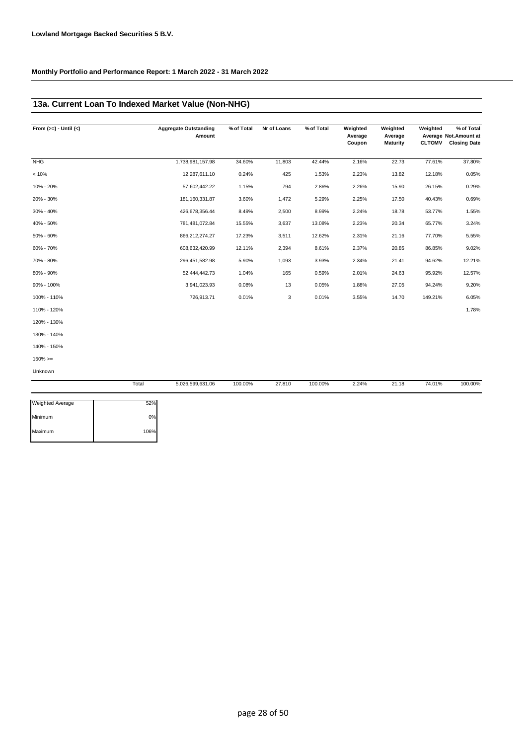**Lowland Mortgage Backed Securities 5 B.V.**

**Monthly Portfolio and Performance Report: 1 March 2022 - 31 March 2022**

## 13a. Current Loan To Indexed Market Value (Non-NHG)

| From (>=) - Until (<) | Aggregate Outstanding Amount | % of Total | Nr of Loans | % of Total | Weighted Average Coupon | Weighted Average Maturity | Weighted Average CLTOMV | % of Total Not.Amount at Closing Date |
|---|---|---|---|---|---|---|---|---|
| NHG | 1,738,981,157.98 | 34.60% | 11,803 | 42.44% | 2.16% | 22.73 | 77.61% | 37.80% |
| < 10% | 12,287,611.10 | 0.24% | 425 | 1.53% | 2.23% | 13.82 | 12.18% | 0.05% |
| 10% - 20% | 57,602,442.22 | 1.15% | 794 | 2.86% | 2.26% | 15.90 | 26.15% | 0.29% |
| 20% - 30% | 181,160,331.87 | 3.60% | 1,472 | 5.29% | 2.25% | 17.50 | 40.43% | 0.69% |
| 30% - 40% | 426,678,356.44 | 8.49% | 2,500 | 8.99% | 2.24% | 18.78 | 53.77% | 1.55% |
| 40% - 50% | 781,481,072.84 | 15.55% | 3,637 | 13.08% | 2.23% | 20.34 | 65.77% | 3.24% |
| 50% - 60% | 866,212,274.27 | 17.23% | 3,511 | 12.62% | 2.31% | 21.16 | 77.70% | 5.55% |
| 60% - 70% | 608,632,420.99 | 12.11% | 2,394 | 8.61% | 2.37% | 20.85 | 86.85% | 9.02% |
| 70% - 80% | 296,451,582.98 | 5.90% | 1,093 | 3.93% | 2.34% | 21.41 | 94.62% | 12.21% |
| 80% - 90% | 52,444,442.73 | 1.04% | 165 | 0.59% | 2.01% | 24.63 | 95.92% | 12.57% |
| 90% - 100% | 3,941,023.93 | 0.08% | 13 | 0.05% | 1.88% | 27.05 | 94.24% | 9.20% |
| 100% - 110% | 726,913.71 | 0.01% | 3 | 0.01% | 3.55% | 14.70 | 149.21% | 6.05% |
| 110% - 120% | | | | | | | | 1.78% |
| 120% - 130% | | | | | | | | |
| 130% - 140% | | | | | | | | |
| 140% - 150% | | | | | | | | |
| 150% >= | | | | | | | | |
| Unknown | | | | | | | | |
| Total | 5,026,599,631.06 | 100.00% | 27,810 | 100.00% | 2.24% | 21.18 | 74.01% | 100.00% |

| | |
|---|---|
| Weighted Average | 52% |
| Minimum | 0% |
| Maximum | 106% |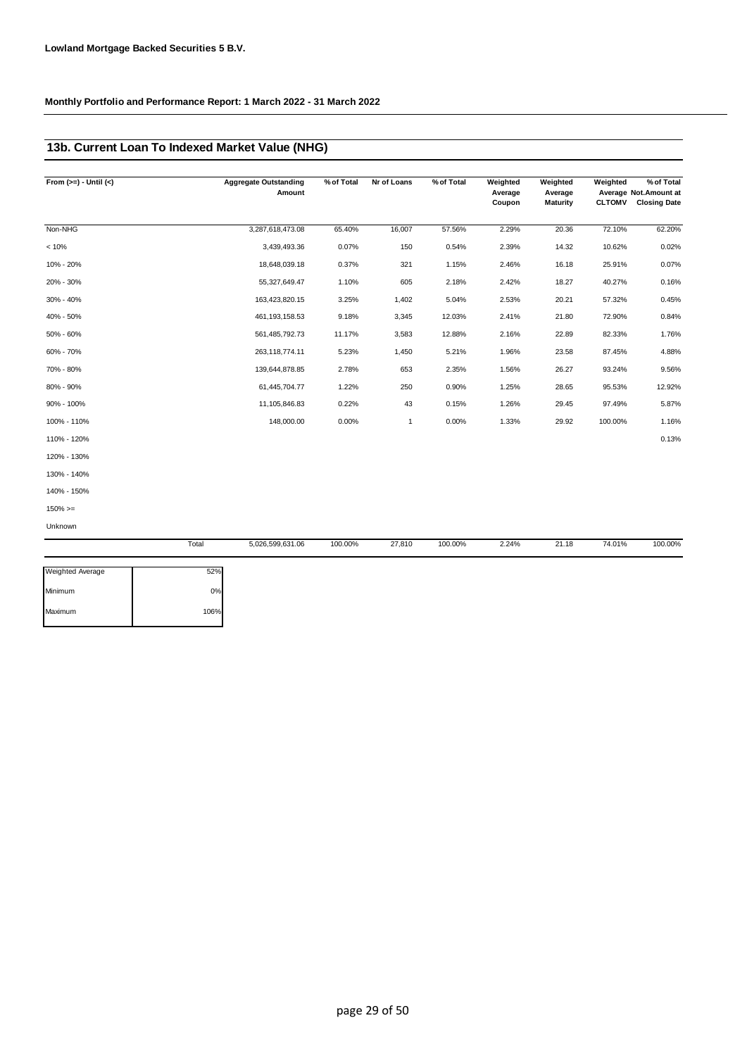**Lowland Mortgage Backed Securities 5 B.V.**

**Monthly Portfolio and Performance Report: 1 March 2022 - 31 March 2022**

## 13b. Current Loan To Indexed Market Value (NHG)

| From (>=) - Until (<) | Aggregate Outstanding Amount | % of Total | Nr of Loans | % of Total | Weighted Average Coupon | Weighted Average Maturity | Weighted Average CLTOMV | % of Total Not.Amount at Closing Date |
|---|---|---|---|---|---|---|---|---|
| Non-NHG | 3,287,618,473.08 | 65.40% | 16,007 | 57.56% | 2.29% | 20.36 | 72.10% | 62.20% |
| < 10% | 3,439,493.36 | 0.07% | 150 | 0.54% | 2.39% | 14.32 | 10.62% | 0.02% |
| 10% - 20% | 18,648,039.18 | 0.37% | 321 | 1.15% | 2.46% | 16.18 | 25.91% | 0.07% |
| 20% - 30% | 55,327,649.47 | 1.10% | 605 | 2.18% | 2.42% | 18.27 | 40.27% | 0.16% |
| 30% - 40% | 163,423,820.15 | 3.25% | 1,402 | 5.04% | 2.53% | 20.21 | 57.32% | 0.45% |
| 40% - 50% | 461,193,158.53 | 9.18% | 3,345 | 12.03% | 2.41% | 21.80 | 72.90% | 0.84% |
| 50% - 60% | 561,485,792.73 | 11.17% | 3,583 | 12.88% | 2.16% | 22.89 | 82.33% | 1.76% |
| 60% - 70% | 263,118,774.11 | 5.23% | 1,450 | 5.21% | 1.96% | 23.58 | 87.45% | 4.88% |
| 70% - 80% | 139,644,878.85 | 2.78% | 653 | 2.35% | 1.56% | 26.27 | 93.24% | 9.56% |
| 80% - 90% | 61,445,704.77 | 1.22% | 250 | 0.90% | 1.25% | 28.65 | 95.53% | 12.92% |
| 90% - 100% | 11,105,846.83 | 0.22% | 43 | 0.15% | 1.26% | 29.45 | 97.49% | 5.87% |
| 100% - 110% | 148,000.00 | 0.00% | 1 | 0.00% | 1.33% | 29.92 | 100.00% | 1.16% |
| 110% - 120% | | | | | | | | 0.13% |
| 120% - 130% | | | | | | | | |
| 130% - 140% | | | | | | | | |
| 140% - 150% | | | | | | | | |
| 150% >= | | | | | | | | |
| Unknown | | | | | | | | |
| Total | 5,026,599,631.06 | 100.00% | 27,810 | 100.00% | 2.24% | 21.18 | 74.01% | 100.00% |

| | |
|---|---|
| Weighted Average | 52% |
| Minimum | 0% |
| Maximum | 106% |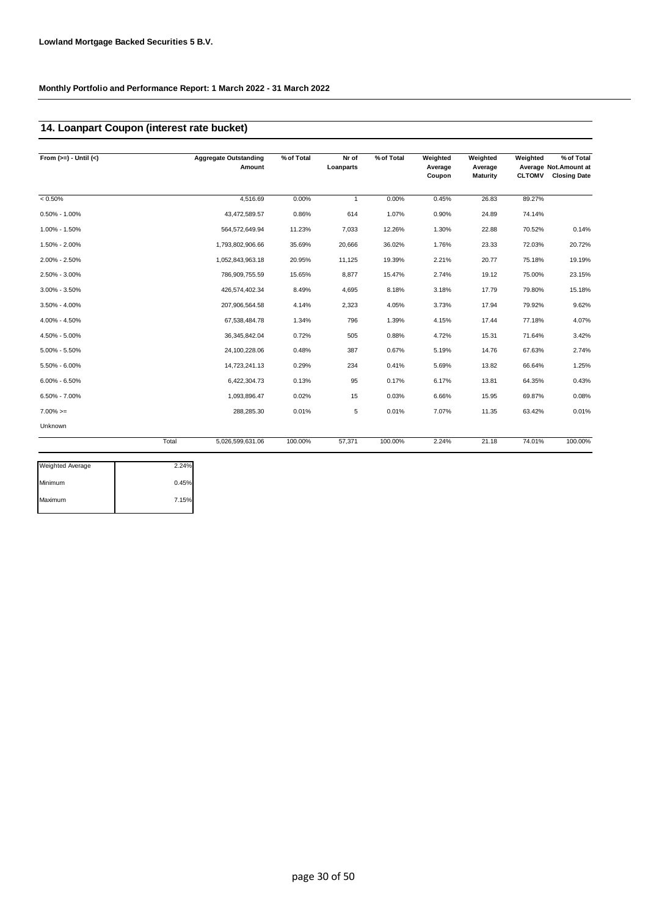**Lowland Mortgage Backed Securities 5 B.V.**

**Monthly Portfolio and Performance Report: 1 March 2022 - 31 March 2022**

## 14. Loanpart Coupon (interest rate bucket)

| From (>=) - Until (<) | Aggregate Outstanding Amount | % of Total | Nr of Loanparts | % of Total | Weighted Average Coupon | Weighted Average Maturity | Weighted Average CLTOMV | % of Total Not.Amount at Closing Date |
|---|---|---|---|---|---|---|---|---|
| < 0.50% | 4,516.69 | 0.00% | 1 | 0.00% | 0.45% | 26.83 | 89.27% | |
| 0.50% - 1.00% | 43,472,589.57 | 0.86% | 614 | 1.07% | 0.90% | 24.89 | 74.14% | |
| 1.00% - 1.50% | 564,572,649.94 | 11.23% | 7,033 | 12.26% | 1.30% | 22.88 | 70.52% | 0.14% |
| 1.50% - 2.00% | 1,793,802,906.66 | 35.69% | 20,666 | 36.02% | 1.76% | 23.33 | 72.03% | 20.72% |
| 2.00% - 2.50% | 1,052,843,963.18 | 20.95% | 11,125 | 19.39% | 2.21% | 20.77 | 75.18% | 19.19% |
| 2.50% - 3.00% | 786,909,755.59 | 15.65% | 8,877 | 15.47% | 2.74% | 19.12 | 75.00% | 23.15% |
| 3.00% - 3.50% | 426,574,402.34 | 8.49% | 4,695 | 8.18% | 3.18% | 17.79 | 79.80% | 15.18% |
| 3.50% - 4.00% | 207,906,564.58 | 4.14% | 2,323 | 4.05% | 3.73% | 17.94 | 79.92% | 9.62% |
| 4.00% - 4.50% | 67,538,484.78 | 1.34% | 796 | 1.39% | 4.15% | 17.44 | 77.18% | 4.07% |
| 4.50% - 5.00% | 36,345,842.04 | 0.72% | 505 | 0.88% | 4.72% | 15.31 | 71.64% | 3.42% |
| 5.00% - 5.50% | 24,100,228.06 | 0.48% | 387 | 0.67% | 5.19% | 14.76 | 67.63% | 2.74% |
| 5.50% - 6.00% | 14,723,241.13 | 0.29% | 234 | 0.41% | 5.69% | 13.82 | 66.64% | 1.25% |
| 6.00% - 6.50% | 6,422,304.73 | 0.13% | 95 | 0.17% | 6.17% | 13.81 | 64.35% | 0.43% |
| 6.50% - 7.00% | 1,093,896.47 | 0.02% | 15 | 0.03% | 6.66% | 15.95 | 69.87% | 0.08% |
| 7.00% >= | 288,285.30 | 0.01% | 5 | 0.01% | 7.07% | 11.35 | 63.42% | 0.01% |
| Unknown | | | | | | | | |
| Total | 5,026,599,631.06 | 100.00% | 57,371 | 100.00% | 2.24% | 21.18 | 74.01% | 100.00% |

| | |
|---|---|
| Weighted Average | 2.24% |
| Minimum | 0.45% |
| Maximum | 7.15% |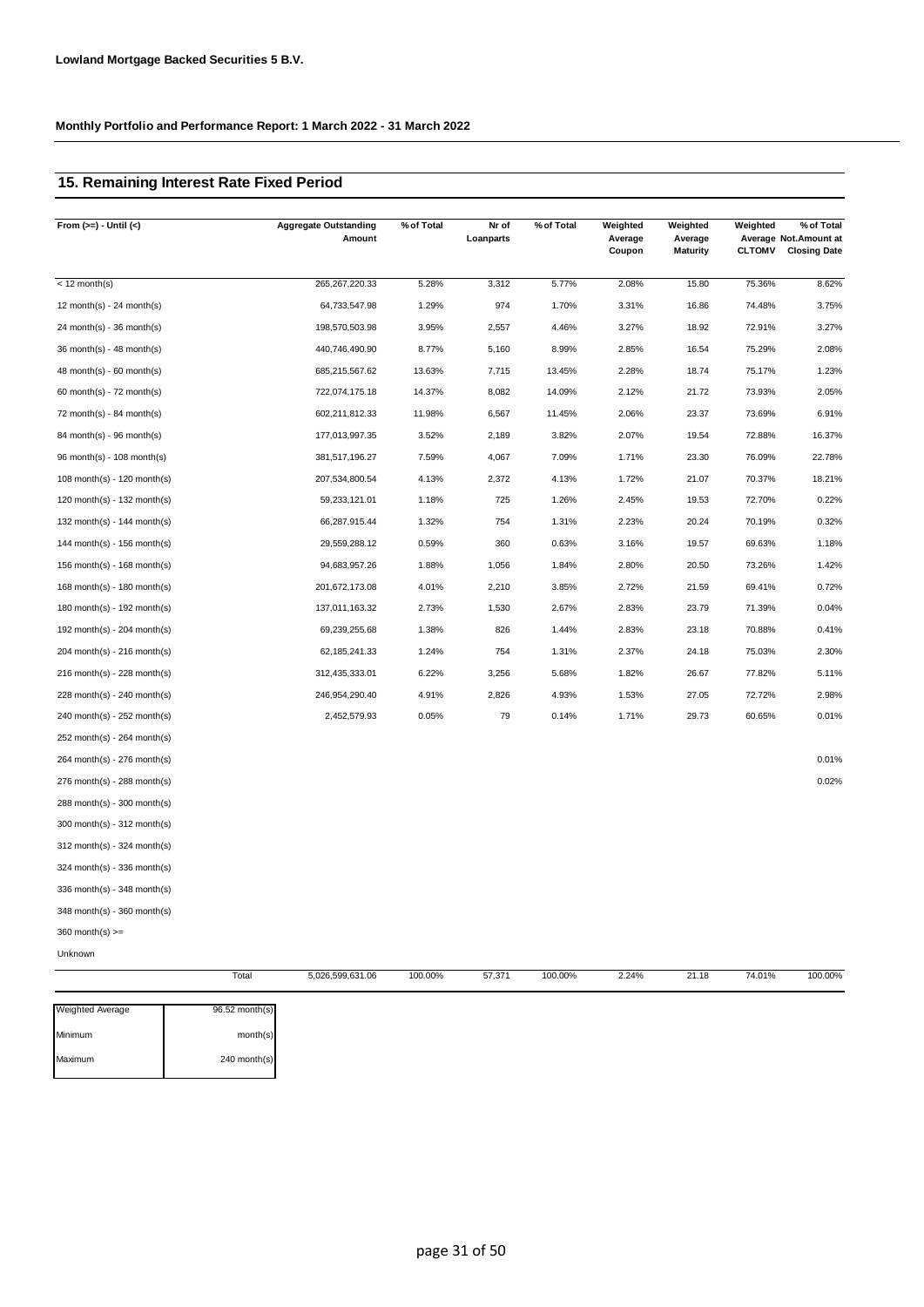**Lowland Mortgage Backed Securities 5 B.V.**

**Monthly Portfolio and Performance Report: 1 March 2022 - 31 March 2022**

## 15. Remaining Interest Rate Fixed Period

| From (>=) - Until (<) | Aggregate Outstanding Amount | % of Total | Nr of Loanparts | % of Total | Weighted Average Coupon | Weighted Average Maturity | Weighted Average CLTOMV | % of Total Not.Amount at Closing Date |
|---|---|---|---|---|---|---|---|---|
| < 12 month(s) | 265,267,220.33 | 5.28% | 3,312 | 5.77% | 2.08% | 15.80 | 75.36% | 8.62% |
| 12 month(s) - 24 month(s) | 64,733,547.98 | 1.29% | 974 | 1.70% | 3.31% | 16.86 | 74.48% | 3.75% |
| 24 month(s) - 36 month(s) | 198,570,503.98 | 3.95% | 2,557 | 4.46% | 3.27% | 18.92 | 72.91% | 3.27% |
| 36 month(s) - 48 month(s) | 440,746,490.90 | 8.77% | 5,160 | 8.99% | 2.85% | 16.54 | 75.29% | 2.08% |
| 48 month(s) - 60 month(s) | 685,215,567.62 | 13.63% | 7,715 | 13.45% | 2.28% | 18.74 | 75.17% | 1.23% |
| 60 month(s) - 72 month(s) | 722,074,175.18 | 14.37% | 8,082 | 14.09% | 2.12% | 21.72 | 73.93% | 2.05% |
| 72 month(s) - 84 month(s) | 602,211,812.33 | 11.98% | 6,567 | 11.45% | 2.06% | 23.37 | 73.69% | 6.91% |
| 84 month(s) - 96 month(s) | 177,013,997.35 | 3.52% | 2,189 | 3.82% | 2.07% | 19.54 | 72.88% | 16.37% |
| 96 month(s) - 108 month(s) | 381,517,196.27 | 7.59% | 4,067 | 7.09% | 1.71% | 23.30 | 76.09% | 22.78% |
| 108 month(s) - 120 month(s) | 207,534,800.54 | 4.13% | 2,372 | 4.13% | 1.72% | 21.07 | 70.37% | 18.21% |
| 120 month(s) - 132 month(s) | 59,233,121.01 | 1.18% | 725 | 1.26% | 2.45% | 19.53 | 72.70% | 0.22% |
| 132 month(s) - 144 month(s) | 66,287,915.44 | 1.32% | 754 | 1.31% | 2.23% | 20.24 | 70.19% | 0.32% |
| 144 month(s) - 156 month(s) | 29,559,288.12 | 0.59% | 360 | 0.63% | 3.16% | 19.57 | 69.63% | 1.18% |
| 156 month(s) - 168 month(s) | 94,683,957.26 | 1.88% | 1,056 | 1.84% | 2.80% | 20.50 | 73.26% | 1.42% |
| 168 month(s) - 180 month(s) | 201,672,173.08 | 4.01% | 2,210 | 3.85% | 2.72% | 21.59 | 69.41% | 0.72% |
| 180 month(s) - 192 month(s) | 137,011,163.32 | 2.73% | 1,530 | 2.67% | 2.83% | 23.79 | 71.39% | 0.04% |
| 192 month(s) - 204 month(s) | 69,239,255.68 | 1.38% | 826 | 1.44% | 2.83% | 23.18 | 70.88% | 0.41% |
| 204 month(s) - 216 month(s) | 62,185,241.33 | 1.24% | 754 | 1.31% | 2.37% | 24.18 | 75.03% | 2.30% |
| 216 month(s) - 228 month(s) | 312,435,333.01 | 6.22% | 3,256 | 5.68% | 1.82% | 26.67 | 77.82% | 5.11% |
| 228 month(s) - 240 month(s) | 246,954,290.40 | 4.91% | 2,826 | 4.93% | 1.53% | 27.05 | 72.72% | 2.98% |
| 240 month(s) - 252 month(s) | 2,452,579.93 | 0.05% | 79 | 0.14% | 1.71% | 29.73 | 60.65% | 0.01% |
| 252 month(s) - 264 month(s) | | | | | | | | |
| 264 month(s) - 276 month(s) | | | | | | | | 0.01% |
| 276 month(s) - 288 month(s) | | | | | | | | 0.02% |
| 288 month(s) - 300 month(s) | | | | | | | | |
| 300 month(s) - 312 month(s) | | | | | | | | |
| 312 month(s) - 324 month(s) | | | | | | | | |
| 324 month(s) - 336 month(s) | | | | | | | | |
| 336 month(s) - 348 month(s) | | | | | | | | |
| 348 month(s) - 360 month(s) | | | | | | | | |
| 360 month(s) >= | | | | | | | | |
| Unknown | | | | | | | | |
| Total | 5,026,599,631.06 | 100.00% | 57,371 | 100.00% | 2.24% | 21.18 | 74.01% | 100.00% |

| | |
|---|---|
| Weighted Average | 96.52 month(s) |
| Minimum | month(s) |
| Maximum | 240 month(s) |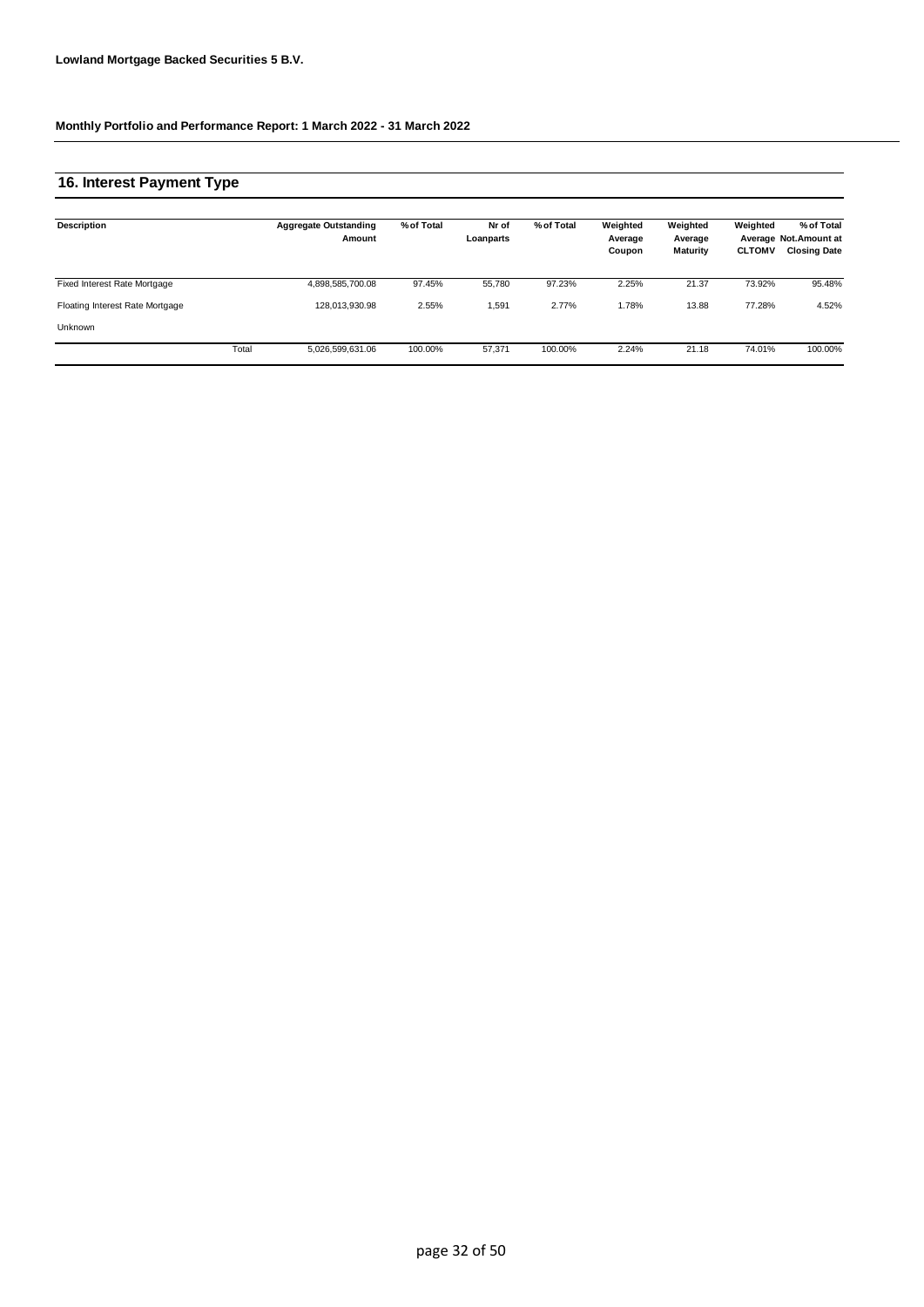**Lowland Mortgage Backed Securities 5 B.V.**

**Monthly Portfolio and Performance Report: 1 March 2022 - 31 March 2022**

## 16. Interest Payment Type

| Description | | Aggregate Outstanding Amount | % of Total | Nr of Loanparts | % of Total | Weighted Average Coupon | Weighted Average Maturity | Weighted Average CLTOMV | % of Total Not.Amount at Closing Date |
|---|---|---|---|---|---|---|---|---|---|
| Fixed Interest Rate Mortgage | | 4,898,585,700.08 | 97.45% | 55,780 | 97.23% | 2.25% | 21.37 | 73.92% | 95.48% |
| Floating Interest Rate Mortgage | | 128,013,930.98 | 2.55% | 1,591 | 2.77% | 1.78% | 13.88 | 77.28% | 4.52% |
| Unknown | | | | | | | | | |
| | Total | 5,026,599,631.06 | 100.00% | 57,371 | 100.00% | 2.24% | 21.18 | 74.01% | 100.00% |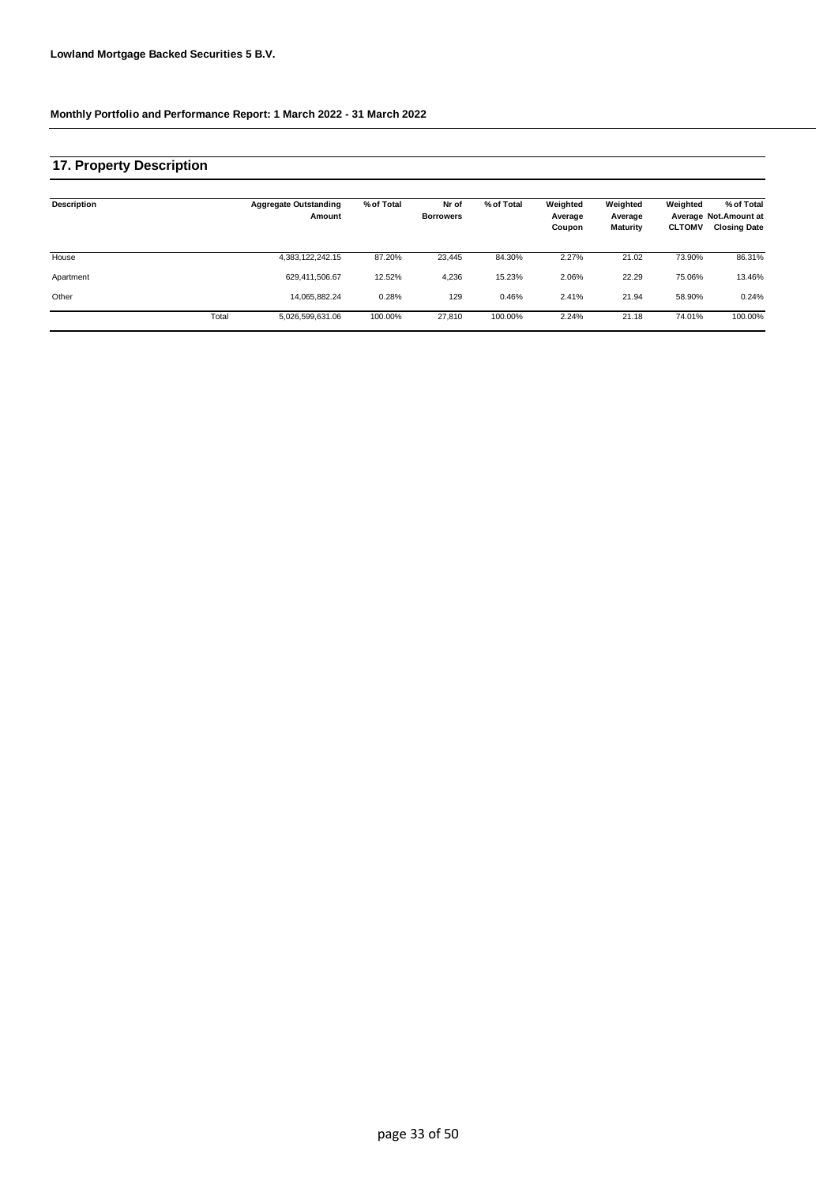**Lowland Mortgage Backed Securities 5 B.V.**

**Monthly Portfolio and Performance Report: 1 March 2022 - 31 March 2022**

## 17. Property Description

| Description | | Aggregate Outstanding Amount | % of Total | Nr of Borrowers | % of Total | Weighted Average Coupon | Weighted Average Maturity | Weighted Average CLTOMV | % of Total Not.Amount at Closing Date |
|---|---|---|---|---|---|---|---|---|---|
| House | | 4,383,122,242.15 | 87.20% | 23,445 | 84.30% | 2.27% | 21.02 | 73.90% | 86.31% |
| Apartment | | 629,411,506.67 | 12.52% | 4,236 | 15.23% | 2.06% | 22.29 | 75.06% | 13.46% |
| Other | | 14,065,882.24 | 0.28% | 129 | 0.46% | 2.41% | 21.94 | 58.90% | 0.24% |
| | Total | 5,026,599,631.06 | 100.00% | 27,810 | 100.00% | 2.24% | 21.18 | 74.01% | 100.00% |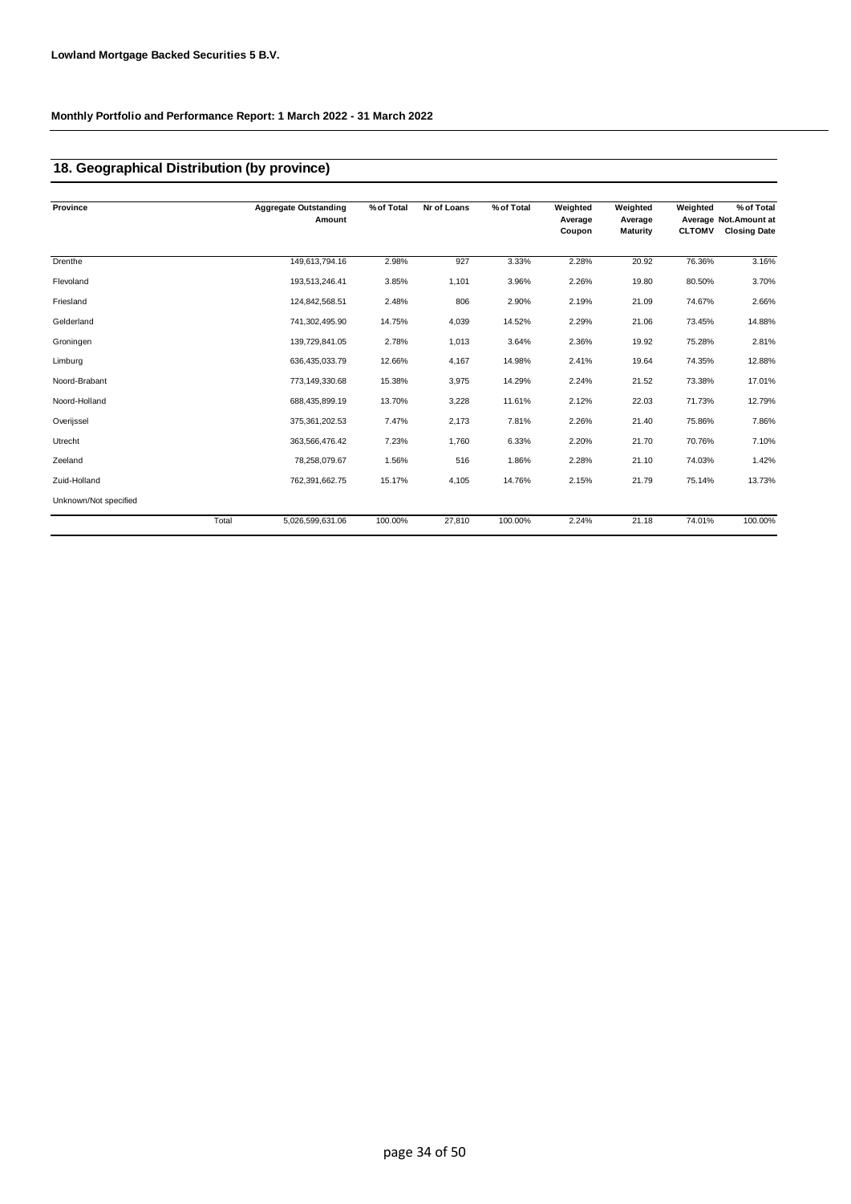**Lowland Mortgage Backed Securities 5 B.V.**

**Monthly Portfolio and Performance Report: 1 March 2022 - 31 March 2022**

## 18. Geographical Distribution (by province)

| Province | Aggregate Outstanding Amount | % of Total | Nr of Loans | % of Total | Weighted Average Coupon | Weighted Average Maturity | Weighted Average CLTOMV | % of Total Not.Amount at Closing Date |
|---|---|---|---|---|---|---|---|---|
| Drenthe | 149,613,794.16 | 2.98% | 927 | 3.33% | 2.28% | 20.92 | 76.36% | 3.16% |
| Flevoland | 193,513,246.41 | 3.85% | 1,101 | 3.96% | 2.26% | 19.80 | 80.50% | 3.70% |
| Friesland | 124,842,568.51 | 2.48% | 806 | 2.90% | 2.19% | 21.09 | 74.67% | 2.66% |
| Gelderland | 741,302,495.90 | 14.75% | 4,039 | 14.52% | 2.29% | 21.06 | 73.45% | 14.88% |
| Groningen | 139,729,841.05 | 2.78% | 1,013 | 3.64% | 2.36% | 19.92 | 75.28% | 2.81% |
| Limburg | 636,435,033.79 | 12.66% | 4,167 | 14.98% | 2.41% | 19.64 | 74.35% | 12.88% |
| Noord-Brabant | 773,149,330.68 | 15.38% | 3,975 | 14.29% | 2.24% | 21.52 | 73.38% | 17.01% |
| Noord-Holland | 688,435,899.19 | 13.70% | 3,228 | 11.61% | 2.12% | 22.03 | 71.73% | 12.79% |
| Overijssel | 375,361,202.53 | 7.47% | 2,173 | 7.81% | 2.26% | 21.40 | 75.86% | 7.86% |
| Utrecht | 363,566,476.42 | 7.23% | 1,760 | 6.33% | 2.20% | 21.70 | 70.76% | 7.10% |
| Zeeland | 78,258,079.67 | 1.56% | 516 | 1.86% | 2.28% | 21.10 | 74.03% | 1.42% |
| Zuid-Holland | 762,391,662.75 | 15.17% | 4,105 | 14.76% | 2.15% | 21.79 | 75.14% | 13.73% |
| Unknown/Not specified | | | | | | | | |
| Total | 5,026,599,631.06 | 100.00% | 27,810 | 100.00% | 2.24% | 21.18 | 74.01% | 100.00% |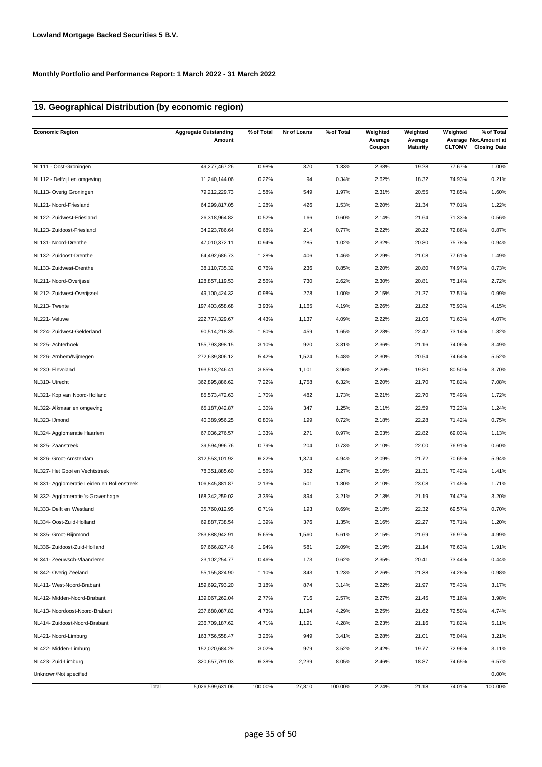**Lowland Mortgage Backed Securities 5 B.V.**

**Monthly Portfolio and Performance Report: 1 March 2022 - 31 March 2022**

## 19. Geographical Distribution (by economic region)

| Economic Region | Aggregate Outstanding Amount | % of Total | Nr of Loans | % of Total | Weighted Average Coupon | Weighted Average Maturity | Weighted Average CLTOMV | % of Total Not.Amount at Closing Date |
|---|---|---|---|---|---|---|---|---|
| NL111 - Oost-Groningen | 49,277,467.26 | 0.98% | 370 | 1.33% | 2.38% | 19.28 | 77.67% | 1.00% |
| NL112 - Delfzijl en omgeving | 11,240,144.06 | 0.22% | 94 | 0.34% | 2.62% | 18.32 | 74.93% | 0.21% |
| NL113- Overig Groningen | 79,212,229.73 | 1.58% | 549 | 1.97% | 2.31% | 20.55 | 73.85% | 1.60% |
| NL121- Noord-Friesland | 64,299,817.05 | 1.28% | 426 | 1.53% | 2.20% | 21.34 | 77.01% | 1.22% |
| NL122- Zuidwest-Friesland | 26,318,964.82 | 0.52% | 166 | 0.60% | 2.14% | 21.64 | 71.33% | 0.56% |
| NL123- Zuidoost-Friesland | 34,223,786.64 | 0.68% | 214 | 0.77% | 2.22% | 20.22 | 72.86% | 0.87% |
| NL131- Noord-Drenthe | 47,010,372.11 | 0.94% | 285 | 1.02% | 2.32% | 20.80 | 75.78% | 0.94% |
| NL132- Zuidoost-Drenthe | 64,492,686.73 | 1.28% | 406 | 1.46% | 2.29% | 21.08 | 77.61% | 1.49% |
| NL133- Zuidwest-Drenthe | 38,110,735.32 | 0.76% | 236 | 0.85% | 2.20% | 20.80 | 74.97% | 0.73% |
| NL211- Noord-Overijssel | 128,857,119.53 | 2.56% | 730 | 2.62% | 2.30% | 20.81 | 75.14% | 2.72% |
| NL212- Zuidwest-Overijssel | 49,100,424.32 | 0.98% | 278 | 1.00% | 2.15% | 21.27 | 77.51% | 0.99% |
| NL213- Twente | 197,403,658.68 | 3.93% | 1,165 | 4.19% | 2.26% | 21.82 | 75.93% | 4.15% |
| NL221- Veluwe | 222,774,329.67 | 4.43% | 1,137 | 4.09% | 2.22% | 21.06 | 71.63% | 4.07% |
| NL224- Zuidwest-Gelderland | 90,514,218.35 | 1.80% | 459 | 1.65% | 2.28% | 22.42 | 73.14% | 1.82% |
| NL225- Achterhoek | 155,793,898.15 | 3.10% | 920 | 3.31% | 2.36% | 21.16 | 74.06% | 3.49% |
| NL226- Arnhem/Nijmegen | 272,639,806.12 | 5.42% | 1,524 | 5.48% | 2.30% | 20.54 | 74.64% | 5.52% |
| NL230- Flevoland | 193,513,246.41 | 3.85% | 1,101 | 3.96% | 2.26% | 19.80 | 80.50% | 3.70% |
| NL310- Utrecht | 362,895,886.62 | 7.22% | 1,758 | 6.32% | 2.20% | 21.70 | 70.82% | 7.08% |
| NL321- Kop van Noord-Holland | 85,573,472.63 | 1.70% | 482 | 1.73% | 2.21% | 22.70 | 75.49% | 1.72% |
| NL322- Alkmaar en omgeving | 65,187,042.87 | 1.30% | 347 | 1.25% | 2.11% | 22.59 | 73.23% | 1.24% |
| NL323- IJmond | 40,389,956.25 | 0.80% | 199 | 0.72% | 2.18% | 22.28 | 71.42% | 0.75% |
| NL324- Agglomeratie Haarlem | 67,036,276.57 | 1.33% | 271 | 0.97% | 2.03% | 22.82 | 69.03% | 1.13% |
| NL325- Zaanstreek | 39,594,996.76 | 0.79% | 204 | 0.73% | 2.10% | 22.00 | 76.91% | 0.60% |
| NL326- Groot-Amsterdam | 312,553,101.92 | 6.22% | 1,374 | 4.94% | 2.09% | 21.72 | 70.65% | 5.94% |
| NL327- Het Gooi en Vechtstreek | 78,351,885.60 | 1.56% | 352 | 1.27% | 2.16% | 21.31 | 70.42% | 1.41% |
| NL331- Agglomeratie Leiden en Bollenstreek | 106,845,881.87 | 2.13% | 501 | 1.80% | 2.10% | 23.08 | 71.45% | 1.71% |
| NL332- Agglomeratie 's-Gravenhage | 168,342,259.02 | 3.35% | 894 | 3.21% | 2.13% | 21.19 | 74.47% | 3.20% |
| NL333- Delft en Westland | 35,760,012.95 | 0.71% | 193 | 0.69% | 2.18% | 22.32 | 69.57% | 0.70% |
| NL334- Oost-Zuid-Holland | 69,887,738.54 | 1.39% | 376 | 1.35% | 2.16% | 22.27 | 75.71% | 1.20% |
| NL335- Groot-Rijnmond | 283,888,942.91 | 5.65% | 1,560 | 5.61% | 2.15% | 21.69 | 76.97% | 4.99% |
| NL336- Zuidoost-Zuid-Holland | 97,666,827.46 | 1.94% | 581 | 2.09% | 2.19% | 21.14 | 76.63% | 1.91% |
| NL341- Zeeuwsch-Vlaanderen | 23,102,254.77 | 0.46% | 173 | 0.62% | 2.35% | 20.41 | 73.44% | 0.44% |
| NL342- Overig Zeeland | 55,155,824.90 | 1.10% | 343 | 1.23% | 2.26% | 21.38 | 74.28% | 0.98% |
| NL411- West-Noord-Brabant | 159,692,793.20 | 3.18% | 874 | 3.14% | 2.22% | 21.97 | 75.43% | 3.17% |
| NL412- Midden-Noord-Brabant | 139,067,262.04 | 2.77% | 716 | 2.57% | 2.27% | 21.45 | 75.16% | 3.98% |
| NL413- Noordoost-Noord-Brabant | 237,680,087.82 | 4.73% | 1,194 | 4.29% | 2.25% | 21.62 | 72.50% | 4.74% |
| NL414- Zuidoost-Noord-Brabant | 236,709,187.62 | 4.71% | 1,191 | 4.28% | 2.23% | 21.16 | 71.82% | 5.11% |
| NL421- Noord-Limburg | 163,756,558.47 | 3.26% | 949 | 3.41% | 2.28% | 21.01 | 75.04% | 3.21% |
| NL422- Midden-Limburg | 152,020,684.29 | 3.02% | 979 | 3.52% | 2.42% | 19.77 | 72.96% | 3.11% |
| NL423- Zuid-Limburg | 320,657,791.03 | 6.38% | 2,239 | 8.05% | 2.46% | 18.87 | 74.65% | 6.57% |
| Unknown/Not specified | | | | | | | | 0.00% |
| Total | 5,026,599,631.06 | 100.00% | 27,810 | 100.00% | 2.24% | 21.18 | 74.01% | 100.00% |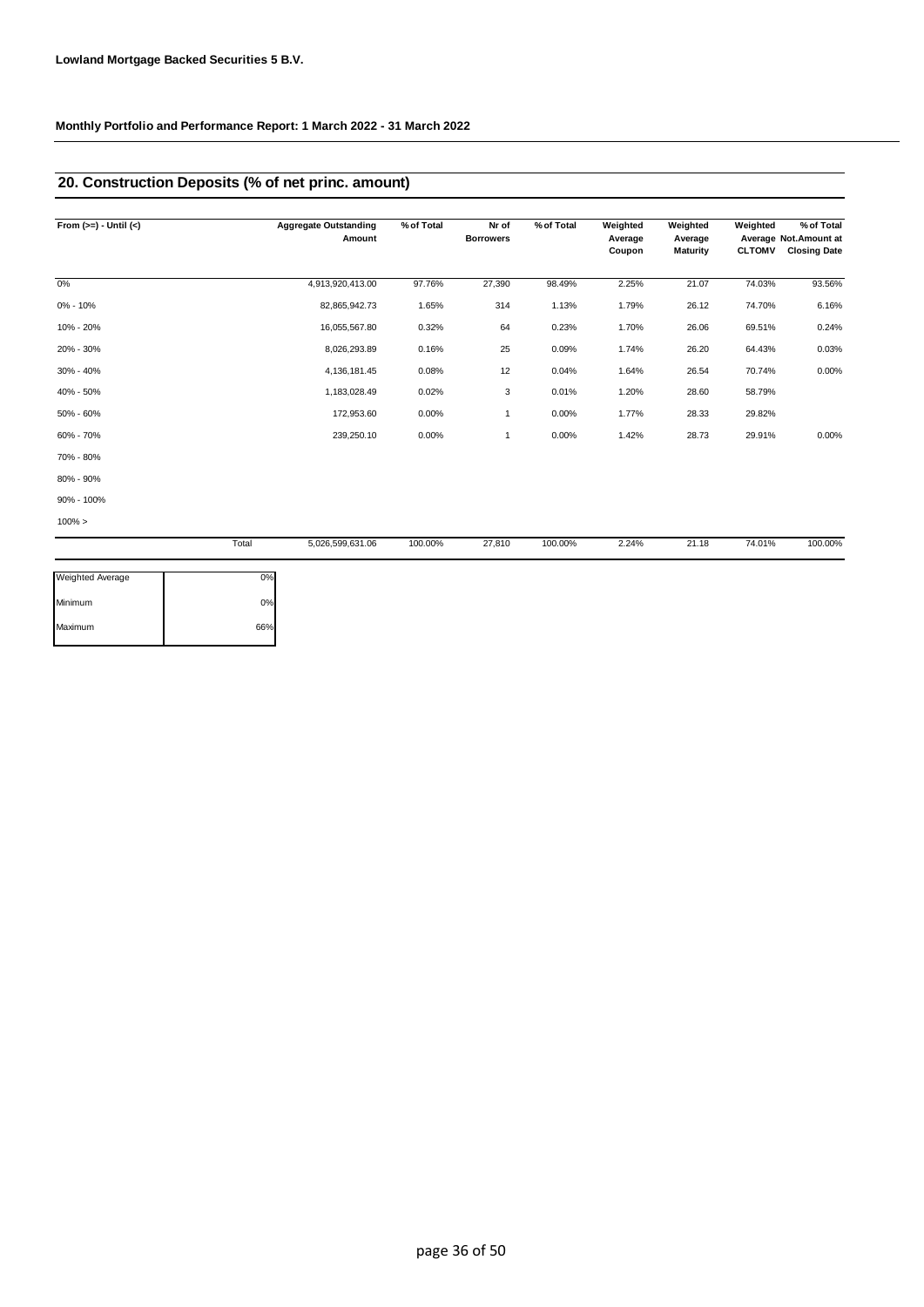**Lowland Mortgage Backed Securities 5 B.V.**

**Monthly Portfolio and Performance Report: 1 March 2022 - 31 March 2022**

## 20. Construction Deposits (% of net princ. amount)

| From (>=) - Until (<) | Aggregate Outstanding Amount | % of Total | Nr of Borrowers | % of Total | Weighted Average Coupon | Weighted Average Maturity | Weighted Average CLTOMV | % of Total Not.Amount at Closing Date |
|---|---|---|---|---|---|---|---|---|
| 0% | 4,913,920,413.00 | 97.76% | 27,390 | 98.49% | 2.25% | 21.07 | 74.03% | 93.56% |
| 0% - 10% | 82,865,942.73 | 1.65% | 314 | 1.13% | 1.79% | 26.12 | 74.70% | 6.16% |
| 10% - 20% | 16,055,567.80 | 0.32% | 64 | 0.23% | 1.70% | 26.06 | 69.51% | 0.24% |
| 20% - 30% | 8,026,293.89 | 0.16% | 25 | 0.09% | 1.74% | 26.20 | 64.43% | 0.03% |
| 30% - 40% | 4,136,181.45 | 0.08% | 12 | 0.04% | 1.64% | 26.54 | 70.74% | 0.00% |
| 40% - 50% | 1,183,028.49 | 0.02% | 3 | 0.01% | 1.20% | 28.60 | 58.79% | |
| 50% - 60% | 172,953.60 | 0.00% | 1 | 0.00% | 1.77% | 28.33 | 29.82% | |
| 60% - 70% | 239,250.10 | 0.00% | 1 | 0.00% | 1.42% | 28.73 | 29.91% | 0.00% |
| 70% - 80% | | | | | | | | |
| 80% - 90% | | | | | | | | |
| 90% - 100% | | | | | | | | |
| 100% > | | | | | | | | |
| Total | 5,026,599,631.06 | 100.00% | 27,810 | 100.00% | 2.24% | 21.18 | 74.01% | 100.00% |

| | |
|---|---|
| Weighted Average | 0% |
| Minimum | 0% |
| Maximum | 66% |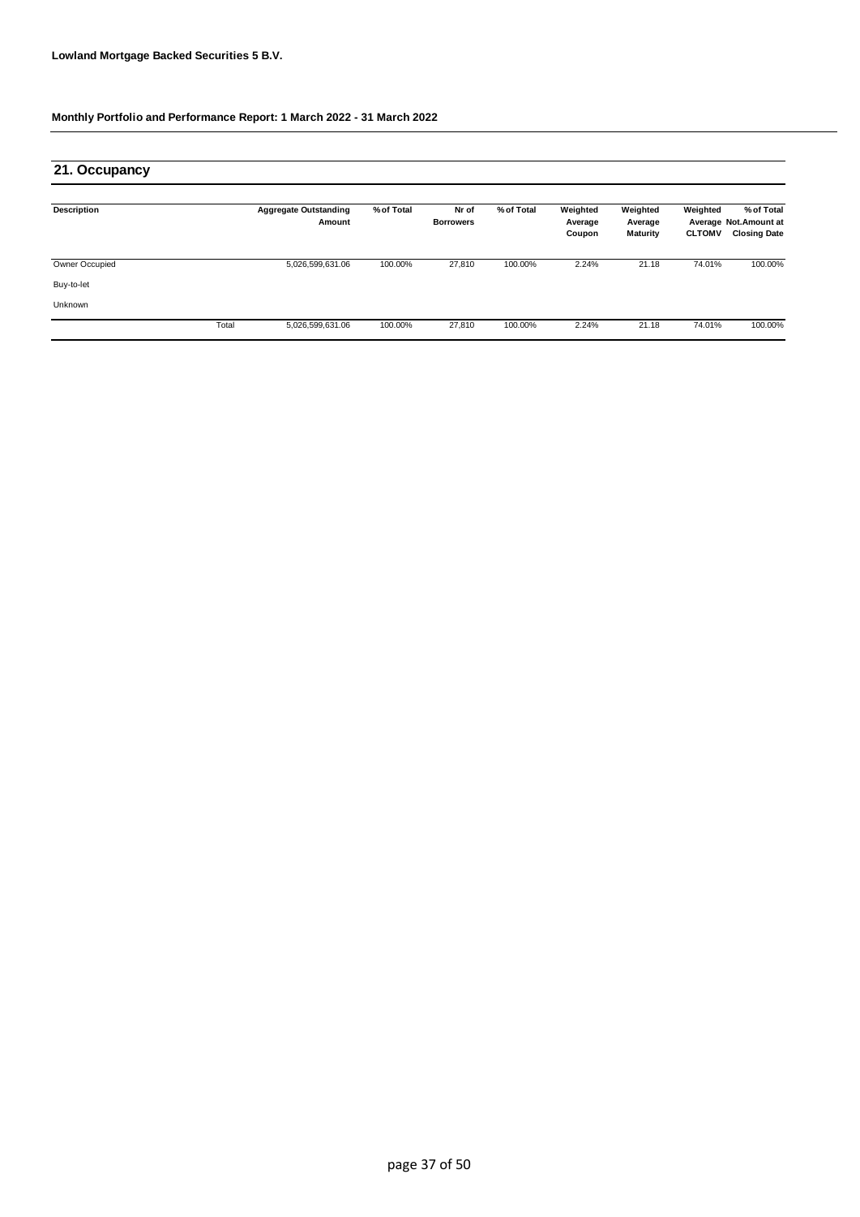**Lowland Mortgage Backed Securities 5 B.V.**

**Monthly Portfolio and Performance Report: 1 March 2022 - 31 March 2022**

## 21. Occupancy

| Description | | Aggregate Outstanding Amount | % of Total | Nr of Borrowers | % of Total | Weighted Average Coupon | Weighted Average Maturity | Weighted Average CLTOMV | % of Total Not.Amount at Closing Date |
|---|---|---|---|---|---|---|---|---|---|
| Owner Occupied | | 5,026,599,631.06 | 100.00% | 27,810 | 100.00% | 2.24% | 21.18 | 74.01% | 100.00% |
| Buy-to-let | | | | | | | | | |
| Unknown | | | | | | | | | |
| | Total | 5,026,599,631.06 | 100.00% | 27,810 | 100.00% | 2.24% | 21.18 | 74.01% | 100.00% |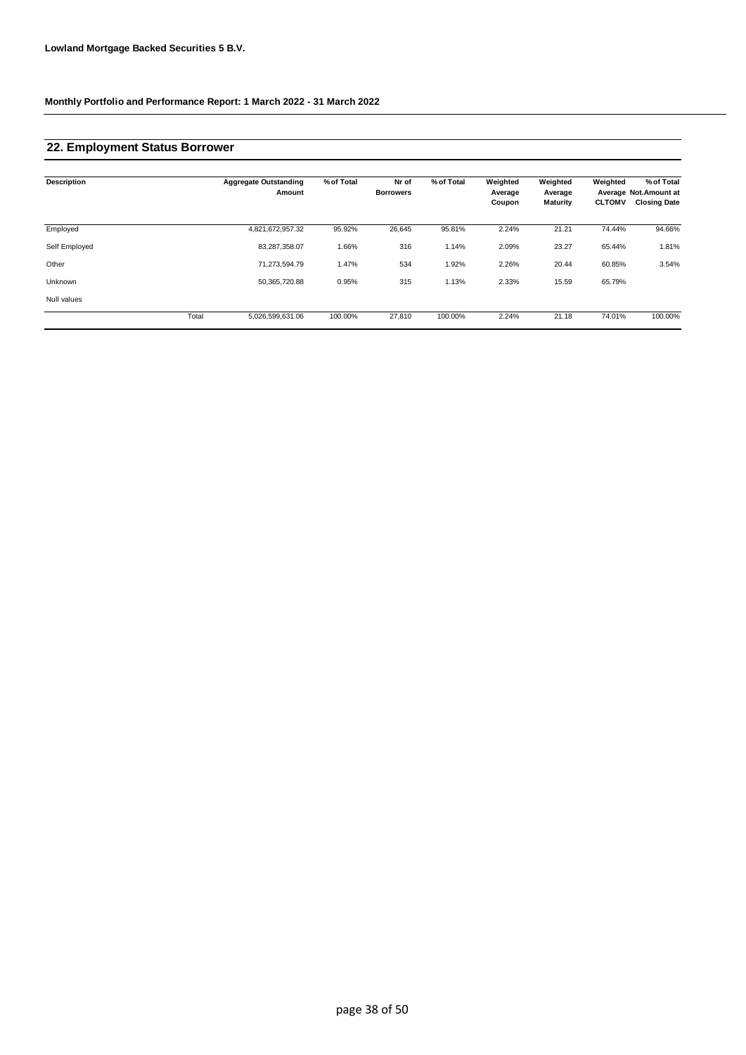**Lowland Mortgage Backed Securities 5 B.V.**

**Monthly Portfolio and Performance Report: 1 March 2022 - 31 March 2022**

## 22. Employment Status Borrower

| Description | | Aggregate Outstanding Amount | % of Total | Nr of Borrowers | % of Total | Weighted Average Coupon | Weighted Average Maturity | Weighted Average CLTOMV | % of Total Not.Amount at Closing Date |
|---|---|---|---|---|---|---|---|---|---|
| Employed | | 4,821,672,957.32 | 95.92% | 26,645 | 95.81% | 2.24% | 21.21 | 74.44% | 94.66% |
| Self Employed | | 83,287,358.07 | 1.66% | 316 | 1.14% | 2.09% | 23.27 | 65.44% | 1.81% |
| Other | | 71,273,594.79 | 1.47% | 534 | 1.92% | 2.26% | 20.44 | 60.85% | 3.54% |
| Unknown | | 50,365,720.88 | 0.95% | 315 | 1.13% | 2.33% | 15.59 | 65.79% | |
| Null values | | | | | | | | | |
| | Total | 5,026,599,631.06 | 100.00% | 27,810 | 100.00% | 2.24% | 21.18 | 74.01% | 100.00% |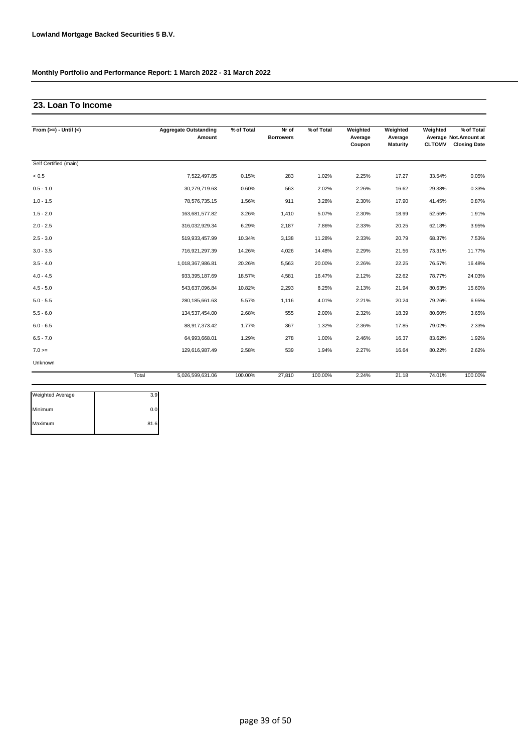**Lowland Mortgage Backed Securities 5 B.V.**

**Monthly Portfolio and Performance Report: 1 March 2022 - 31 March 2022**

## 23. Loan To Income

| From (>=) - Until (<) | Aggregate Outstanding Amount | % of Total | Nr of Borrowers | % of Total | Weighted Average Coupon | Weighted Average Maturity | Weighted Average CLTOMV | % of Total Not.Amount at Closing Date |
|---|---|---|---|---|---|---|---|---|
| Self Certified (main) | | | | | | | | |
| < 0.5 | 7,522,497.85 | 0.15% | 283 | 1.02% | 2.25% | 17.27 | 33.54% | 0.05% |
| 0.5 - 1.0 | 30,279,719.63 | 0.60% | 563 | 2.02% | 2.26% | 16.62 | 29.38% | 0.33% |
| 1.0 - 1.5 | 78,576,735.15 | 1.56% | 911 | 3.28% | 2.30% | 17.90 | 41.45% | 0.87% |
| 1.5 - 2.0 | 163,681,577.82 | 3.26% | 1,410 | 5.07% | 2.30% | 18.99 | 52.55% | 1.91% |
| 2.0 - 2.5 | 316,032,929.34 | 6.29% | 2,187 | 7.86% | 2.33% | 20.25 | 62.18% | 3.95% |
| 2.5 - 3.0 | 519,933,457.99 | 10.34% | 3,138 | 11.28% | 2.33% | 20.79 | 68.37% | 7.53% |
| 3.0 - 3.5 | 716,921,297.39 | 14.26% | 4,026 | 14.48% | 2.29% | 21.56 | 73.31% | 11.77% |
| 3.5 - 4.0 | 1,018,367,986.81 | 20.26% | 5,563 | 20.00% | 2.26% | 22.25 | 76.57% | 16.48% |
| 4.0 - 4.5 | 933,395,187.69 | 18.57% | 4,581 | 16.47% | 2.12% | 22.62 | 78.77% | 24.03% |
| 4.5 - 5.0 | 543,637,096.84 | 10.82% | 2,293 | 8.25% | 2.13% | 21.94 | 80.63% | 15.60% |
| 5.0 - 5.5 | 280,185,661.63 | 5.57% | 1,116 | 4.01% | 2.21% | 20.24 | 79.26% | 6.95% |
| 5.5 - 6.0 | 134,537,454.00 | 2.68% | 555 | 2.00% | 2.32% | 18.39 | 80.60% | 3.65% |
| 6.0 - 6.5 | 88,917,373.42 | 1.77% | 367 | 1.32% | 2.36% | 17.85 | 79.02% | 2.33% |
| 6.5 - 7.0 | 64,993,668.01 | 1.29% | 278 | 1.00% | 2.46% | 16.37 | 83.62% | 1.92% |
| 7.0 >= | 129,616,987.49 | 2.58% | 539 | 1.94% | 2.27% | 16.64 | 80.22% | 2.62% |
| Unknown | | | | | | | | |
| Total | 5,026,599,631.06 | 100.00% | 27,810 | 100.00% | 2.24% | 21.18 | 74.01% | 100.00% |

| | |
|---|---|
| Weighted Average | 3.9 |
| Minimum | 0.0 |
| Maximum | 81.6 |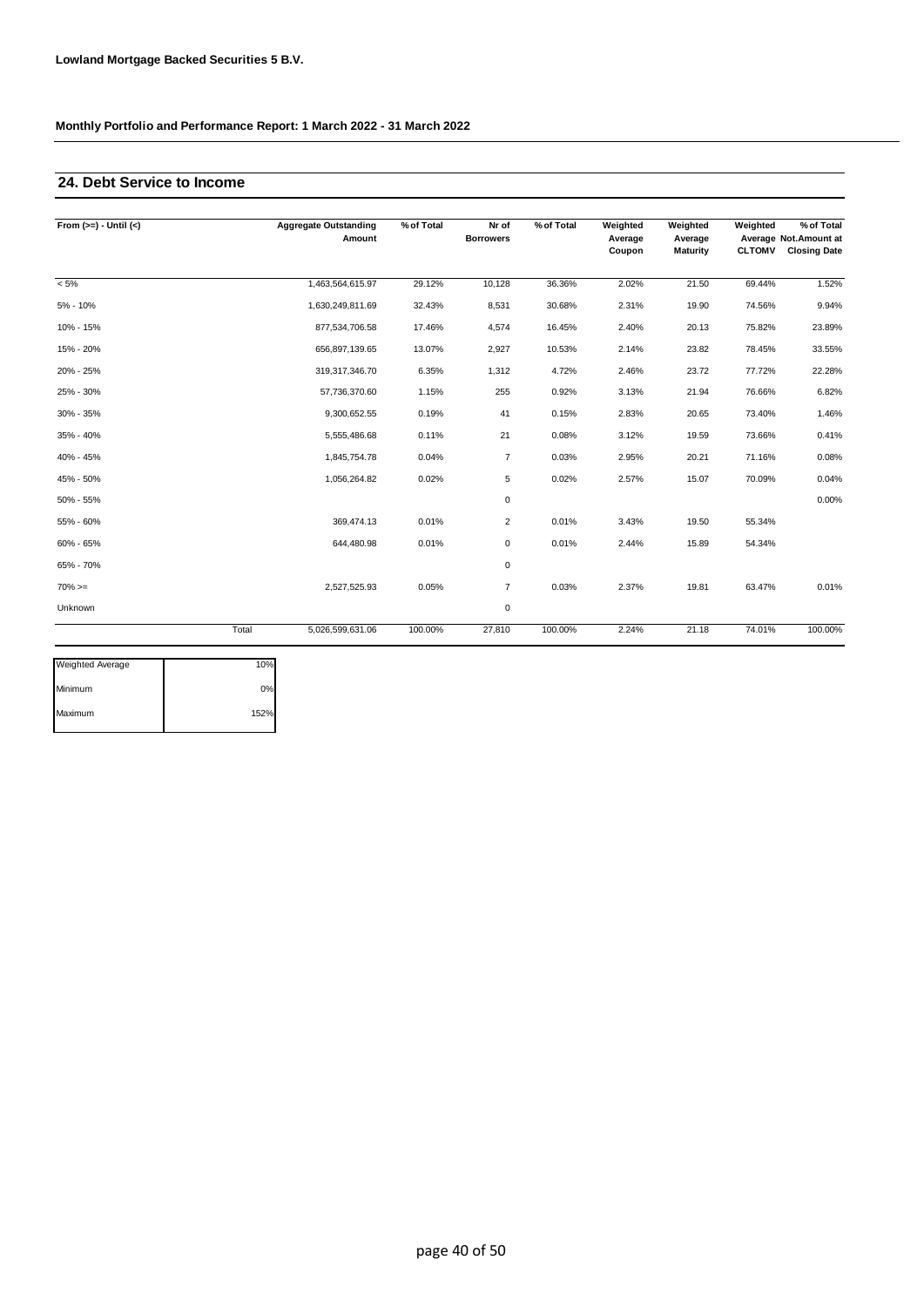**Lowland Mortgage Backed Securities 5 B.V.**

**Monthly Portfolio and Performance Report: 1 March 2022 - 31 March 2022**

## 24. Debt Service to Income

| From (>=) - Until (<) | | Aggregate Outstanding Amount | % of Total | Nr of Borrowers | % of Total | Weighted Average Coupon | Weighted Average Maturity | Weighted Average CLTOMV | % of Total Not.Amount at Closing Date |
|---|---|---|---|---|---|---|---|---|---|
| < 5% | | 1,463,564,615.97 | 29.12% | 10,128 | 36.36% | 2.02% | 21.50 | 69.44% | 1.52% |
| 5% - 10% | | 1,630,249,811.69 | 32.43% | 8,531 | 30.68% | 2.31% | 19.90 | 74.56% | 9.94% |
| 10% - 15% | | 877,534,706.58 | 17.46% | 4,574 | 16.45% | 2.40% | 20.13 | 75.82% | 23.89% |
| 15% - 20% | | 656,897,139.65 | 13.07% | 2,927 | 10.53% | 2.14% | 23.82 | 78.45% | 33.55% |
| 20% - 25% | | 319,317,346.70 | 6.35% | 1,312 | 4.72% | 2.46% | 23.72 | 77.72% | 22.28% |
| 25% - 30% | | 57,736,370.60 | 1.15% | 255 | 0.92% | 3.13% | 21.94 | 76.66% | 6.82% |
| 30% - 35% | | 9,300,652.55 | 0.19% | 41 | 0.15% | 2.83% | 20.65 | 73.40% | 1.46% |
| 35% - 40% | | 5,555,486.68 | 0.11% | 21 | 0.08% | 3.12% | 19.59 | 73.66% | 0.41% |
| 40% - 45% | | 1,845,754.78 | 0.04% | 7 | 0.03% | 2.95% | 20.21 | 71.16% | 0.08% |
| 45% - 50% | | 1,056,264.82 | 0.02% | 5 | 0.02% | 2.57% | 15.07 | 70.09% | 0.04% |
| 50% - 55% | | | | 0 | | | | | 0.00% |
| 55% - 60% | | 369,474.13 | 0.01% | 2 | 0.01% | 3.43% | 19.50 | 55.34% | |
| 60% - 65% | | 644,480.98 | 0.01% | 0 | 0.01% | 2.44% | 15.89 | 54.34% | |
| 65% - 70% | | | | 0 | | | | | |
| 70% >= | | 2,527,525.93 | 0.05% | 7 | 0.03% | 2.37% | 19.81 | 63.47% | 0.01% |
| Unknown | | | | 0 | | | | | |
| | Total | 5,026,599,631.06 | 100.00% | 27,810 | 100.00% | 2.24% | 21.18 | 74.01% | 100.00% |

| | |
|---|---|
| Weighted Average | 10% |
| Minimum | 0% |
| Maximum | 152% |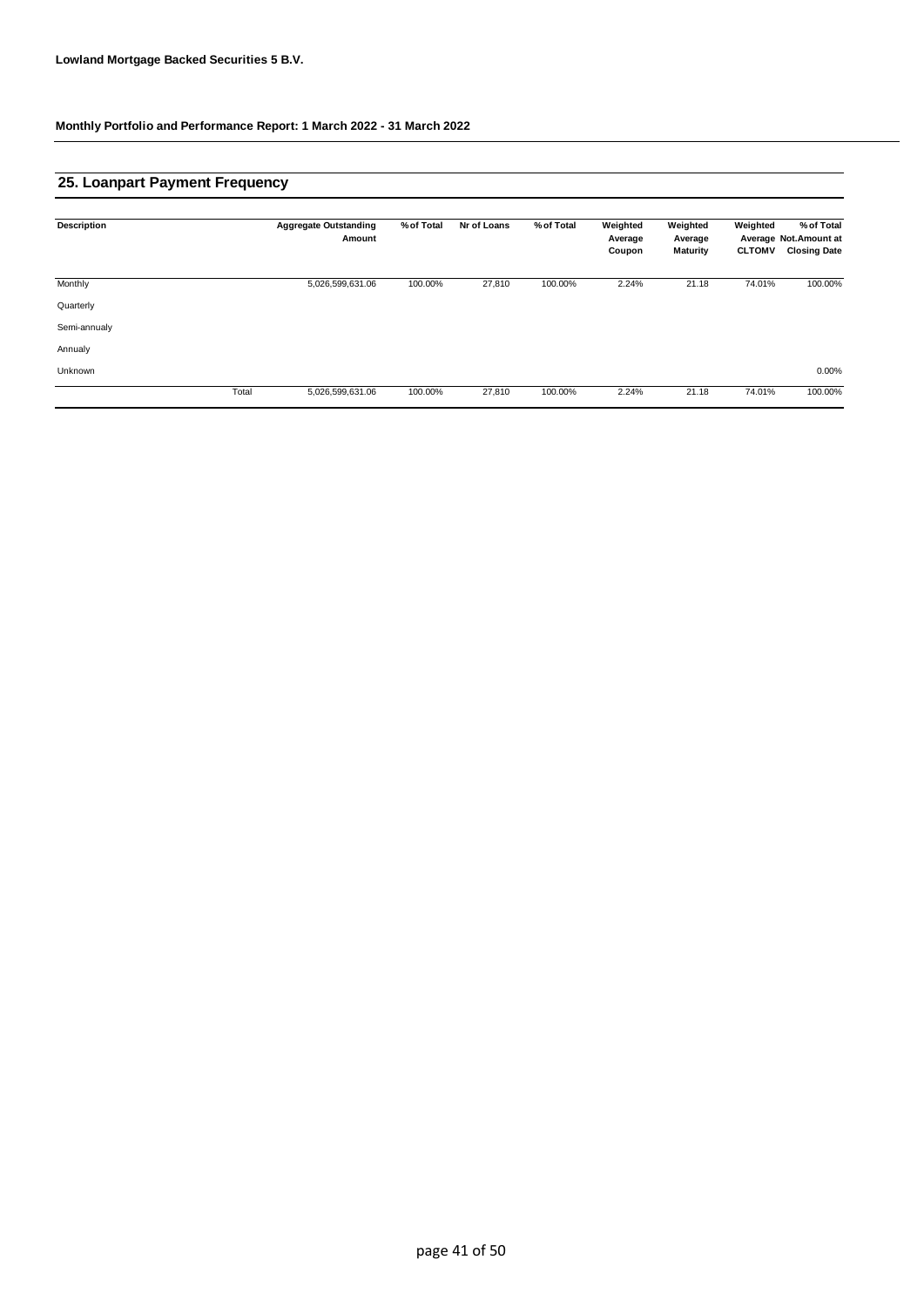**Lowland Mortgage Backed Securities 5 B.V.**

**Monthly Portfolio and Performance Report: 1 March 2022 - 31 March 2022**

## 25. Loanpart Payment Frequency

| Description | | Aggregate Outstanding Amount | % of Total | Nr of Loans | % of Total | Weighted Average Coupon | Weighted Average Maturity | Weighted Average CLTOMV | % of Total Not.Amount at Closing Date |
|---|---|---|---|---|---|---|---|---|---|
| Monthly | | 5,026,599,631.06 | 100.00% | 27,810 | 100.00% | 2.24% | 21.18 | 74.01% | 100.00% |
| Quarterly | | | | | | | | | |
| Semi-annualy | | | | | | | | | |
| Annualy | | | | | | | | | |
| Unknown | | | | | | | | | 0.00% |
| | Total | 5,026,599,631.06 | 100.00% | 27,810 | 100.00% | 2.24% | 21.18 | 74.01% | 100.00% |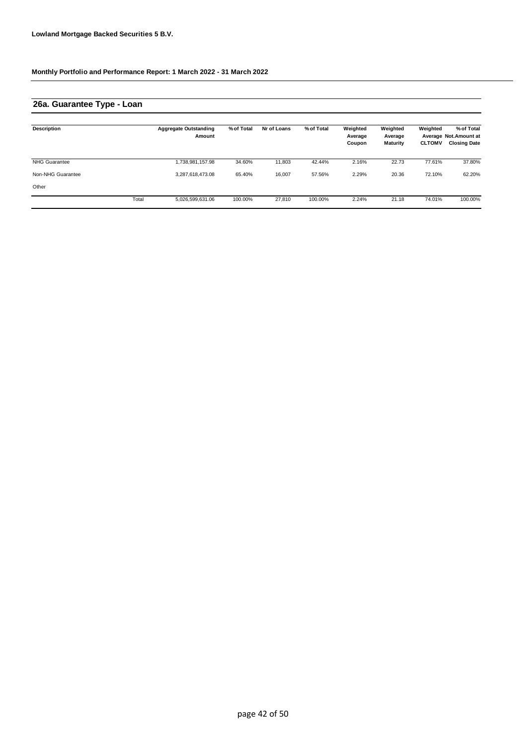**Lowland Mortgage Backed Securities 5 B.V.**

**Monthly Portfolio and Performance Report: 1 March 2022 - 31 March 2022**

## 26a. Guarantee Type - Loan

| Description | | Aggregate Outstanding Amount | % of Total | Nr of Loans | % of Total | Weighted Average Coupon | Weighted Average Maturity | Weighted Average CLTOMV | % of Total Not.Amount at Closing Date |
|---|---|---|---|---|---|---|---|---|---|
| NHG Guarantee | | 1,738,981,157.98 | 34.60% | 11,803 | 42.44% | 2.16% | 22.73 | 77.61% | 37.80% |
| Non-NHG Guarantee | | 3,287,618,473.08 | 65.40% | 16,007 | 57.56% | 2.29% | 20.36 | 72.10% | 62.20% |
| Other | | | | | | | | | |
| | Total | 5,026,599,631.06 | 100.00% | 27,810 | 100.00% | 2.24% | 21.18 | 74.01% | 100.00% |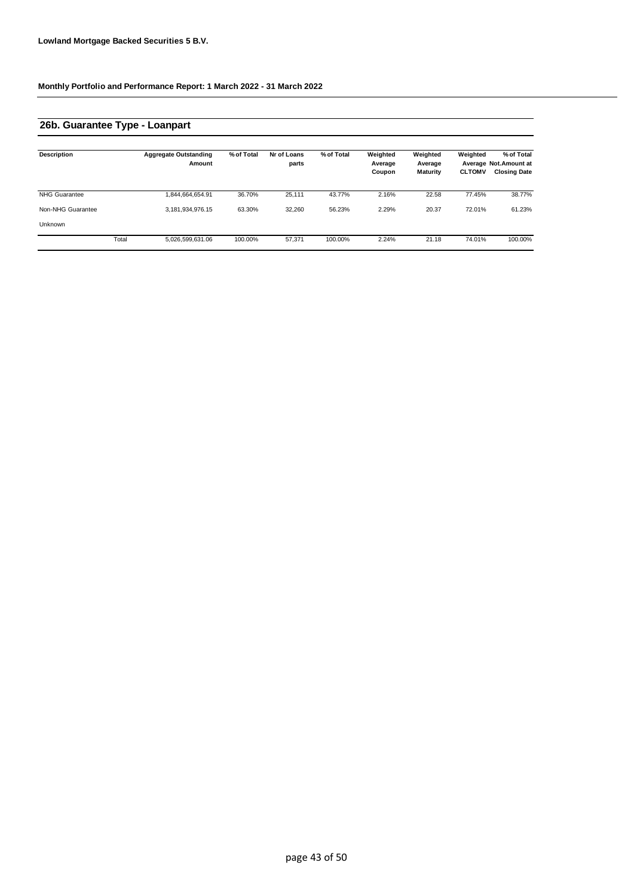**Lowland Mortgage Backed Securities 5 B.V.**

**Monthly Portfolio and Performance Report: 1 March 2022 - 31 March 2022**

## 26b. Guarantee Type - Loanpart

| Description | Aggregate Outstanding Amount | % of Total | Nr of Loans parts | % of Total | Weighted Average Coupon | Weighted Average Maturity | Weighted Average CLTOMV | % of Total Not.Amount at Closing Date |
|---|---|---|---|---|---|---|---|---|
| NHG Guarantee | 1,844,664,654.91 | 36.70% | 25,111 | 43.77% | 2.16% | 22.58 | 77.45% | 38.77% |
| Non-NHG Guarantee | 3,181,934,976.15 | 63.30% | 32,260 | 56.23% | 2.29% | 20.37 | 72.01% | 61.23% |
| Unknown | | | | | | | | |
| Total | 5,026,599,631.06 | 100.00% | 57,371 | 100.00% | 2.24% | 21.18 | 74.01% | 100.00% |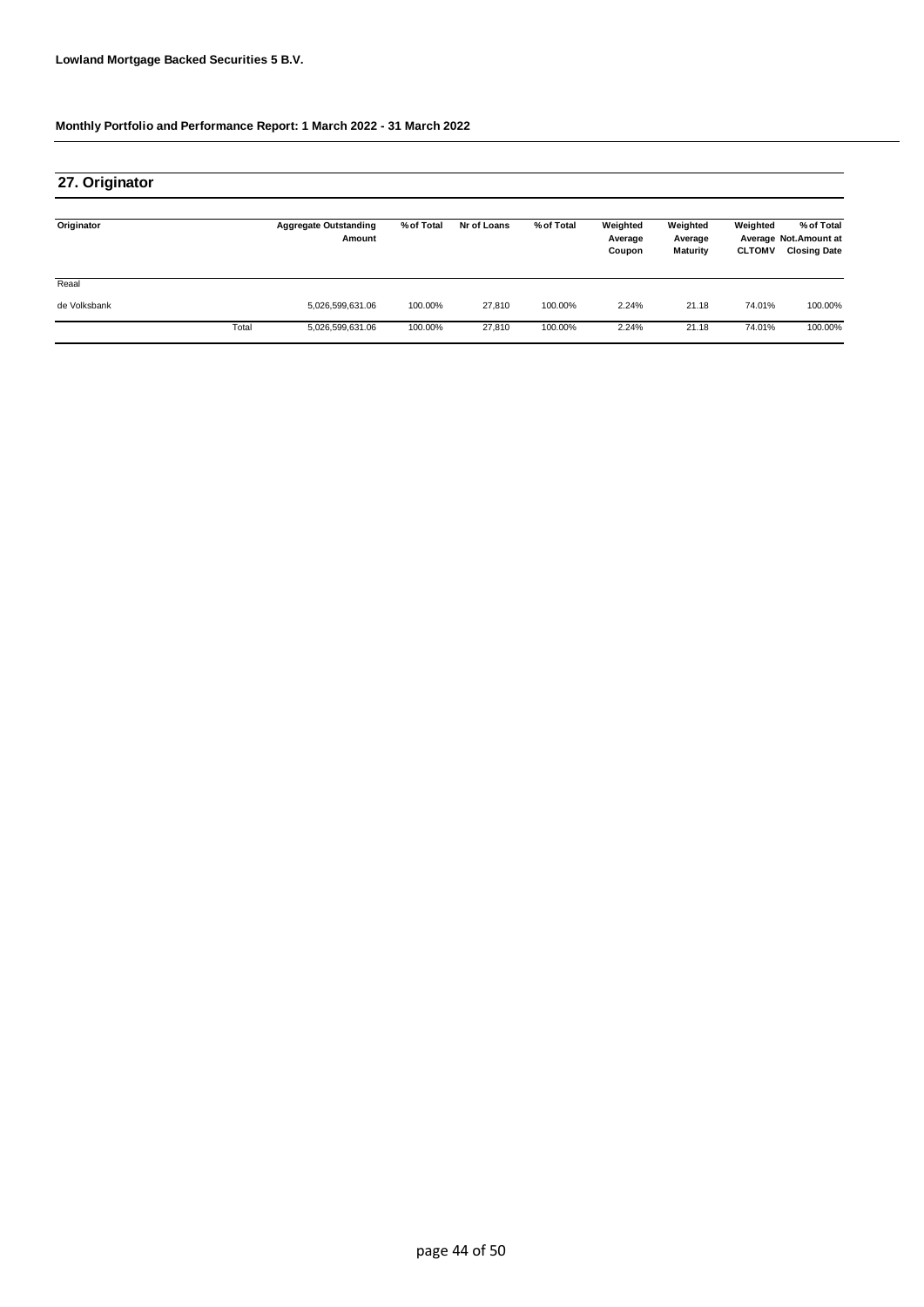Lowland Mortgage Backed Securities 5 B.V.

Monthly Portfolio and Performance Report: 1 March 2022 - 31 March 2022

## 27. Originator

| Originator | | Aggregate Outstanding Amount | % of Total | Nr of Loans | % of Total | Weighted Average Coupon | Weighted Average Maturity | Weighted Average CLTOMV | % of Total Not.Amount at Closing Date |
|---|---|---|---|---|---|---|---|---|---|
| Reaal | | | | | | | | | |
| de Volksbank | | 5,026,599,631.06 | 100.00% | 27,810 | 100.00% | 2.24% | 21.18 | 74.01% | 100.00% |
| | Total | 5,026,599,631.06 | 100.00% | 27,810 | 100.00% | 2.24% | 21.18 | 74.01% | 100.00% |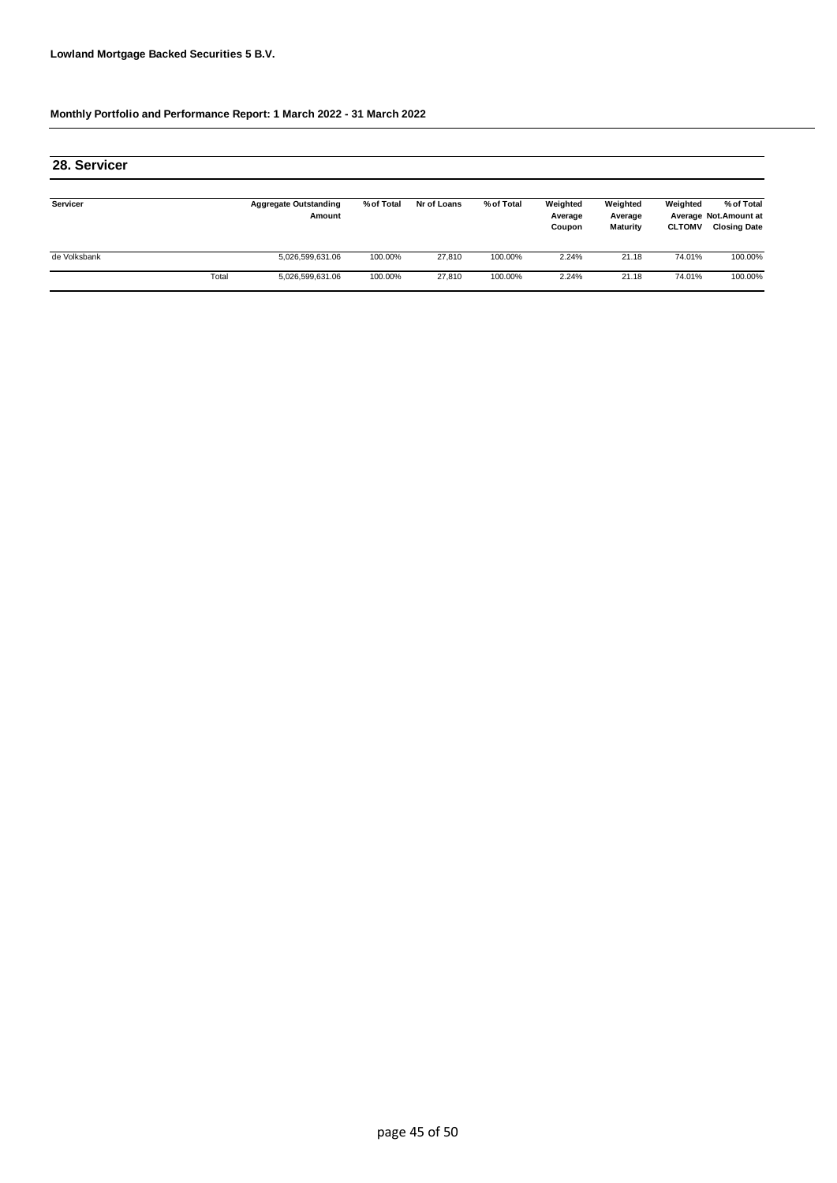**Lowland Mortgage Backed Securities 5 B.V.**

**Monthly Portfolio and Performance Report: 1 March 2022 - 31 March 2022**

## 28. Servicer

| Servicer | | Aggregate Outstanding Amount | % of Total | Nr of Loans | % of Total | Weighted Average Coupon | Weighted Average Maturity | Weighted Average CLTOMV | % of Total Not.Amount at Closing Date |
|---|---|---|---|---|---|---|---|---|---|
| de Volksbank | | 5,026,599,631.06 | 100.00% | 27,810 | 100.00% | 2.24% | 21.18 | 74.01% | 100.00% |
| | Total | 5,026,599,631.06 | 100.00% | 27,810 | 100.00% | 2.24% | 21.18 | 74.01% | 100.00% |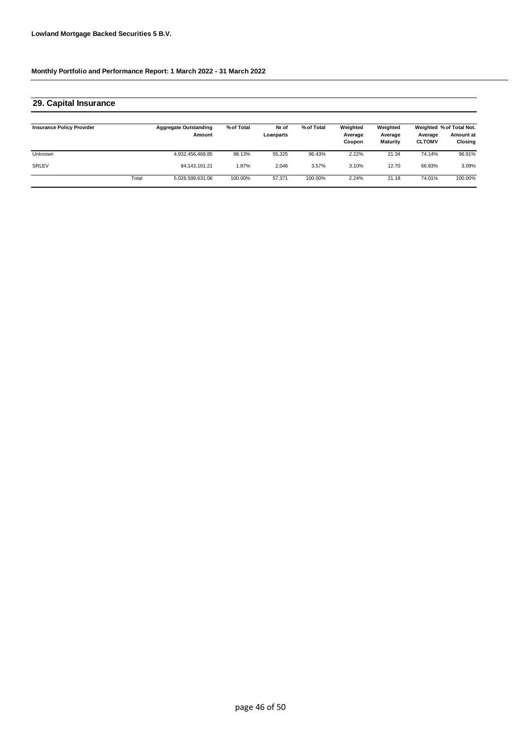**Lowland Mortgage Backed Securities 5 B.V.**

**Monthly Portfolio and Performance Report: 1 March 2022 - 31 March 2022**

## 29. Capital Insurance

| Insurance Policy Provider | | Aggregate Outstanding Amount | % of Total | Nr of Loanparts | % of Total | Weighted Average Coupon | Weighted Average Maturity | Weighted Average CLTOMV | % of Total Not. Amount at Closing |
|---|---|---|---|---|---|---|---|---|---|
| Unknown | | 4,932,456,469.85 | 98.13% | 55,325 | 96.43% | 2.22% | 21.34 | 74.14% | 96.91% |
| SRLEV | | 94,143,161.21 | 1.87% | 2,046 | 3.57% | 3.10% | 12.70 | 66.83% | 3.09% |
| | Total | 5,026,599,631.06 | 100.00% | 57,371 | 100.00% | 2.24% | 21.18 | 74.01% | 100.00% |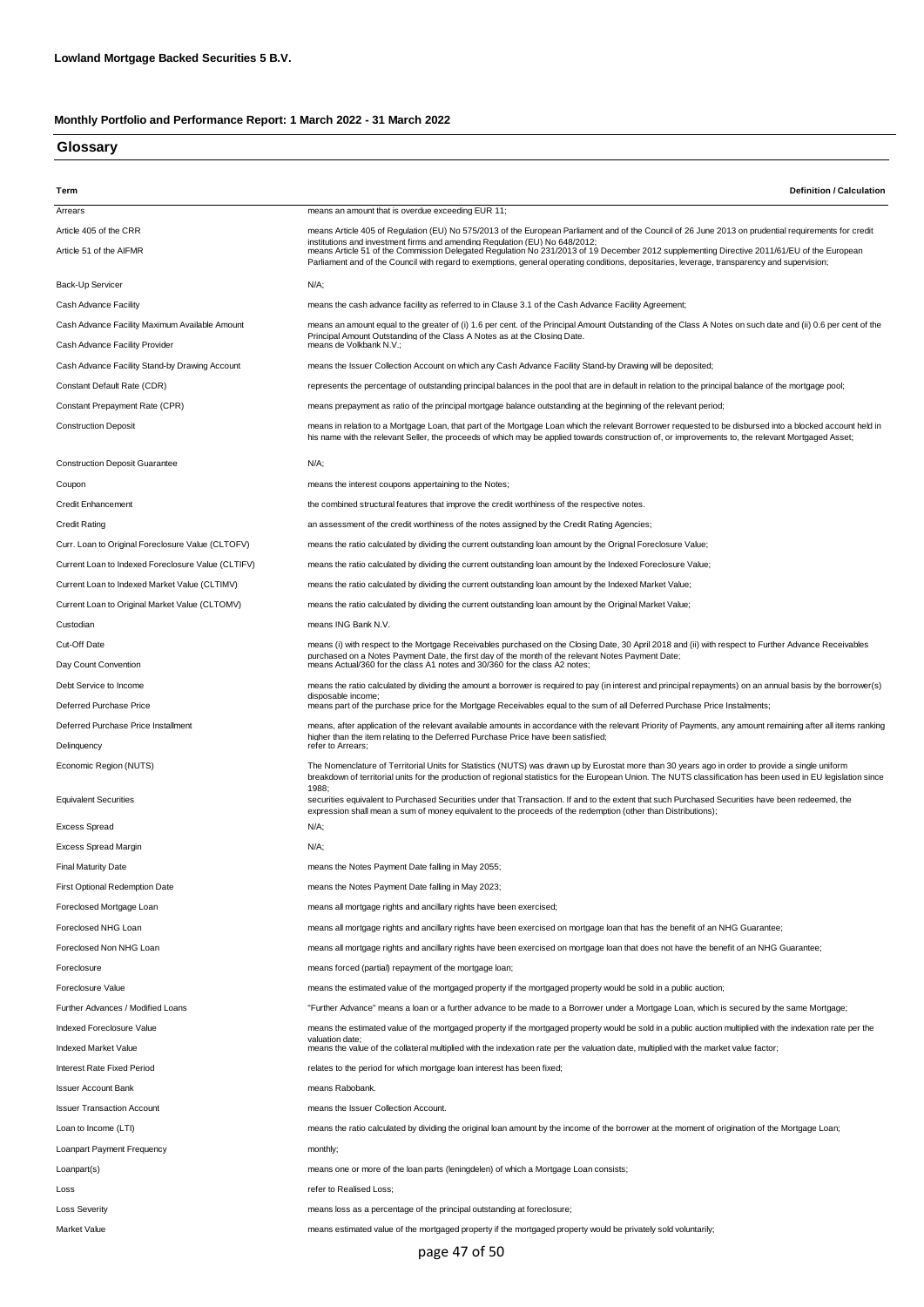**Lowland Mortgage Backed Securities 5 B.V.**

**Monthly Portfolio and Performance Report: 1 March 2022 - 31 March 2022**

## Glossary

| Term | Definition / Calculation |
|---|---|
| Arrears | means an amount that is overdue exceeding EUR 11; |
| Article 405 of the CRR | means Article 405 of Regulation (EU) No 575/2013 of the European Parliament and of the Council of 26 June 2013 on prudential requirements for credit institutions and investment firms and amending Regulation (EU) No 648/2012; |
| Article 51 of the AIFMR | means Article 51 of the Commission Delegated Regulation No 231/2013 of 19 December 2012 supplementing Directive 2011/61/EU of the European Parliament and of the Council with regard to exemptions, general operating conditions, depositaries, leverage, transparency and supervision; |
| Back-Up Servicer | N/A; |
| Cash Advance Facility | means the cash advance facility as referred to in Clause 3.1 of the Cash Advance Facility Agreement; |
| Cash Advance Facility Maximum Available Amount | means an amount equal to the greater of (i) 1.6 per cent. of the Principal Amount Outstanding of the Class A Notes on such date and (ii) 0.6 per cent of the Principal Amount Outstanding of the Class A Notes as at the Closing Date. |
| Cash Advance Facility Provider | means de Volkbank N.V.; |
| Cash Advance Facility Stand-by Drawing Account | means the Issuer Collection Account on which any Cash Advance Facility Stand-by Drawing will be deposited; |
| Constant Default Rate (CDR) | represents the percentage of outstanding principal balances in the pool that are in default in relation to the principal balance of the mortgage pool; |
| Constant Prepayment Rate (CPR) | means prepayment as ratio of the principal mortgage balance outstanding at the beginning of the relevant period; |
| Construction Deposit | means in relation to a Mortgage Loan, that part of the Mortgage Loan which the relevant Borrower requested to be disbursed into a blocked account held in his name with the relevant Seller, the proceeds of which may be applied towards construction of, or improvements to, the relevant Mortgaged Asset; |
| Construction Deposit Guarantee | N/A; |
| Coupon | means the interest coupons appertaining to the Notes; |
| Credit Enhancement | the combined structural features that improve the credit worthiness of the respective notes. |
| Credit Rating | an assessment of the credit worthiness of the notes assigned by the Credit Rating Agencies; |
| Curr. Loan to Original Foreclosure Value (CLTOFV) | means the ratio calculated by dividing the current outstanding loan amount by the Orignal Foreclosure Value; |
| Current Loan to Indexed Foreclosure Value (CLTIFV) | means the ratio calculated by dividing the current outstanding loan amount by the Indexed Foreclosure Value; |
| Current Loan to Indexed Market Value (CLTIMV) | means the ratio calculated by dividing the current outstanding loan amount by the Indexed Market Value; |
| Current Loan to Original Market Value (CLTOMV) | means the ratio calculated by dividing the current outstanding loan amount by the Original Market Value; |
| Custodian | means ING Bank N.V. |
| Cut-Off Date | means (i) with respect to the Mortgage Receivables purchased on the Closing Date, 30 April 2018 and (ii) with respect to Further Advance Receivables purchased on a Notes Payment Date, the first day of the month of the relevant Notes Payment Date; |
| Day Count Convention | means Actual/360 for the class A1 notes and 30/360 for the class A2 notes; |
| Debt Service to Income | means the ratio calculated by dividing the amount a borrower is required to pay (in interest and principal repayments) on an annual basis by the borrower(s) disposable income; |
| Deferred Purchase Price | means part of the purchase price for the Mortgage Receivables equal to the sum of all Deferred Purchase Price Instalments; |
| Deferred Purchase Price Installment | means, after application of the relevant available amounts in accordance with the relevant Priority of Payments, any amount remaining after all items ranking higher than the item relating to the Deferred Purchase Price have been satisfied; |
| Delinquency | refer to Arrears; |
| Economic Region (NUTS) | The Nomenclature of Territorial Units for Statistics (NUTS) was drawn up by Eurostat more than 30 years ago in order to provide a single uniform breakdown of territorial units for the production of regional statistics for the European Union. The NUTS classification has been used in EU legislation since 1988; |
| Equivalent Securities | securities equivalent to Purchased Securities under that Transaction. If and to the extent that such Purchased Securities have been redeemed, the expression shall mean a sum of money equivalent to the proceeds of the redemption (other than Distributions); |
| Excess Spread | N/A; |
| Excess Spread Margin | N/A; |
| Final Maturity Date | means the Notes Payment Date falling in May 2055; |
| First Optional Redemption Date | means the Notes Payment Date falling in May 2023; |
| Foreclosed Mortgage Loan | means all mortgage rights and ancillary rights have been exercised; |
| Foreclosed NHG Loan | means all mortgage rights and ancillary rights have been exercised on mortgage loan that has the benefit of an NHG Guarantee; |
| Foreclosed Non NHG Loan | means all mortgage rights and ancillary rights have been exercised on mortgage loan that does not have the benefit of an NHG Guarantee; |
| Foreclosure | means forced (partial) repayment of the mortgage loan; |
| Foreclosure Value | means the estimated value of the mortgaged property if the mortgaged property would be sold in a public auction; |
| Further Advances / Modified Loans | "Further Advance" means a loan or a further advance to be made to a Borrower under a Mortgage Loan, which is secured by the same Mortgage; |
| Indexed Foreclosure Value | means the estimated value of the mortgaged property if the mortgaged property would be sold in a public auction multiplied with the indexation rate per the valuation date; |
| Indexed Market Value | means the value of the collateral multiplied with the indexation rate per the valuation date, multiplied with the market value factor; |
| Interest Rate Fixed Period | relates to the period for which mortgage loan interest has been fixed; |
| Issuer Account Bank | means Rabobank. |
| Issuer Transaction Account | means the Issuer Collection Account. |
| Loan to Income (LTI) | means the ratio calculated by dividing the original loan amount by the income of the borrower at the moment of origination of the Mortgage Loan; |
| Loanpart Payment Frequency | monthly; |
| Loanpart(s) | means one or more of the loan parts (leningdelen) of which a Mortgage Loan consists; |
| Loss | refer to Realised Loss; |
| Loss Severity | means loss as a percentage of the principal outstanding at foreclosure; |
| Market Value | means estimated value of the mortgaged property if the mortgaged property would be privately sold voluntarily; |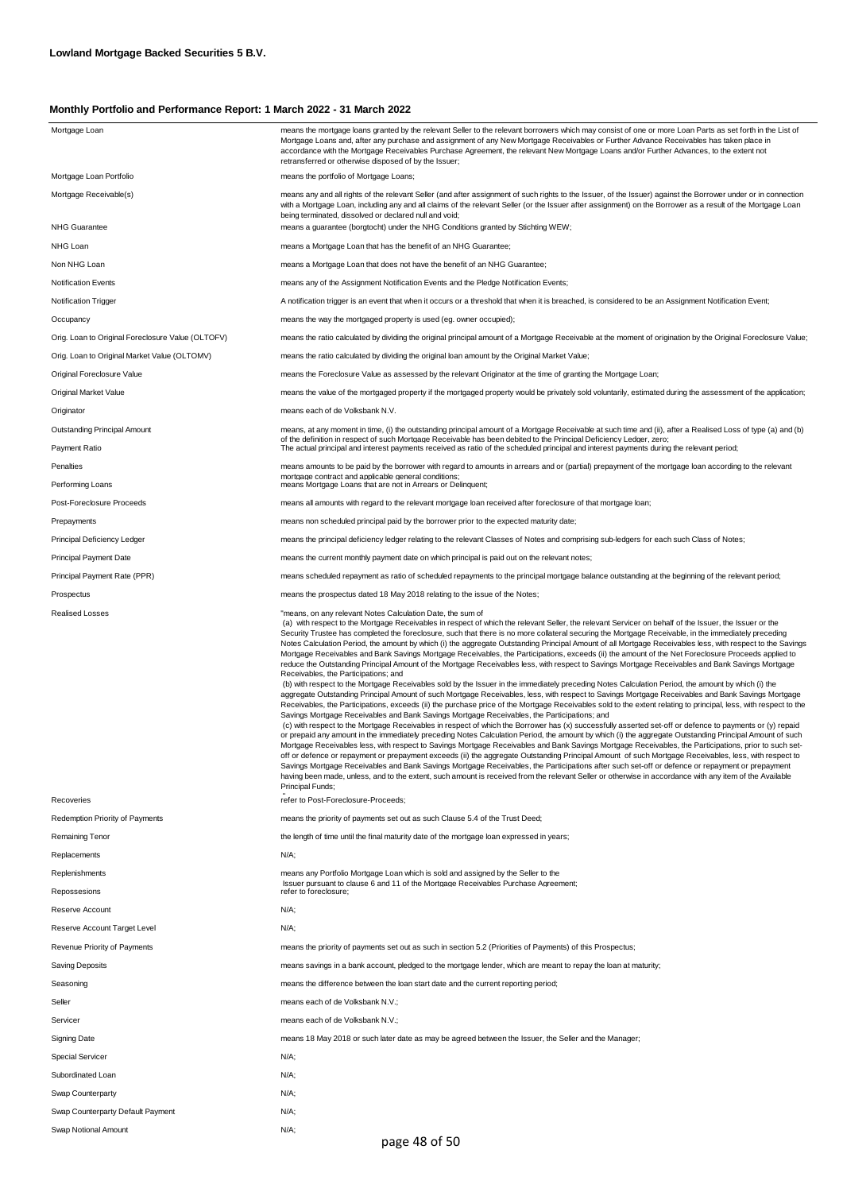**Lowland Mortgage Backed Securities 5 B.V.**

**Monthly Portfolio and Performance Report: 1 March 2022 - 31 March 2022**

| | |
|---|---|
| Mortgage Loan | means the mortgage loans granted by the relevant Seller to the relevant borrowers which may consist of one or more Loan Parts as set forth in the List of Mortgage Loans and, after any purchase and assignment of any New Mortgage Receivables or Further Advance Receivables has taken place in accordance with the Mortgage Receivables Purchase Agreement, the relevant New Mortgage Loans and/or Further Advances, to the extent not retransferred or otherwise disposed of by the Issuer; |
| Mortgage Loan Portfolio | means the portfolio of Mortgage Loans; |
| Mortgage Receivable(s) | means any and all rights of the relevant Seller (and after assignment of such rights to the Issuer, of the Issuer) against the Borrower under or in connection with a Mortgage Loan, including any and all claims of the relevant Seller (or the Issuer after assignment) on the Borrower as a result of the Mortgage Loan being terminated, dissolved or declared null and void; |
| NHG Guarantee | means a guarantee (borgtocht) under the NHG Conditions granted by Stichting WEW; |
| NHG Loan | means a Mortgage Loan that has the benefit of an NHG Guarantee; |
| Non NHG Loan | means a Mortgage Loan that does not have the benefit of an NHG Guarantee; |
| Notification Events | means any of the Assignment Notification Events and the Pledge Notification Events; |
| Notification Trigger | A notification trigger is an event that when it occurs or a threshold that when it is breached, is considered to be an Assignment Notification Event; |
| Occupancy | means the way the mortgaged property is used (eg. owner occupied); |
| Orig. Loan to Original Foreclosure Value (OLTOFV) | means the ratio calculated by dividing the original principal amount of a Mortgage Receivable at the moment of origination by the Original Foreclosure Value; |
| Orig. Loan to Original Market Value (OLTOMV) | means the ratio calculated by dividing the original loan amount by the Original Market Value; |
| Original Foreclosure Value | means the Foreclosure Value as assessed by the relevant Originator at the time of granting the Mortgage Loan; |
| Original Market Value | means the value of the mortgaged property if the mortgaged property would be privately sold voluntarily, estimated during the assessment of the application; |
| Originator | means each of de Volksbank N.V. |
| Outstanding Principal Amount | means, at any moment in time, (i) the outstanding principal amount of a Mortgage Receivable at such time and (ii), after a Realised Loss of type (a) and (b) of the definition in respect of such Mortgage Receivable has been debited to the Principal Deficiency Ledger, zero; |
| Payment Ratio | The actual principal and interest payments received as ratio of the scheduled principal and interest payments during the relevant period; |
| Penalties | means amounts to be paid by the borrower with regard to amounts in arrears and or (partial) prepayment of the mortgage loan according to the relevant mortgage contract and applicable general conditions; |
| Performing Loans | means Mortgage Loans that are not in Arrears or Delinquent; |
| Post-Foreclosure Proceeds | means all amounts with regard to the relevant mortgage loan received after foreclosure of that mortgage loan; |
| Prepayments | means non scheduled principal paid by the borrower prior to the expected maturity date; |
| Principal Deficiency Ledger | means the principal deficiency ledger relating to the relevant Classes of Notes and comprising sub-ledgers for each such Class of Notes; |
| Principal Payment Date | means the current monthly payment date on which principal is paid out on the relevant notes; |
| Principal Payment Rate (PPR) | means scheduled repayment as ratio of scheduled repayments to the principal mortgage balance outstanding at the beginning of the relevant period; |
| Prospectus | means the prospectus dated 18 May 2018 relating to the issue of the Notes; |
| Realised Losses | "means, on any relevant Notes Calculation Date, the sum of (a) with respect to the Mortgage Receivables in respect of which the relevant Seller, the relevant Servicer on behalf of the Issuer, the Issuer or the Security Trustee has completed the foreclosure, such that there is no more collateral securing the Mortgage Receivable, in the immediately preceding Notes Calculation Period, the amount by which (i) the aggregate Outstanding Principal Amount of all Mortgage Receivables less, with respect to the Savings Mortgage Receivables and Bank Savings Mortgage Receivables, the Participations, exceeds (ii) the amount of the Net Foreclosure Proceeds applied to reduce the Outstanding Principal Amount of the Mortgage Receivables less, with respect to Savings Mortgage Receivables and Bank Savings Mortgage Receivables, the Participations; and (b) with respect to the Mortgage Receivables sold by the Issuer in the immediately preceding Notes Calculation Period, the amount by which (i) the aggregate Outstanding Principal Amount of such Mortgage Receivables, less, with respect to Savings Mortgage Receivables and Bank Savings Mortgage Receivables, the Participations, exceeds (ii) the purchase price of the Mortgage Receivables sold to the extent relating to principal, less, with respect to the Savings Mortgage Receivables and Bank Savings Mortgage Receivables, the Participations; and (c) with respect to the Mortgage Receivables in respect of which the Borrower has (x) successfully asserted set-off or defence to payments or (y) repaid or prepaid any amount in the immediately preceding Notes Calculation Period, the amount by which (i) the aggregate Outstanding Principal Amount of such Mortgage Receivables less, with respect to Savings Mortgage Receivables and Bank Savings Mortgage Receivables, the Participations, prior to such set-off or defence or repayment or prepayment exceeds (ii) the aggregate Outstanding Principal Amount of such Mortgage Receivables, less, with respect to Savings Mortgage Receivables and Bank Savings Mortgage Receivables, the Participations after such set-off or defence or repayment or prepayment having been made, unless, and to the extent, such amount is received from the relevant Seller or otherwise in accordance with any item of the Available Principal Funds; " |
| Recoveries | refer to Post-Foreclosure-Proceeds; |
| Redemption Priority of Payments | means the priority of payments set out as such Clause 5.4 of the Trust Deed; |
| Remaining Tenor | the length of time until the final maturity date of the mortgage loan expressed in years; |
| Replacements | N/A; |
| Replenishments | means any Portfolio Mortgage Loan which is sold and assigned by the Seller to the Issuer pursuant to clause 6 and 11 of the Mortgage Receivables Purchase Agreement; |
| Repossesions | refer to foreclosure; |
| Reserve Account | N/A; |
| Reserve Account Target Level | N/A; |
| Revenue Priority of Payments | means the priority of payments set out as such in section 5.2 (Priorities of Payments) of this Prospectus; |
| Saving Deposits | means savings in a bank account, pledged to the mortgage lender, which are meant to repay the loan at maturity; |
| Seasoning | means the difference between the loan start date and the current reporting period; |
| Seller | means each of de Volksbank N.V.; |
| Servicer | means each of de Volksbank N.V.; |
| Signing Date | means 18 May 2018 or such later date as may be agreed between the Issuer, the Seller and the Manager; |
| Special Servicer | N/A; |
| Subordinated Loan | N/A; |
| Swap Counterparty | N/A; |
| Swap Counterparty Default Payment | N/A; |
| Swap Notional Amount | N/A; |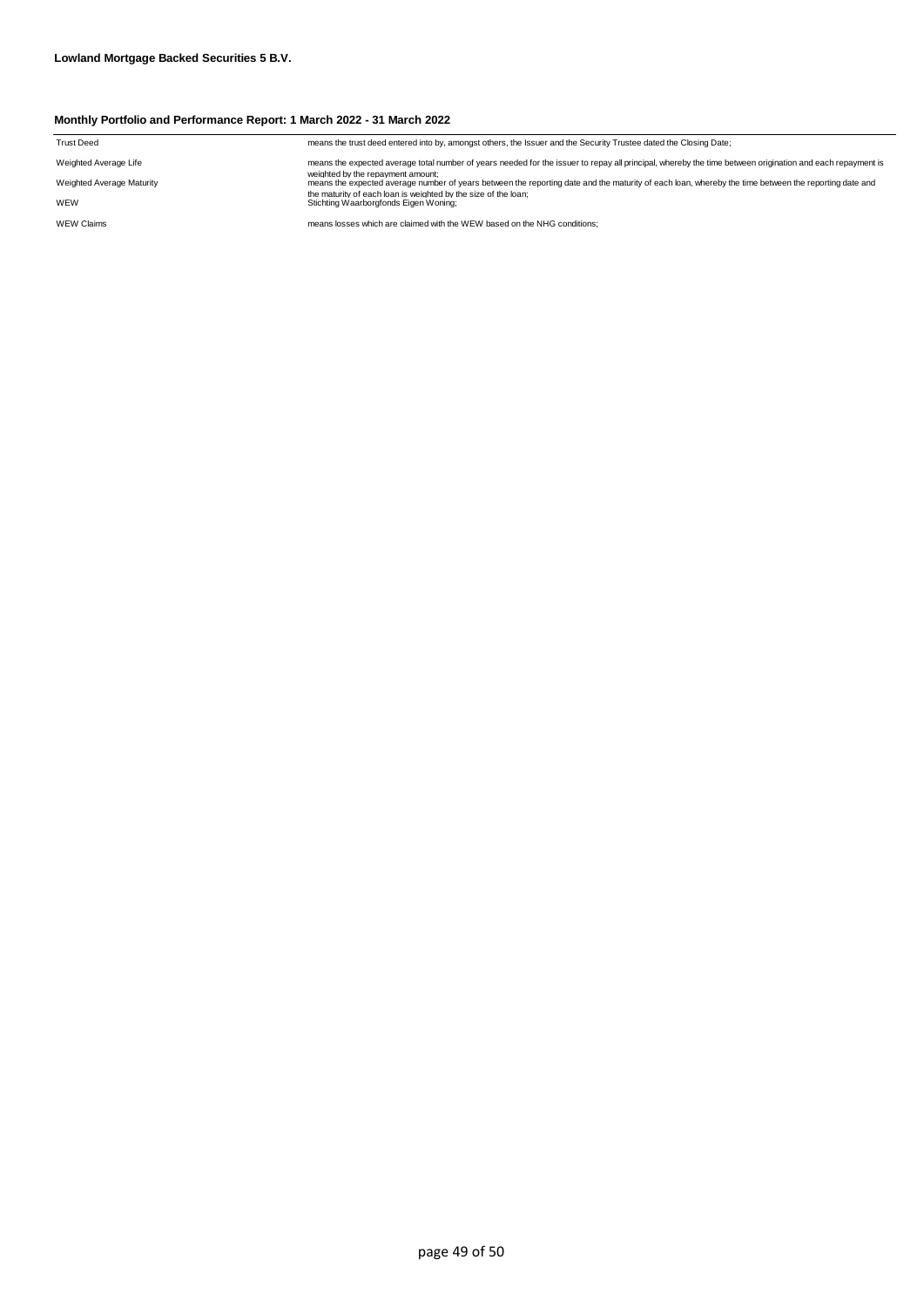**Lowland Mortgage Backed Securities 5 B.V.**

**Monthly Portfolio and Performance Report: 1 March 2022 - 31 March 2022**

| | |
|---|---|
| Trust Deed | means the trust deed entered into by, amongst others, the Issuer and the Security Trustee dated the Closing Date; |
| Weighted Average Life | means the expected average total number of years needed for the issuer to repay all principal, whereby the time between origination and each repayment is weighted by the repayment amount; |
| Weighted Average Maturity | means the expected average number of years between the reporting date and the maturity of each loan, whereby the time between the reporting date and the maturity of each loan is weighted by the size of the loan; |
| WEW | Stichting Waarborgfonds Eigen Woning; |
| WEW Claims | means losses which are claimed with the WEW based on the NHG conditions; |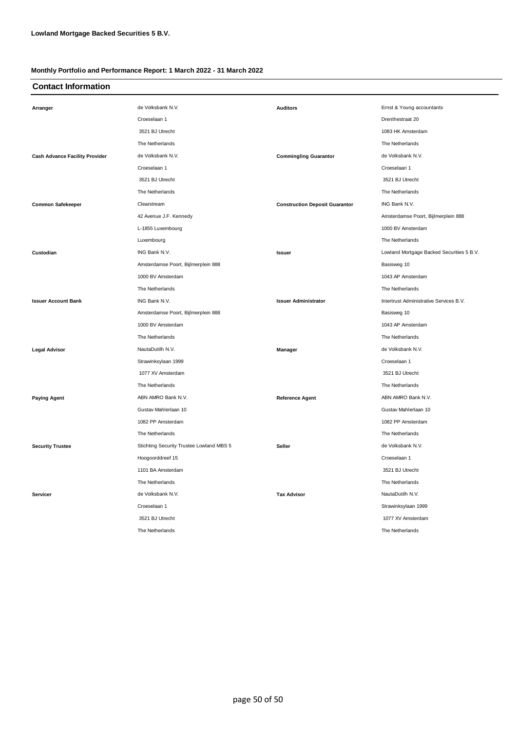**Lowland Mortgage Backed Securities 5 B.V.**

**Monthly Portfolio and Performance Report: 1 March 2022 - 31 March 2022**

## Contact Information

| | | | |
|---|---|---|---|
| **Arranger** | de Volksbank N.V. | **Auditors** | Ernst & Young accountants |
| | Croeselaan 1 | | Drenthestraat 20 |
| | 3521 BJ Utrecht | | 1083 HK Amsterdam |
| | The Netherlands | | The Netherlands |
| **Cash Advance Facility Provider** | de Volksbank N.V. | **Commingling Guarantor** | de Volksbank N.V. |
| | Croeselaan 1 | | Croeselaan 1 |
| | 3521 BJ Utrecht | | 3521 BJ Utrecht |
| | The Netherlands | | The Netherlands |
| **Common Safekeeper** | Clearstream | **Construction Deposit Guarantor** | ING Bank N.V. |
| | 42 Avenue J.F. Kennedy | | Amsterdamse Poort, Bijlmerplein 888 |
| | L-1855 Luxembourg | | 1000 BV Amsterdam |
| | Luxembourg | | The Netherlands |
| **Custodian** | ING Bank N.V. | **Issuer** | Lowland Mortgage Backed Securities 5 B.V. |
| | Amsterdamse Poort, Bijlmerplein 888 | | Basisweg 10 |
| | 1000 BV Amsterdam | | 1043 AP Amsterdam |
| | The Netherlands | | The Netherlands |
| **Issuer Account Bank** | ING Bank N.V. | **Issuer Administrator** | Intertrust Administrative Services B.V. |
| | Amsterdamse Poort, Bijlmerplein 888 | | Basisweg 10 |
| | 1000 BV Amsterdam | | 1043 AP Amsterdam |
| | The Netherlands | | The Netherlands |
| **Legal Advisor** | NautaDutilh N.V. | **Manager** | de Volksbank N.V. |
| | Strawinksylaan 1999 | | Croeselaan 1 |
| | 1077 XV Amsterdam | | 3521 BJ Utrecht |
| | The Netherlands | | The Netherlands |
| **Paying Agent** | ABN AMRO Bank N.V. | **Reference Agent** | ABN AMRO Bank N.V. |
| | Gustav Mahlerlaan 10 | | Gustav Mahlerlaan 10 |
| | 1082 PP Amsterdam | | 1082 PP Amsterdam |
| | The Netherlands | | The Netherlands |
| **Security Trustee** | Stichting Security Trustee Lowland MBS 5 | **Seller** | de Volksbank N.V. |
| | Hoogoorddreef 15 | | Croeselaan 1 |
| | 1101 BA Amsterdam | | 3521 BJ Utrecht |
| | The Netherlands | | The Netherlands |
| **Servicer** | de Volksbank N.V. | **Tax Advisor** | NautaDutilh N.V. |
| | Croeselaan 1 | | Strawinksylaan 1999 |
| | 3521 BJ Utrecht | | 1077 XV Amsterdam |
| | The Netherlands | | The Netherlands |